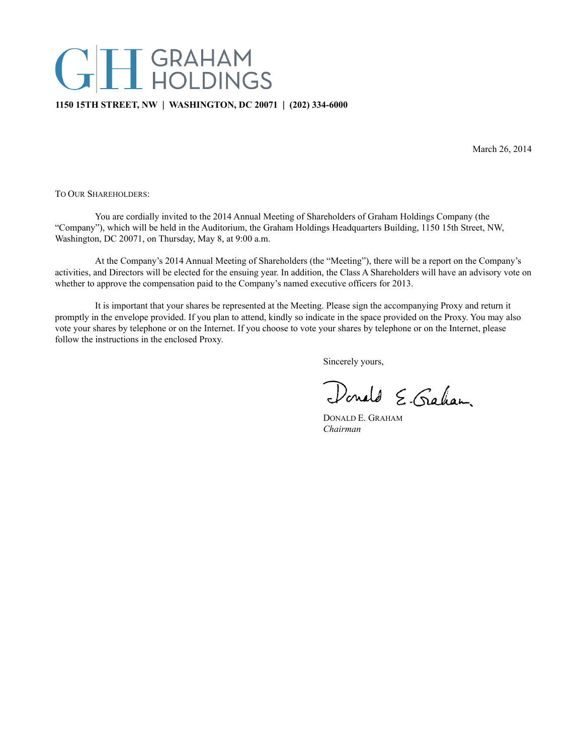# GRAHAM HOLDINGS

**1150 15TH STREET, NW | WASHINGTON, DC 20071 | (202) 334-6000**

March 26, 2014

TO OUR SHAREHOLDERS:

You are cordially invited to the 2014 Annual Meeting of Shareholders of Graham Holdings Company (the "Company"), which will be held in the Auditorium, the Graham Holdings Headquarters Building, 1150 15th Street, NW, Washington, DC 20071, on Thursday, May 8, at 9:00 a.m.

At the Company's 2014 Annual Meeting of Shareholders (the "Meeting"), there will be a report on the Company's activities, and Directors will be elected for the ensuing year. In addition, the Class A Shareholders will have an advisory vote on whether to approve the compensation paid to the Company's named executive officers for 2013.

It is important that your shares be represented at the Meeting. Please sign the accompanying Proxy and return it promptly in the envelope provided. If you plan to attend, kindly so indicate in the space provided on the Proxy. You may also vote your shares by telephone or on the Internet. If you choose to vote your shares by telephone or on the Internet, please follow the instructions in the enclosed Proxy.

Sincerely yours,

Donald E. Graham

DONALD E. GRAHAM
*Chairman*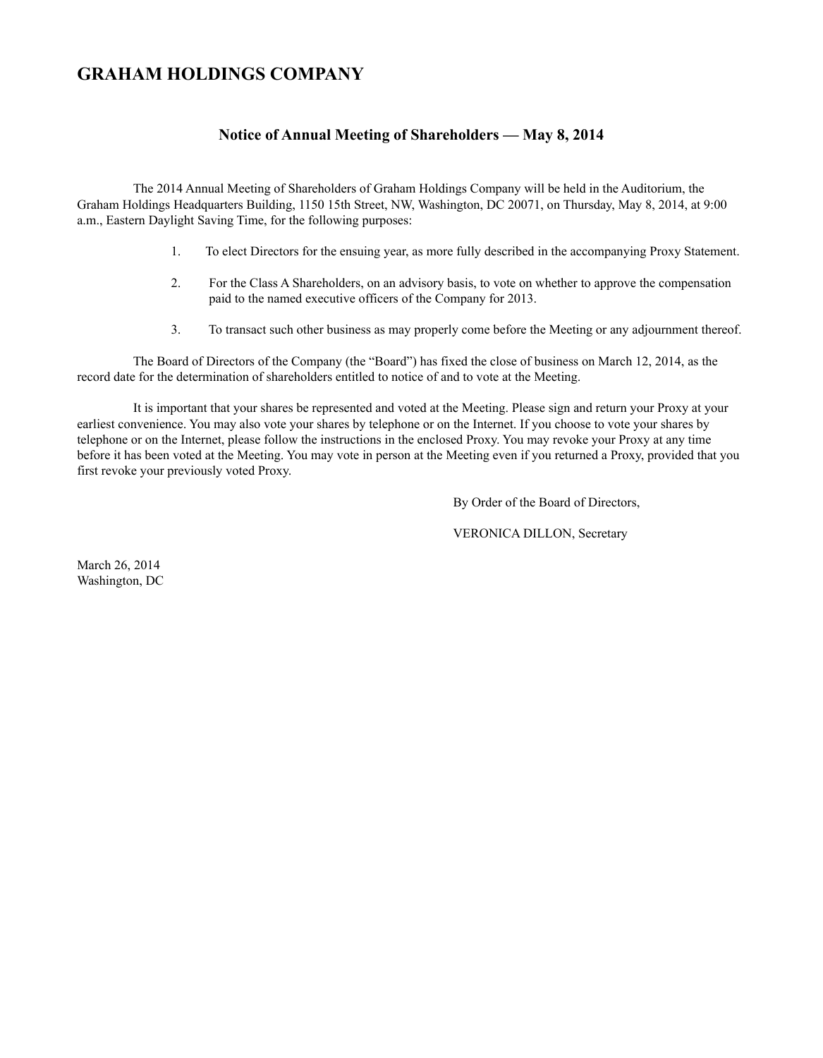# GRAHAM HOLDINGS COMPANY

## Notice of Annual Meeting of Shareholders — May 8, 2014

The 2014 Annual Meeting of Shareholders of Graham Holdings Company will be held in the Auditorium, the Graham Holdings Headquarters Building, 1150 15th Street, NW, Washington, DC 20071, on Thursday, May 8, 2014, at 9:00 a.m., Eastern Daylight Saving Time, for the following purposes:

1. To elect Directors for the ensuing year, as more fully described in the accompanying Proxy Statement.
2. For the Class A Shareholders, on an advisory basis, to vote on whether to approve the compensation paid to the named executive officers of the Company for 2013.
3. To transact such other business as may properly come before the Meeting or any adjournment thereof.

The Board of Directors of the Company (the "Board") has fixed the close of business on March 12, 2014, as the record date for the determination of shareholders entitled to notice of and to vote at the Meeting.

It is important that your shares be represented and voted at the Meeting. Please sign and return your Proxy at your earliest convenience. You may also vote your shares by telephone or on the Internet. If you choose to vote your shares by telephone or on the Internet, please follow the instructions in the enclosed Proxy. You may revoke your Proxy at any time before it has been voted at the Meeting. You may vote in person at the Meeting even if you returned a Proxy, provided that you first revoke your previously voted Proxy.

By Order of the Board of Directors,

VERONICA DILLON, Secretary

March 26, 2014
Washington, DC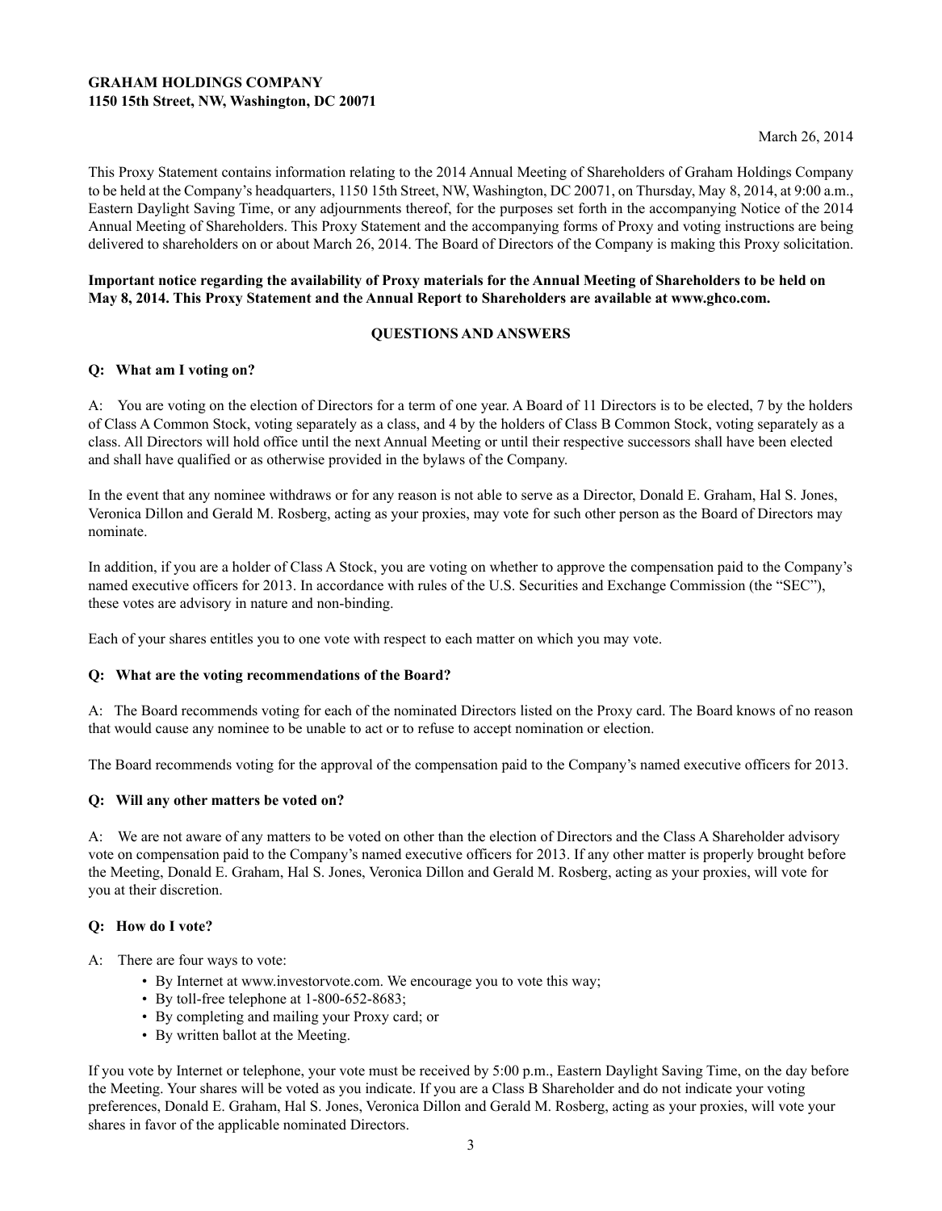**GRAHAM HOLDINGS COMPANY**
**1150 15th Street, NW, Washington, DC 20071**

March 26, 2014

This Proxy Statement contains information relating to the 2014 Annual Meeting of Shareholders of Graham Holdings Company to be held at the Company's headquarters, 1150 15th Street, NW, Washington, DC 20071, on Thursday, May 8, 2014, at 9:00 a.m., Eastern Daylight Saving Time, or any adjournments thereof, for the purposes set forth in the accompanying Notice of the 2014 Annual Meeting of Shareholders. This Proxy Statement and the accompanying forms of Proxy and voting instructions are being delivered to shareholders on or about March 26, 2014. The Board of Directors of the Company is making this Proxy solicitation.

**Important notice regarding the availability of Proxy materials for the Annual Meeting of Shareholders to be held on May 8, 2014. This Proxy Statement and the Annual Report to Shareholders are available at www.ghco.com.**

## QUESTIONS AND ANSWERS

### Q: What am I voting on?

A: You are voting on the election of Directors for a term of one year. A Board of 11 Directors is to be elected, 7 by the holders of Class A Common Stock, voting separately as a class, and 4 by the holders of Class B Common Stock, voting separately as a class. All Directors will hold office until the next Annual Meeting or until their respective successors shall have been elected and shall have qualified or as otherwise provided in the bylaws of the Company.

In the event that any nominee withdraws or for any reason is not able to serve as a Director, Donald E. Graham, Hal S. Jones, Veronica Dillon and Gerald M. Rosberg, acting as your proxies, may vote for such other person as the Board of Directors may nominate.

In addition, if you are a holder of Class A Stock, you are voting on whether to approve the compensation paid to the Company's named executive officers for 2013. In accordance with rules of the U.S. Securities and Exchange Commission (the "SEC"), these votes are advisory in nature and non-binding.

Each of your shares entitles you to one vote with respect to each matter on which you may vote.

### Q: What are the voting recommendations of the Board?

A: The Board recommends voting for each of the nominated Directors listed on the Proxy card. The Board knows of no reason that would cause any nominee to be unable to act or to refuse to accept nomination or election.

The Board recommends voting for the approval of the compensation paid to the Company's named executive officers for 2013.

### Q: Will any other matters be voted on?

A: We are not aware of any matters to be voted on other than the election of Directors and the Class A Shareholder advisory vote on compensation paid to the Company's named executive officers for 2013. If any other matter is properly brought before the Meeting, Donald E. Graham, Hal S. Jones, Veronica Dillon and Gerald M. Rosberg, acting as your proxies, will vote for you at their discretion.

### Q: How do I vote?

A: There are four ways to vote:

- By Internet at www.investorvote.com. We encourage you to vote this way;
- By toll-free telephone at 1-800-652-8683;
- By completing and mailing your Proxy card; or
- By written ballot at the Meeting.

If you vote by Internet or telephone, your vote must be received by 5:00 p.m., Eastern Daylight Saving Time, on the day before the Meeting. Your shares will be voted as you indicate. If you are a Class B Shareholder and do not indicate your voting preferences, Donald E. Graham, Hal S. Jones, Veronica Dillon and Gerald M. Rosberg, acting as your proxies, will vote your shares in favor of the applicable nominated Directors.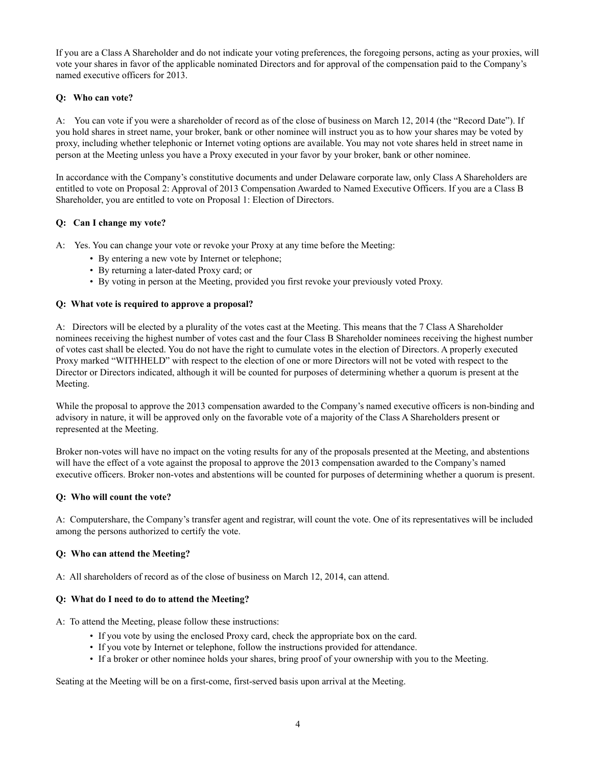If you are a Class A Shareholder and do not indicate your voting preferences, the foregoing persons, acting as your proxies, will vote your shares in favor of the applicable nominated Directors and for approval of the compensation paid to the Company's named executive officers for 2013.

**Q: Who can vote?**

A: You can vote if you were a shareholder of record as of the close of business on March 12, 2014 (the "Record Date"). If you hold shares in street name, your broker, bank or other nominee will instruct you as to how your shares may be voted by proxy, including whether telephonic or Internet voting options are available. You may not vote shares held in street name in person at the Meeting unless you have a Proxy executed in your favor by your broker, bank or other nominee.

In accordance with the Company's constitutive documents and under Delaware corporate law, only Class A Shareholders are entitled to vote on Proposal 2: Approval of 2013 Compensation Awarded to Named Executive Officers. If you are a Class B Shareholder, you are entitled to vote on Proposal 1: Election of Directors.

**Q: Can I change my vote?**

A: Yes. You can change your vote or revoke your Proxy at any time before the Meeting:

- By entering a new vote by Internet or telephone;
- By returning a later-dated Proxy card; or
- By voting in person at the Meeting, provided you first revoke your previously voted Proxy.

**Q: What vote is required to approve a proposal?**

A: Directors will be elected by a plurality of the votes cast at the Meeting. This means that the 7 Class A Shareholder nominees receiving the highest number of votes cast and the four Class B Shareholder nominees receiving the highest number of votes cast shall be elected. You do not have the right to cumulate votes in the election of Directors. A properly executed Proxy marked "WITHHELD" with respect to the election of one or more Directors will not be voted with respect to the Director or Directors indicated, although it will be counted for purposes of determining whether a quorum is present at the Meeting.

While the proposal to approve the 2013 compensation awarded to the Company's named executive officers is non-binding and advisory in nature, it will be approved only on the favorable vote of a majority of the Class A Shareholders present or represented at the Meeting.

Broker non-votes will have no impact on the voting results for any of the proposals presented at the Meeting, and abstentions will have the effect of a vote against the proposal to approve the 2013 compensation awarded to the Company's named executive officers. Broker non-votes and abstentions will be counted for purposes of determining whether a quorum is present.

**Q: Who will count the vote?**

A: Computershare, the Company's transfer agent and registrar, will count the vote. One of its representatives will be included among the persons authorized to certify the vote.

**Q: Who can attend the Meeting?**

A: All shareholders of record as of the close of business on March 12, 2014, can attend.

**Q: What do I need to do to attend the Meeting?**

A: To attend the Meeting, please follow these instructions:

- If you vote by using the enclosed Proxy card, check the appropriate box on the card.
- If you vote by Internet or telephone, follow the instructions provided for attendance.
- If a broker or other nominee holds your shares, bring proof of your ownership with you to the Meeting.

Seating at the Meeting will be on a first-come, first-served basis upon arrival at the Meeting.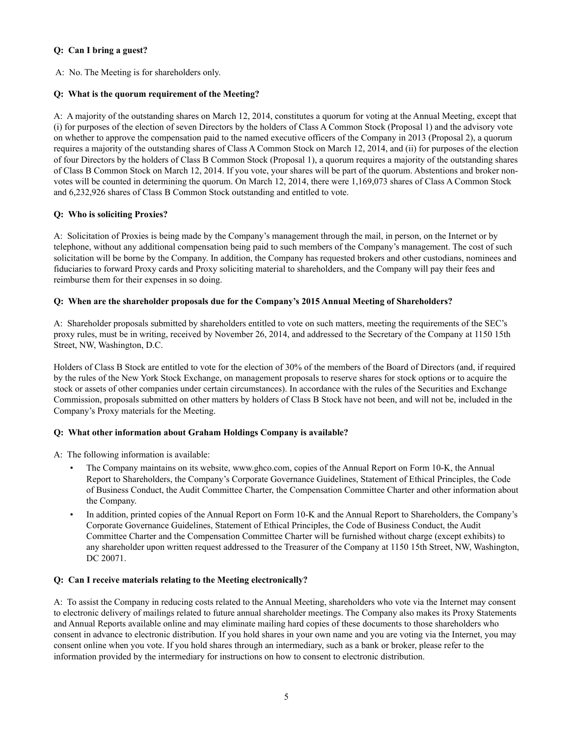**Q: Can I bring a guest?**

A: No. The Meeting is for shareholders only.

**Q: What is the quorum requirement of the Meeting?**

A: A majority of the outstanding shares on March 12, 2014, constitutes a quorum for voting at the Annual Meeting, except that (i) for purposes of the election of seven Directors by the holders of Class A Common Stock (Proposal 1) and the advisory vote on whether to approve the compensation paid to the named executive officers of the Company in 2013 (Proposal 2), a quorum requires a majority of the outstanding shares of Class A Common Stock on March 12, 2014, and (ii) for purposes of the election of four Directors by the holders of Class B Common Stock (Proposal 1), a quorum requires a majority of the outstanding shares of Class B Common Stock on March 12, 2014. If you vote, your shares will be part of the quorum. Abstentions and broker non-votes will be counted in determining the quorum. On March 12, 2014, there were 1,169,073 shares of Class A Common Stock and 6,232,926 shares of Class B Common Stock outstanding and entitled to vote.

**Q: Who is soliciting Proxies?**

A: Solicitation of Proxies is being made by the Company's management through the mail, in person, on the Internet or by telephone, without any additional compensation being paid to such members of the Company's management. The cost of such solicitation will be borne by the Company. In addition, the Company has requested brokers and other custodians, nominees and fiduciaries to forward Proxy cards and Proxy soliciting material to shareholders, and the Company will pay their fees and reimburse them for their expenses in so doing.

**Q: When are the shareholder proposals due for the Company's 2015 Annual Meeting of Shareholders?**

A: Shareholder proposals submitted by shareholders entitled to vote on such matters, meeting the requirements of the SEC's proxy rules, must be in writing, received by November 26, 2014, and addressed to the Secretary of the Company at 1150 15th Street, NW, Washington, D.C.

Holders of Class B Stock are entitled to vote for the election of 30% of the members of the Board of Directors (and, if required by the rules of the New York Stock Exchange, on management proposals to reserve shares for stock options or to acquire the stock or assets of other companies under certain circumstances). In accordance with the rules of the Securities and Exchange Commission, proposals submitted on other matters by holders of Class B Stock have not been, and will not be, included in the Company's Proxy materials for the Meeting.

**Q: What other information about Graham Holdings Company is available?**

A: The following information is available:

- The Company maintains on its website, www.ghco.com, copies of the Annual Report on Form 10-K, the Annual Report to Shareholders, the Company's Corporate Governance Guidelines, Statement of Ethical Principles, the Code of Business Conduct, the Audit Committee Charter, the Compensation Committee Charter and other information about the Company.
- In addition, printed copies of the Annual Report on Form 10-K and the Annual Report to Shareholders, the Company's Corporate Governance Guidelines, Statement of Ethical Principles, the Code of Business Conduct, the Audit Committee Charter and the Compensation Committee Charter will be furnished without charge (except exhibits) to any shareholder upon written request addressed to the Treasurer of the Company at 1150 15th Street, NW, Washington, DC 20071.

**Q: Can I receive materials relating to the Meeting electronically?**

A: To assist the Company in reducing costs related to the Annual Meeting, shareholders who vote via the Internet may consent to electronic delivery of mailings related to future annual shareholder meetings. The Company also makes its Proxy Statements and Annual Reports available online and may eliminate mailing hard copies of these documents to those shareholders who consent in advance to electronic distribution. If you hold shares in your own name and you are voting via the Internet, you may consent online when you vote. If you hold shares through an intermediary, such as a bank or broker, please refer to the information provided by the intermediary for instructions on how to consent to electronic distribution.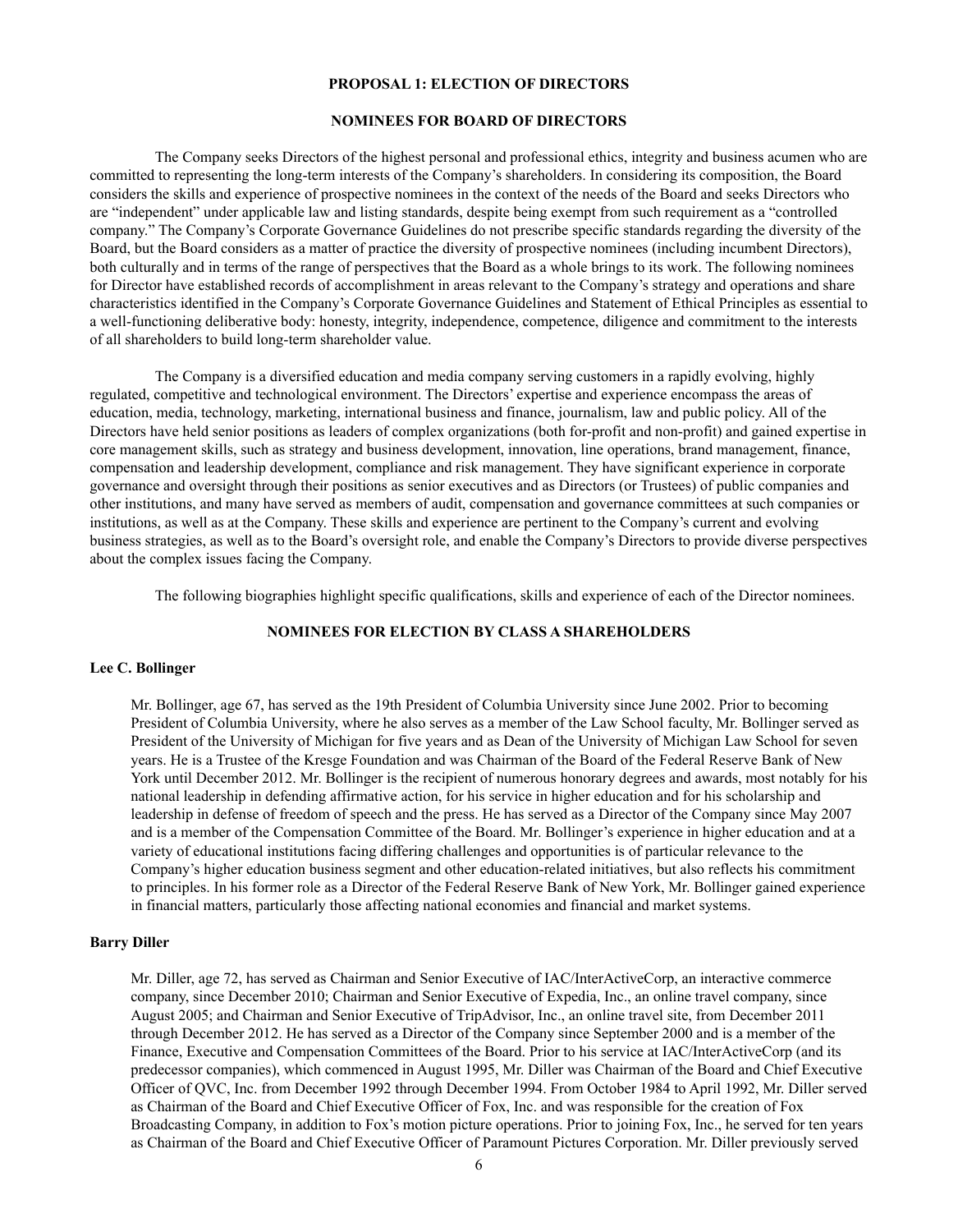## PROPOSAL 1: ELECTION OF DIRECTORS

## NOMINEES FOR BOARD OF DIRECTORS

The Company seeks Directors of the highest personal and professional ethics, integrity and business acumen who are committed to representing the long-term interests of the Company's shareholders. In considering its composition, the Board considers the skills and experience of prospective nominees in the context of the needs of the Board and seeks Directors who are "independent" under applicable law and listing standards, despite being exempt from such requirement as a "controlled company." The Company's Corporate Governance Guidelines do not prescribe specific standards regarding the diversity of the Board, but the Board considers as a matter of practice the diversity of prospective nominees (including incumbent Directors), both culturally and in terms of the range of perspectives that the Board as a whole brings to its work. The following nominees for Director have established records of accomplishment in areas relevant to the Company's strategy and operations and share characteristics identified in the Company's Corporate Governance Guidelines and Statement of Ethical Principles as essential to a well-functioning deliberative body: honesty, integrity, independence, competence, diligence and commitment to the interests of all shareholders to build long-term shareholder value.

The Company is a diversified education and media company serving customers in a rapidly evolving, highly regulated, competitive and technological environment. The Directors' expertise and experience encompass the areas of education, media, technology, marketing, international business and finance, journalism, law and public policy. All of the Directors have held senior positions as leaders of complex organizations (both for-profit and non-profit) and gained expertise in core management skills, such as strategy and business development, innovation, line operations, brand management, finance, compensation and leadership development, compliance and risk management. They have significant experience in corporate governance and oversight through their positions as senior executives and as Directors (or Trustees) of public companies and other institutions, and many have served as members of audit, compensation and governance committees at such companies or institutions, as well as at the Company. These skills and experience are pertinent to the Company's current and evolving business strategies, as well as to the Board's oversight role, and enable the Company's Directors to provide diverse perspectives about the complex issues facing the Company.

The following biographies highlight specific qualifications, skills and experience of each of the Director nominees.

## NOMINEES FOR ELECTION BY CLASS A SHAREHOLDERS

**Lee C. Bollinger**

Mr. Bollinger, age 67, has served as the 19th President of Columbia University since June 2002. Prior to becoming President of Columbia University, where he also serves as a member of the Law School faculty, Mr. Bollinger served as President of the University of Michigan for five years and as Dean of the University of Michigan Law School for seven years. He is a Trustee of the Kresge Foundation and was Chairman of the Board of the Federal Reserve Bank of New York until December 2012. Mr. Bollinger is the recipient of numerous honorary degrees and awards, most notably for his national leadership in defending affirmative action, for his service in higher education and for his scholarship and leadership in defense of freedom of speech and the press. He has served as a Director of the Company since May 2007 and is a member of the Compensation Committee of the Board. Mr. Bollinger's experience in higher education and at a variety of educational institutions facing differing challenges and opportunities is of particular relevance to the Company's higher education business segment and other education-related initiatives, but also reflects his commitment to principles. In his former role as a Director of the Federal Reserve Bank of New York, Mr. Bollinger gained experience in financial matters, particularly those affecting national economies and financial and market systems.

**Barry Diller**

Mr. Diller, age 72, has served as Chairman and Senior Executive of IAC/InterActiveCorp, an interactive commerce company, since December 2010; Chairman and Senior Executive of Expedia, Inc., an online travel company, since August 2005; and Chairman and Senior Executive of TripAdvisor, Inc., an online travel site, from December 2011 through December 2012. He has served as a Director of the Company since September 2000 and is a member of the Finance, Executive and Compensation Committees of the Board. Prior to his service at IAC/InterActiveCorp (and its predecessor companies), which commenced in August 1995, Mr. Diller was Chairman of the Board and Chief Executive Officer of QVC, Inc. from December 1992 through December 1994. From October 1984 to April 1992, Mr. Diller served as Chairman of the Board and Chief Executive Officer of Fox, Inc. and was responsible for the creation of Fox Broadcasting Company, in addition to Fox's motion picture operations. Prior to joining Fox, Inc., he served for ten years as Chairman of the Board and Chief Executive Officer of Paramount Pictures Corporation. Mr. Diller previously served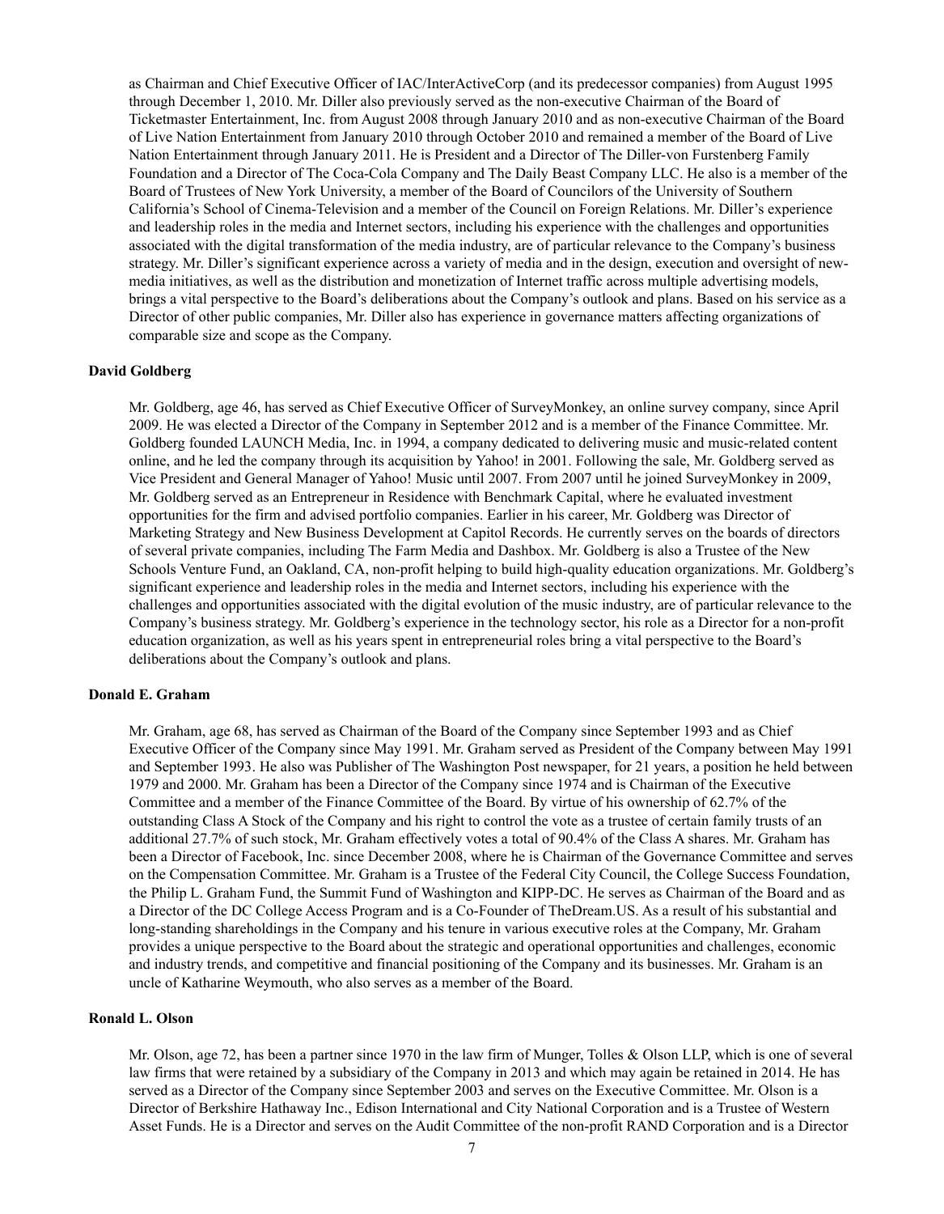as Chairman and Chief Executive Officer of IAC/InterActiveCorp (and its predecessor companies) from August 1995 through December 1, 2010. Mr. Diller also previously served as the non-executive Chairman of the Board of Ticketmaster Entertainment, Inc. from August 2008 through January 2010 and as non-executive Chairman of the Board of Live Nation Entertainment from January 2010 through October 2010 and remained a member of the Board of Live Nation Entertainment through January 2011. He is President and a Director of The Diller-von Furstenberg Family Foundation and a Director of The Coca-Cola Company and The Daily Beast Company LLC. He also is a member of the Board of Trustees of New York University, a member of the Board of Councilors of the University of Southern California's School of Cinema-Television and a member of the Council on Foreign Relations. Mr. Diller's experience and leadership roles in the media and Internet sectors, including his experience with the challenges and opportunities associated with the digital transformation of the media industry, are of particular relevance to the Company's business strategy. Mr. Diller's significant experience across a variety of media and in the design, execution and oversight of new-media initiatives, as well as the distribution and monetization of Internet traffic across multiple advertising models, brings a vital perspective to the Board's deliberations about the Company's outlook and plans. Based on his service as a Director of other public companies, Mr. Diller also has experience in governance matters affecting organizations of comparable size and scope as the Company.

**David Goldberg**

Mr. Goldberg, age 46, has served as Chief Executive Officer of SurveyMonkey, an online survey company, since April 2009. He was elected a Director of the Company in September 2012 and is a member of the Finance Committee. Mr. Goldberg founded LAUNCH Media, Inc. in 1994, a company dedicated to delivering music and music-related content online, and he led the company through its acquisition by Yahoo! in 2001. Following the sale, Mr. Goldberg served as Vice President and General Manager of Yahoo! Music until 2007. From 2007 until he joined SurveyMonkey in 2009, Mr. Goldberg served as an Entrepreneur in Residence with Benchmark Capital, where he evaluated investment opportunities for the firm and advised portfolio companies. Earlier in his career, Mr. Goldberg was Director of Marketing Strategy and New Business Development at Capitol Records. He currently serves on the boards of directors of several private companies, including The Farm Media and Dashbox. Mr. Goldberg is also a Trustee of the New Schools Venture Fund, an Oakland, CA, non-profit helping to build high-quality education organizations. Mr. Goldberg's significant experience and leadership roles in the media and Internet sectors, including his experience with the challenges and opportunities associated with the digital evolution of the music industry, are of particular relevance to the Company's business strategy. Mr. Goldberg's experience in the technology sector, his role as a Director for a non-profit education organization, as well as his years spent in entrepreneurial roles bring a vital perspective to the Board's deliberations about the Company's outlook and plans.

**Donald E. Graham**

Mr. Graham, age 68, has served as Chairman of the Board of the Company since September 1993 and as Chief Executive Officer of the Company since May 1991. Mr. Graham served as President of the Company between May 1991 and September 1993. He also was Publisher of The Washington Post newspaper, for 21 years, a position he held between 1979 and 2000. Mr. Graham has been a Director of the Company since 1974 and is Chairman of the Executive Committee and a member of the Finance Committee of the Board. By virtue of his ownership of 62.7% of the outstanding Class A Stock of the Company and his right to control the vote as a trustee of certain family trusts of an additional 27.7% of such stock, Mr. Graham effectively votes a total of 90.4% of the Class A shares. Mr. Graham has been a Director of Facebook, Inc. since December 2008, where he is Chairman of the Governance Committee and serves on the Compensation Committee. Mr. Graham is a Trustee of the Federal City Council, the College Success Foundation, the Philip L. Graham Fund, the Summit Fund of Washington and KIPP-DC. He serves as Chairman of the Board and as a Director of the DC College Access Program and is a Co-Founder of TheDream.US. As a result of his substantial and long-standing shareholdings in the Company and his tenure in various executive roles at the Company, Mr. Graham provides a unique perspective to the Board about the strategic and operational opportunities and challenges, economic and industry trends, and competitive and financial positioning of the Company and its businesses. Mr. Graham is an uncle of Katharine Weymouth, who also serves as a member of the Board.

**Ronald L. Olson**

Mr. Olson, age 72, has been a partner since 1970 in the law firm of Munger, Tolles & Olson LLP, which is one of several law firms that were retained by a subsidiary of the Company in 2013 and which may again be retained in 2014. He has served as a Director of the Company since September 2003 and serves on the Executive Committee. Mr. Olson is a Director of Berkshire Hathaway Inc., Edison International and City National Corporation and is a Trustee of Western Asset Funds. He is a Director and serves on the Audit Committee of the non-profit RAND Corporation and is a Director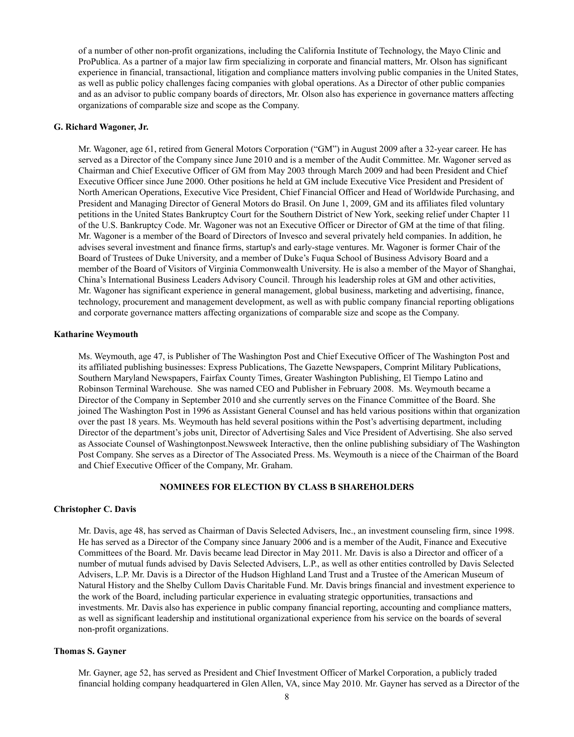of a number of other non-profit organizations, including the California Institute of Technology, the Mayo Clinic and ProPublica. As a partner of a major law firm specializing in corporate and financial matters, Mr. Olson has significant experience in financial, transactional, litigation and compliance matters involving public companies in the United States, as well as public policy challenges facing companies with global operations. As a Director of other public companies and as an advisor to public company boards of directors, Mr. Olson also has experience in governance matters affecting organizations of comparable size and scope as the Company.

**G. Richard Wagoner, Jr.**

Mr. Wagoner, age 61, retired from General Motors Corporation ("GM") in August 2009 after a 32-year career. He has served as a Director of the Company since June 2010 and is a member of the Audit Committee. Mr. Wagoner served as Chairman and Chief Executive Officer of GM from May 2003 through March 2009 and had been President and Chief Executive Officer since June 2000. Other positions he held at GM include Executive Vice President and President of North American Operations, Executive Vice President, Chief Financial Officer and Head of Worldwide Purchasing, and President and Managing Director of General Motors do Brasil. On June 1, 2009, GM and its affiliates filed voluntary petitions in the United States Bankruptcy Court for the Southern District of New York, seeking relief under Chapter 11 of the U.S. Bankruptcy Code. Mr. Wagoner was not an Executive Officer or Director of GM at the time of that filing. Mr. Wagoner is a member of the Board of Directors of Invesco and several privately held companies. In addition, he advises several investment and finance firms, startup's and early-stage ventures. Mr. Wagoner is former Chair of the Board of Trustees of Duke University, and a member of Duke's Fuqua School of Business Advisory Board and a member of the Board of Visitors of Virginia Commonwealth University. He is also a member of the Mayor of Shanghai, China's International Business Leaders Advisory Council. Through his leadership roles at GM and other activities, Mr. Wagoner has significant experience in general management, global business, marketing and advertising, finance, technology, procurement and management development, as well as with public company financial reporting obligations and corporate governance matters affecting organizations of comparable size and scope as the Company.

**Katharine Weymouth**

Ms. Weymouth, age 47, is Publisher of The Washington Post and Chief Executive Officer of The Washington Post and its affiliated publishing businesses: Express Publications, The Gazette Newspapers, Comprint Military Publications, Southern Maryland Newspapers, Fairfax County Times, Greater Washington Publishing, El Tiempo Latino and Robinson Terminal Warehouse. She was named CEO and Publisher in February 2008. Ms. Weymouth became a Director of the Company in September 2010 and she currently serves on the Finance Committee of the Board. She joined The Washington Post in 1996 as Assistant General Counsel and has held various positions within that organization over the past 18 years. Ms. Weymouth has held several positions within the Post's advertising department, including Director of the department's jobs unit, Director of Advertising Sales and Vice President of Advertising. She also served as Associate Counsel of Washingtonpost.Newsweek Interactive, then the online publishing subsidiary of The Washington Post Company. She serves as a Director of The Associated Press. Ms. Weymouth is a niece of the Chairman of the Board and Chief Executive Officer of the Company, Mr. Graham.

**NOMINEES FOR ELECTION BY CLASS B SHAREHOLDERS**

**Christopher C. Davis**

Mr. Davis, age 48, has served as Chairman of Davis Selected Advisers, Inc., an investment counseling firm, since 1998. He has served as a Director of the Company since January 2006 and is a member of the Audit, Finance and Executive Committees of the Board. Mr. Davis became lead Director in May 2011. Mr. Davis is also a Director and officer of a number of mutual funds advised by Davis Selected Advisers, L.P., as well as other entities controlled by Davis Selected Advisers, L.P. Mr. Davis is a Director of the Hudson Highland Land Trust and a Trustee of the American Museum of Natural History and the Shelby Cullom Davis Charitable Fund. Mr. Davis brings financial and investment experience to the work of the Board, including particular experience in evaluating strategic opportunities, transactions and investments. Mr. Davis also has experience in public company financial reporting, accounting and compliance matters, as well as significant leadership and institutional organizational experience from his service on the boards of several non-profit organizations.

**Thomas S. Gayner**

Mr. Gayner, age 52, has served as President and Chief Investment Officer of Markel Corporation, a publicly traded financial holding company headquartered in Glen Allen, VA, since May 2010. Mr. Gayner has served as a Director of the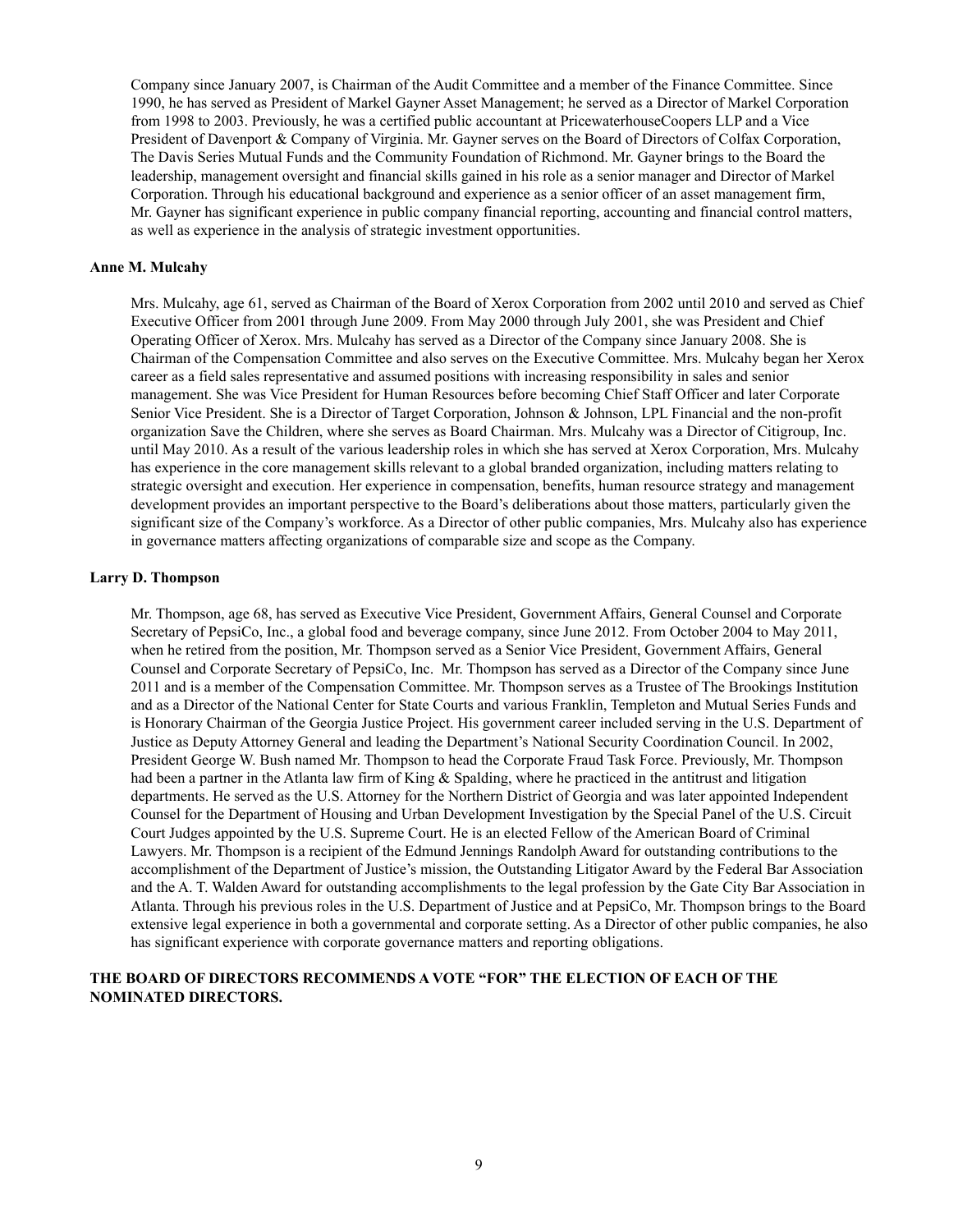Company since January 2007, is Chairman of the Audit Committee and a member of the Finance Committee. Since 1990, he has served as President of Markel Gayner Asset Management; he served as a Director of Markel Corporation from 1998 to 2003. Previously, he was a certified public accountant at PricewaterhouseCoopers LLP and a Vice President of Davenport & Company of Virginia. Mr. Gayner serves on the Board of Directors of Colfax Corporation, The Davis Series Mutual Funds and the Community Foundation of Richmond. Mr. Gayner brings to the Board the leadership, management oversight and financial skills gained in his role as a senior manager and Director of Markel Corporation. Through his educational background and experience as a senior officer of an asset management firm, Mr. Gayner has significant experience in public company financial reporting, accounting and financial control matters, as well as experience in the analysis of strategic investment opportunities.

**Anne M. Mulcahy**

Mrs. Mulcahy, age 61, served as Chairman of the Board of Xerox Corporation from 2002 until 2010 and served as Chief Executive Officer from 2001 through June 2009. From May 2000 through July 2001, she was President and Chief Operating Officer of Xerox. Mrs. Mulcahy has served as a Director of the Company since January 2008. She is Chairman of the Compensation Committee and also serves on the Executive Committee. Mrs. Mulcahy began her Xerox career as a field sales representative and assumed positions with increasing responsibility in sales and senior management. She was Vice President for Human Resources before becoming Chief Staff Officer and later Corporate Senior Vice President. She is a Director of Target Corporation, Johnson & Johnson, LPL Financial and the non-profit organization Save the Children, where she serves as Board Chairman. Mrs. Mulcahy was a Director of Citigroup, Inc. until May 2010. As a result of the various leadership roles in which she has served at Xerox Corporation, Mrs. Mulcahy has experience in the core management skills relevant to a global branded organization, including matters relating to strategic oversight and execution. Her experience in compensation, benefits, human resource strategy and management development provides an important perspective to the Board's deliberations about those matters, particularly given the significant size of the Company's workforce. As a Director of other public companies, Mrs. Mulcahy also has experience in governance matters affecting organizations of comparable size and scope as the Company.

**Larry D. Thompson**

Mr. Thompson, age 68, has served as Executive Vice President, Government Affairs, General Counsel and Corporate Secretary of PepsiCo, Inc., a global food and beverage company, since June 2012. From October 2004 to May 2011, when he retired from the position, Mr. Thompson served as a Senior Vice President, Government Affairs, General Counsel and Corporate Secretary of PepsiCo, Inc. Mr. Thompson has served as a Director of the Company since June 2011 and is a member of the Compensation Committee. Mr. Thompson serves as a Trustee of The Brookings Institution and as a Director of the National Center for State Courts and various Franklin, Templeton and Mutual Series Funds and is Honorary Chairman of the Georgia Justice Project. His government career included serving in the U.S. Department of Justice as Deputy Attorney General and leading the Department's National Security Coordination Council. In 2002, President George W. Bush named Mr. Thompson to head the Corporate Fraud Task Force. Previously, Mr. Thompson had been a partner in the Atlanta law firm of King & Spalding, where he practiced in the antitrust and litigation departments. He served as the U.S. Attorney for the Northern District of Georgia and was later appointed Independent Counsel for the Department of Housing and Urban Development Investigation by the Special Panel of the U.S. Circuit Court Judges appointed by the U.S. Supreme Court. He is an elected Fellow of the American Board of Criminal Lawyers. Mr. Thompson is a recipient of the Edmund Jennings Randolph Award for outstanding contributions to the accomplishment of the Department of Justice's mission, the Outstanding Litigator Award by the Federal Bar Association and the A. T. Walden Award for outstanding accomplishments to the legal profession by the Gate City Bar Association in Atlanta. Through his previous roles in the U.S. Department of Justice and at PepsiCo, Mr. Thompson brings to the Board extensive legal experience in both a governmental and corporate setting. As a Director of other public companies, he also has significant experience with corporate governance matters and reporting obligations.

**THE BOARD OF DIRECTORS RECOMMENDS A VOTE "FOR" THE ELECTION OF EACH OF THE NOMINATED DIRECTORS.**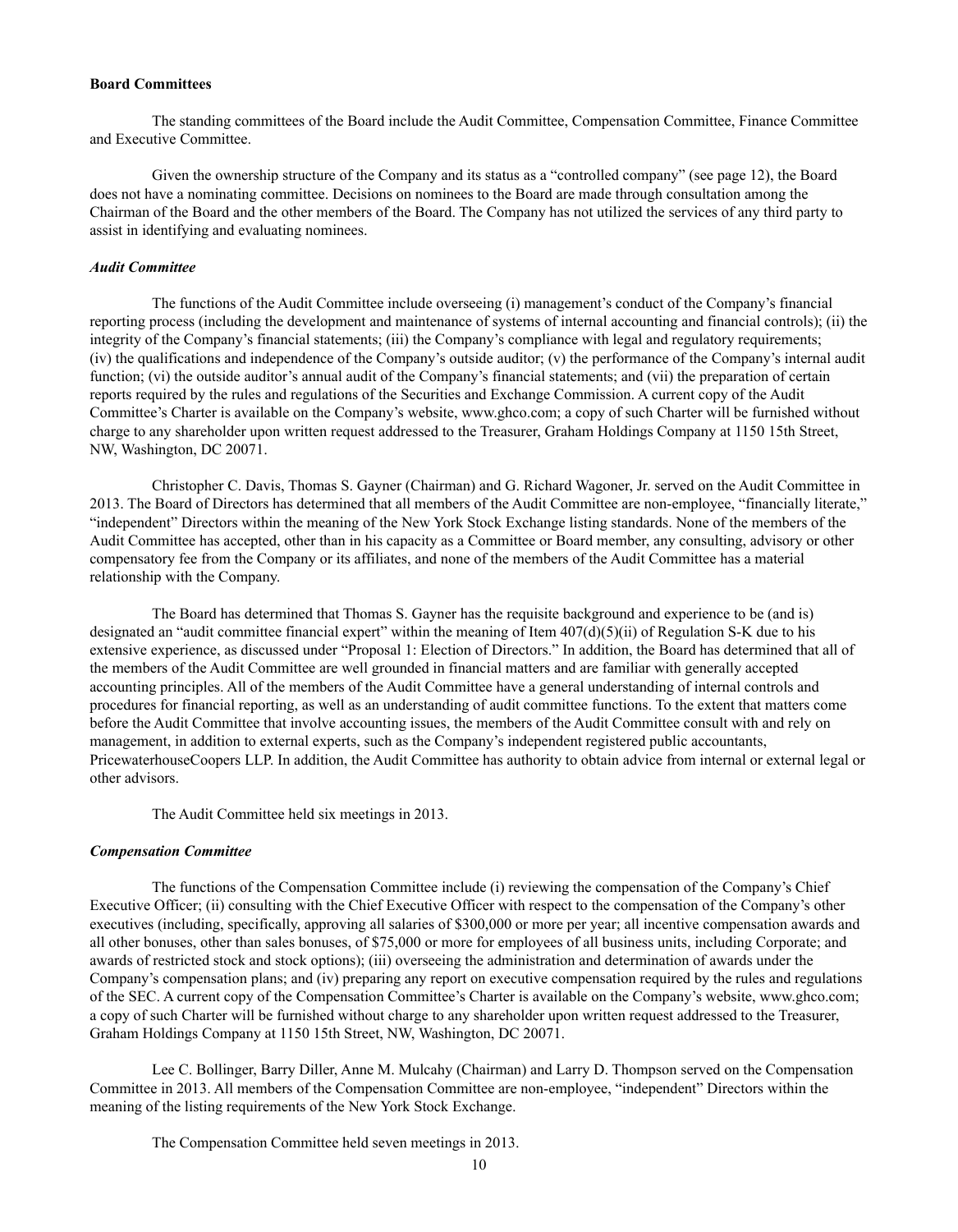**Board Committees**

The standing committees of the Board include the Audit Committee, Compensation Committee, Finance Committee and Executive Committee.

Given the ownership structure of the Company and its status as a "controlled company" (see page 12), the Board does not have a nominating committee. Decisions on nominees to the Board are made through consultation among the Chairman of the Board and the other members of the Board. The Company has not utilized the services of any third party to assist in identifying and evaluating nominees.

***Audit Committee***

The functions of the Audit Committee include overseeing (i) management's conduct of the Company's financial reporting process (including the development and maintenance of systems of internal accounting and financial controls); (ii) the integrity of the Company's financial statements; (iii) the Company's compliance with legal and regulatory requirements; (iv) the qualifications and independence of the Company's outside auditor; (v) the performance of the Company's internal audit function; (vi) the outside auditor's annual audit of the Company's financial statements; and (vii) the preparation of certain reports required by the rules and regulations of the Securities and Exchange Commission. A current copy of the Audit Committee's Charter is available on the Company's website, www.ghco.com; a copy of such Charter will be furnished without charge to any shareholder upon written request addressed to the Treasurer, Graham Holdings Company at 1150 15th Street, NW, Washington, DC 20071.

Christopher C. Davis, Thomas S. Gayner (Chairman) and G. Richard Wagoner, Jr. served on the Audit Committee in 2013. The Board of Directors has determined that all members of the Audit Committee are non-employee, "financially literate," "independent" Directors within the meaning of the New York Stock Exchange listing standards. None of the members of the Audit Committee has accepted, other than in his capacity as a Committee or Board member, any consulting, advisory or other compensatory fee from the Company or its affiliates, and none of the members of the Audit Committee has a material relationship with the Company.

The Board has determined that Thomas S. Gayner has the requisite background and experience to be (and is) designated an "audit committee financial expert" within the meaning of Item 407(d)(5)(ii) of Regulation S-K due to his extensive experience, as discussed under "Proposal 1: Election of Directors." In addition, the Board has determined that all of the members of the Audit Committee are well grounded in financial matters and are familiar with generally accepted accounting principles. All of the members of the Audit Committee have a general understanding of internal controls and procedures for financial reporting, as well as an understanding of audit committee functions. To the extent that matters come before the Audit Committee that involve accounting issues, the members of the Audit Committee consult with and rely on management, in addition to external experts, such as the Company's independent registered public accountants, PricewaterhouseCoopers LLP. In addition, the Audit Committee has authority to obtain advice from internal or external legal or other advisors.

The Audit Committee held six meetings in 2013.

***Compensation Committee***

The functions of the Compensation Committee include (i) reviewing the compensation of the Company's Chief Executive Officer; (ii) consulting with the Chief Executive Officer with respect to the compensation of the Company's other executives (including, specifically, approving all salaries of $300,000 or more per year; all incentive compensation awards and all other bonuses, other than sales bonuses, of $75,000 or more for employees of all business units, including Corporate; and awards of restricted stock and stock options); (iii) overseeing the administration and determination of awards under the Company's compensation plans; and (iv) preparing any report on executive compensation required by the rules and regulations of the SEC. A current copy of the Compensation Committee's Charter is available on the Company's website, www.ghco.com; a copy of such Charter will be furnished without charge to any shareholder upon written request addressed to the Treasurer, Graham Holdings Company at 1150 15th Street, NW, Washington, DC 20071.

Lee C. Bollinger, Barry Diller, Anne M. Mulcahy (Chairman) and Larry D. Thompson served on the Compensation Committee in 2013. All members of the Compensation Committee are non-employee, "independent" Directors within the meaning of the listing requirements of the New York Stock Exchange.

The Compensation Committee held seven meetings in 2013.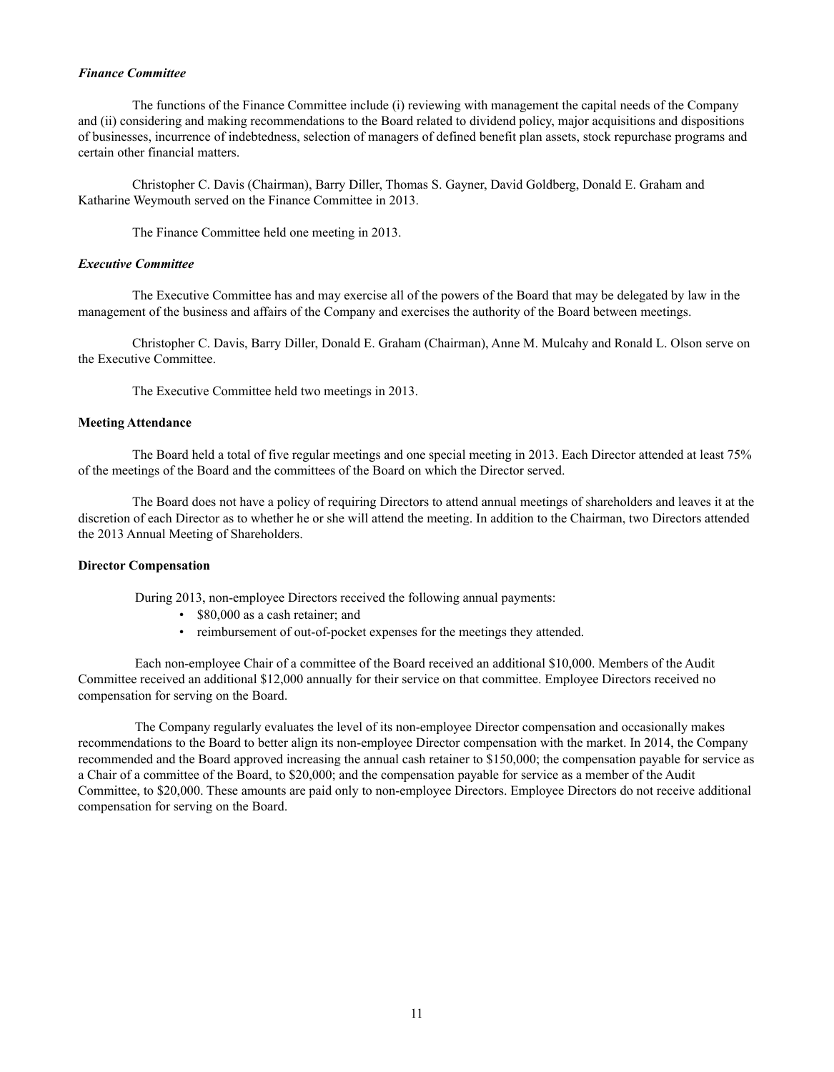*Finance Committee*

The functions of the Finance Committee include (i) reviewing with management the capital needs of the Company and (ii) considering and making recommendations to the Board related to dividend policy, major acquisitions and dispositions of businesses, incurrence of indebtedness, selection of managers of defined benefit plan assets, stock repurchase programs and certain other financial matters.

Christopher C. Davis (Chairman), Barry Diller, Thomas S. Gayner, David Goldberg, Donald E. Graham and Katharine Weymouth served on the Finance Committee in 2013.

The Finance Committee held one meeting in 2013.

*Executive Committee*

The Executive Committee has and may exercise all of the powers of the Board that may be delegated by law in the management of the business and affairs of the Company and exercises the authority of the Board between meetings.

Christopher C. Davis, Barry Diller, Donald E. Graham (Chairman), Anne M. Mulcahy and Ronald L. Olson serve on the Executive Committee.

The Executive Committee held two meetings in 2013.

**Meeting Attendance**

The Board held a total of five regular meetings and one special meeting in 2013. Each Director attended at least 75% of the meetings of the Board and the committees of the Board on which the Director served.

The Board does not have a policy of requiring Directors to attend annual meetings of shareholders and leaves it at the discretion of each Director as to whether he or she will attend the meeting. In addition to the Chairman, two Directors attended the 2013 Annual Meeting of Shareholders.

**Director Compensation**

During 2013, non-employee Directors received the following annual payments:

- $80,000 as a cash retainer; and
- reimbursement of out-of-pocket expenses for the meetings they attended.

Each non-employee Chair of a committee of the Board received an additional $10,000. Members of the Audit Committee received an additional $12,000 annually for their service on that committee. Employee Directors received no compensation for serving on the Board.

The Company regularly evaluates the level of its non-employee Director compensation and occasionally makes recommendations to the Board to better align its non-employee Director compensation with the market. In 2014, the Company recommended and the Board approved increasing the annual cash retainer to $150,000; the compensation payable for service as a Chair of a committee of the Board, to $20,000; and the compensation payable for service as a member of the Audit Committee, to $20,000. These amounts are paid only to non-employee Directors. Employee Directors do not receive additional compensation for serving on the Board.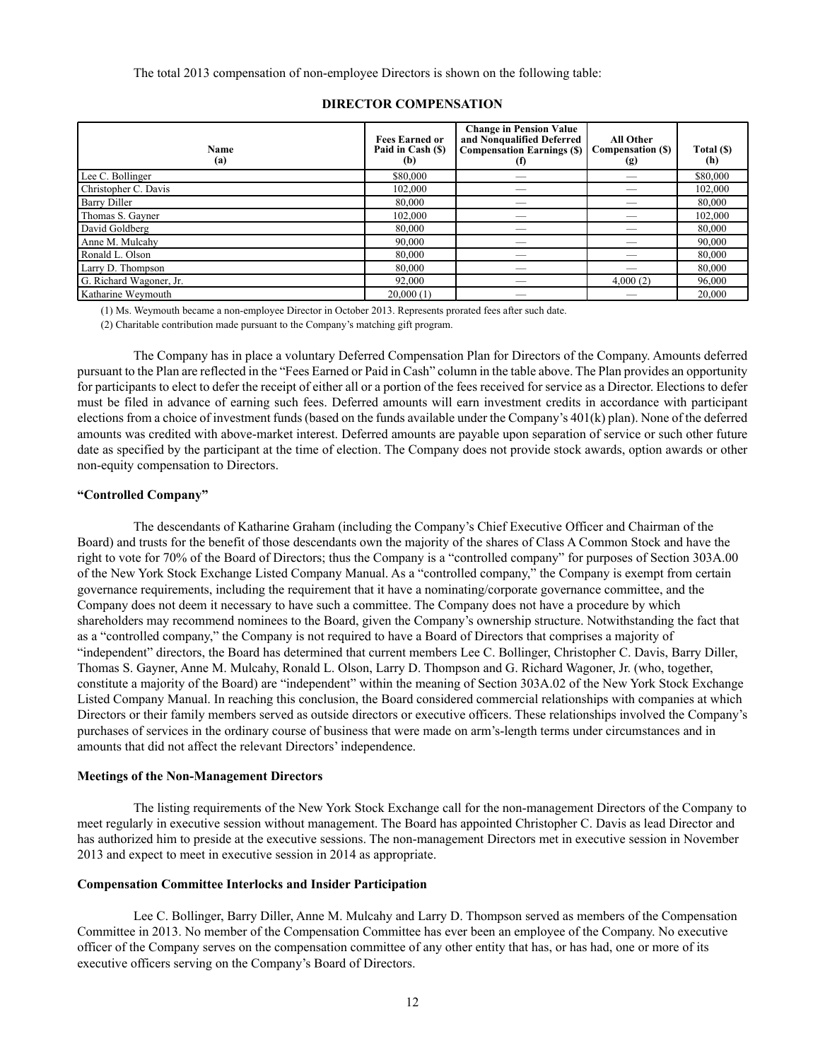The total 2013 compensation of non-employee Directors is shown on the following table:

**DIRECTOR COMPENSATION**

| Name (a) | Fees Earned or Paid in Cash ($) (b) | Change in Pension Value and Nonqualified Deferred Compensation Earnings ($) (f) | All Other Compensation ($) (g) | Total ($) (h) |
|---|---|---|---|---|
| Lee C. Bollinger | $80,000 | — | — | $80,000 |
| Christopher C. Davis | 102,000 | — | — | 102,000 |
| Barry Diller | 80,000 | — | — | 80,000 |
| Thomas S. Gayner | 102,000 | — | — | 102,000 |
| David Goldberg | 80,000 | — | — | 80,000 |
| Anne M. Mulcahy | 90,000 | — | — | 90,000 |
| Ronald L. Olson | 80,000 | — | — | 80,000 |
| Larry D. Thompson | 80,000 | — | — | 80,000 |
| G. Richard Wagoner, Jr. | 92,000 | — | 4,000 (2) | 96,000 |
| Katharine Weymouth | 20,000 (1) | — | — | 20,000 |

(1) Ms. Weymouth became a non-employee Director in October 2013. Represents prorated fees after such date.

(2) Charitable contribution made pursuant to the Company's matching gift program.

The Company has in place a voluntary Deferred Compensation Plan for Directors of the Company. Amounts deferred pursuant to the Plan are reflected in the "Fees Earned or Paid in Cash" column in the table above. The Plan provides an opportunity for participants to elect to defer the receipt of either all or a portion of the fees received for service as a Director. Elections to defer must be filed in advance of earning such fees. Deferred amounts will earn investment credits in accordance with participant elections from a choice of investment funds (based on the funds available under the Company's 401(k) plan). None of the deferred amounts was credited with above-market interest. Deferred amounts are payable upon separation of service or such other future date as specified by the participant at the time of election. The Company does not provide stock awards, option awards or other non-equity compensation to Directors.

**"Controlled Company"**

The descendants of Katharine Graham (including the Company's Chief Executive Officer and Chairman of the Board) and trusts for the benefit of those descendants own the majority of the shares of Class A Common Stock and have the right to vote for 70% of the Board of Directors; thus the Company is a "controlled company" for purposes of Section 303A.00 of the New York Stock Exchange Listed Company Manual. As a "controlled company," the Company is exempt from certain governance requirements, including the requirement that it have a nominating/corporate governance committee, and the Company does not deem it necessary to have such a committee. The Company does not have a procedure by which shareholders may recommend nominees to the Board, given the Company's ownership structure. Notwithstanding the fact that as a "controlled company," the Company is not required to have a Board of Directors that comprises a majority of "independent" directors, the Board has determined that current members Lee C. Bollinger, Christopher C. Davis, Barry Diller, Thomas S. Gayner, Anne M. Mulcahy, Ronald L. Olson, Larry D. Thompson and G. Richard Wagoner, Jr. (who, together, constitute a majority of the Board) are "independent" within the meaning of Section 303A.02 of the New York Stock Exchange Listed Company Manual. In reaching this conclusion, the Board considered commercial relationships with companies at which Directors or their family members served as outside directors or executive officers. These relationships involved the Company's purchases of services in the ordinary course of business that were made on arm's-length terms under circumstances and in amounts that did not affect the relevant Directors' independence.

**Meetings of the Non-Management Directors**

The listing requirements of the New York Stock Exchange call for the non-management Directors of the Company to meet regularly in executive session without management. The Board has appointed Christopher C. Davis as lead Director and has authorized him to preside at the executive sessions. The non-management Directors met in executive session in November 2013 and expect to meet in executive session in 2014 as appropriate.

**Compensation Committee Interlocks and Insider Participation**

Lee C. Bollinger, Barry Diller, Anne M. Mulcahy and Larry D. Thompson served as members of the Compensation Committee in 2013. No member of the Compensation Committee has ever been an employee of the Company. No executive officer of the Company serves on the compensation committee of any other entity that has, or has had, one or more of its executive officers serving on the Company's Board of Directors.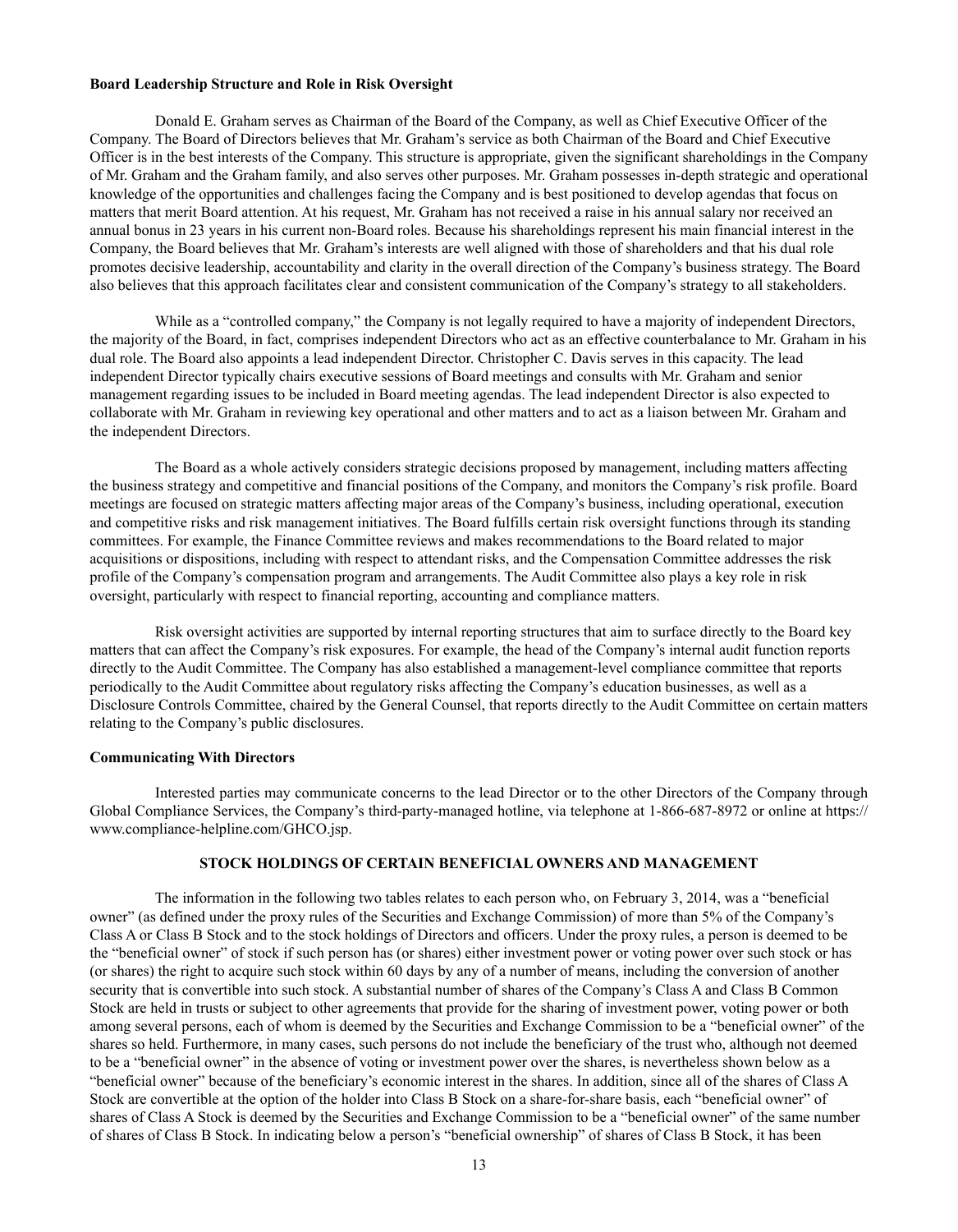### Board Leadership Structure and Role in Risk Oversight

Donald E. Graham serves as Chairman of the Board of the Company, as well as Chief Executive Officer of the Company. The Board of Directors believes that Mr. Graham's service as both Chairman of the Board and Chief Executive Officer is in the best interests of the Company. This structure is appropriate, given the significant shareholdings in the Company of Mr. Graham and the Graham family, and also serves other purposes. Mr. Graham possesses in-depth strategic and operational knowledge of the opportunities and challenges facing the Company and is best positioned to develop agendas that focus on matters that merit Board attention. At his request, Mr. Graham has not received a raise in his annual salary nor received an annual bonus in 23 years in his current non-Board roles. Because his shareholdings represent his main financial interest in the Company, the Board believes that Mr. Graham's interests are well aligned with those of shareholders and that his dual role promotes decisive leadership, accountability and clarity in the overall direction of the Company's business strategy. The Board also believes that this approach facilitates clear and consistent communication of the Company's strategy to all stakeholders.

While as a "controlled company," the Company is not legally required to have a majority of independent Directors, the majority of the Board, in fact, comprises independent Directors who act as an effective counterbalance to Mr. Graham in his dual role. The Board also appoints a lead independent Director. Christopher C. Davis serves in this capacity. The lead independent Director typically chairs executive sessions of Board meetings and consults with Mr. Graham and senior management regarding issues to be included in Board meeting agendas. The lead independent Director is also expected to collaborate with Mr. Graham in reviewing key operational and other matters and to act as a liaison between Mr. Graham and the independent Directors.

The Board as a whole actively considers strategic decisions proposed by management, including matters affecting the business strategy and competitive and financial positions of the Company, and monitors the Company's risk profile. Board meetings are focused on strategic matters affecting major areas of the Company's business, including operational, execution and competitive risks and risk management initiatives. The Board fulfills certain risk oversight functions through its standing committees. For example, the Finance Committee reviews and makes recommendations to the Board related to major acquisitions or dispositions, including with respect to attendant risks, and the Compensation Committee addresses the risk profile of the Company's compensation program and arrangements. The Audit Committee also plays a key role in risk oversight, particularly with respect to financial reporting, accounting and compliance matters.

Risk oversight activities are supported by internal reporting structures that aim to surface directly to the Board key matters that can affect the Company's risk exposures. For example, the head of the Company's internal audit function reports directly to the Audit Committee. The Company has also established a management-level compliance committee that reports periodically to the Audit Committee about regulatory risks affecting the Company's education businesses, as well as a Disclosure Controls Committee, chaired by the General Counsel, that reports directly to the Audit Committee on certain matters relating to the Company's public disclosures.

### Communicating With Directors

Interested parties may communicate concerns to the lead Director or to the other Directors of the Company through Global Compliance Services, the Company's third-party-managed hotline, via telephone at 1-866-687-8972 or online at https://www.compliance-helpline.com/GHCO.jsp.

## STOCK HOLDINGS OF CERTAIN BENEFICIAL OWNERS AND MANAGEMENT

The information in the following two tables relates to each person who, on February 3, 2014, was a "beneficial owner" (as defined under the proxy rules of the Securities and Exchange Commission) of more than 5% of the Company's Class A or Class B Stock and to the stock holdings of Directors and officers. Under the proxy rules, a person is deemed to be the "beneficial owner" of stock if such person has (or shares) either investment power or voting power over such stock or has (or shares) the right to acquire such stock within 60 days by any of a number of means, including the conversion of another security that is convertible into such stock. A substantial number of shares of the Company's Class A and Class B Common Stock are held in trusts or subject to other agreements that provide for the sharing of investment power, voting power or both among several persons, each of whom is deemed by the Securities and Exchange Commission to be a "beneficial owner" of the shares so held. Furthermore, in many cases, such persons do not include the beneficiary of the trust who, although not deemed to be a "beneficial owner" in the absence of voting or investment power over the shares, is nevertheless shown below as a "beneficial owner" because of the beneficiary's economic interest in the shares. In addition, since all of the shares of Class A Stock are convertible at the option of the holder into Class B Stock on a share-for-share basis, each "beneficial owner" of shares of Class A Stock is deemed by the Securities and Exchange Commission to be a "beneficial owner" of the same number of shares of Class B Stock. In indicating below a person's "beneficial ownership" of shares of Class B Stock, it has been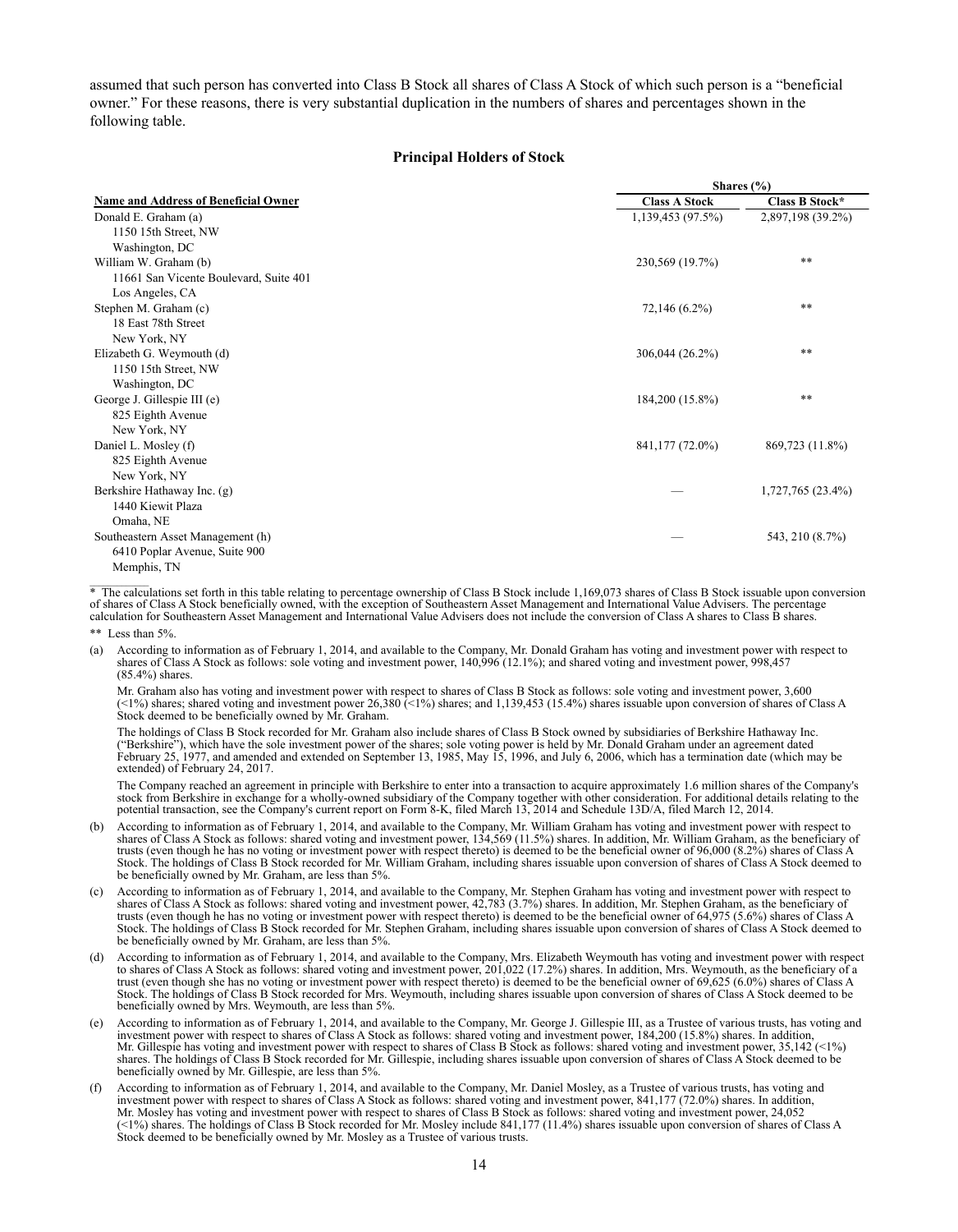assumed that such person has converted into Class B Stock all shares of Class A Stock of which such person is a "beneficial owner." For these reasons, there is very substantial duplication in the numbers of shares and percentages shown in the following table.

### Principal Holders of Stock

| Name and Address of Beneficial Owner | Shares (%) | |
|---|---|---|
| | Class A Stock | Class B Stock* |
| Donald E. Graham (a)<br>1150 15th Street, NW<br>Washington, DC | 1,139,453 (97.5%) | 2,897,198 (39.2%) |
| William W. Graham (b)<br>11661 San Vicente Boulevard, Suite 401<br>Los Angeles, CA | 230,569 (19.7%) | ** |
| Stephen M. Graham (c)<br>18 East 78th Street<br>New York, NY | 72,146 (6.2%) | ** |
| Elizabeth G. Weymouth (d)<br>1150 15th Street, NW<br>Washington, DC | 306,044 (26.2%) | ** |
| George J. Gillespie III (e)<br>825 Eighth Avenue<br>New York, NY | 184,200 (15.8%) | ** |
| Daniel L. Mosley (f)<br>825 Eighth Avenue<br>New York, NY | 841,177 (72.0%) | 869,723 (11.8%) |
| Berkshire Hathaway Inc. (g)<br>1440 Kiewit Plaza<br>Omaha, NE | — | 1,727,765 (23.4%) |
| Southeastern Asset Management (h)<br>6410 Poplar Avenue, Suite 900<br>Memphis, TN | — | 543, 210 (8.7%) |

\* The calculations set forth in this table relating to percentage ownership of Class B Stock include 1,169,073 shares of Class B Stock issuable upon conversion of shares of Class A Stock beneficially owned, with the exception of Southeastern Asset Management and International Value Advisers. The percentage calculation for Southeastern Asset Management and International Value Advisers does not include the conversion of Class A shares to Class B shares.

\*\* Less than 5%.

(a) According to information as of February 1, 2014, and available to the Company, Mr. Donald Graham has voting and investment power with respect to shares of Class A Stock as follows: sole voting and investment power, 140,996 (12.1%); and shared voting and investment power, 998,457 (85.4%) shares.

Mr. Graham also has voting and investment power with respect to shares of Class B Stock as follows: sole voting and investment power, 3,600 (<1%) shares; shared voting and investment power 26,380 (<1%) shares; and 1,139,453 (15.4%) shares issuable upon conversion of shares of Class A Stock deemed to be beneficially owned by Mr. Graham.

The holdings of Class B Stock recorded for Mr. Graham also include shares of Class B Stock owned by subsidiaries of Berkshire Hathaway Inc. ("Berkshire"), which have the sole investment power of the shares; sole voting power is held by Mr. Donald Graham under an agreement dated February 25, 1977, and amended and extended on September 13, 1985, May 15, 1996, and July 6, 2006, which has a termination date (which may be extended) of February 24, 2017.

The Company reached an agreement in principle with Berkshire to enter into a transaction to acquire approximately 1.6 million shares of the Company's stock from Berkshire in exchange for a wholly-owned subsidiary of the Company together with other consideration. For additional details relating to the potential transaction, see the Company's current report on Form 8-K, filed March 13, 2014 and Schedule 13D/A, filed March 12, 2014.

(b) According to information as of February 1, 2014, and available to the Company, Mr. William Graham has voting and investment power with respect to shares of Class A Stock as follows: shared voting and investment power, 134,569 (11.5%) shares. In addition, Mr. William Graham, as the beneficiary of trusts (even though he has no voting or investment power with respect thereto) is deemed to be the beneficial owner of 96,000 (8.2%) shares of Class A Stock. The holdings of Class B Stock recorded for Mr. William Graham, including shares issuable upon conversion of shares of Class A Stock deemed to be beneficially owned by Mr. Graham, are less than 5%.

(c) According to information as of February 1, 2014, and available to the Company, Mr. Stephen Graham has voting and investment power with respect to shares of Class A Stock as follows: shared voting and investment power, 42,783 (3.7%) shares. In addition, Mr. Stephen Graham, as the beneficiary of trusts (even though he has no voting or investment power with respect thereto) is deemed to be the beneficial owner of 64,975 (5.6%) shares of Class A Stock. The holdings of Class B Stock recorded for Mr. Stephen Graham, including shares issuable upon conversion of shares of Class A Stock deemed to be beneficially owned by Mr. Graham, are less than 5%.

(d) According to information as of February 1, 2014, and available to the Company, Mrs. Elizabeth Weymouth has voting and investment power with respect to shares of Class A Stock as follows: shared voting and investment power, 201,022 (17.2%) shares. In addition, Mrs. Weymouth, as the beneficiary of a trust (even though she has no voting or investment power with respect thereto) is deemed to be the beneficial owner of 69,625 (6.0%) shares of Class A Stock. The holdings of Class B Stock recorded for Mrs. Weymouth, including shares issuable upon conversion of shares of Class A Stock deemed to be beneficially owned by Mrs. Weymouth, are less than 5%.

(e) According to information as of February 1, 2014, and available to the Company, Mr. George J. Gillespie III, as a Trustee of various trusts, has voting and investment power with respect to shares of Class A Stock as follows: shared voting and investment power, 184,200 (15.8%) shares. In addition, Mr. Gillespie has voting and investment power with respect to shares of Class B Stock as follows: shared voting and investment power, 35,142 (<1%) shares. The holdings of Class B Stock recorded for Mr. Gillespie, including shares issuable upon conversion of shares of Class A Stock deemed to be beneficially owned by Mr. Gillespie, are less than 5%.

(f) According to information as of February 1, 2014, and available to the Company, Mr. Daniel Mosley, as a Trustee of various trusts, has voting and investment power with respect to shares of Class A Stock as follows: shared voting and investment power, 841,177 (72.0%) shares. In addition, Mr. Mosley has voting and investment power with respect to shares of Class B Stock as follows: shared voting and investment power, 24,052 (<1%) shares. The holdings of Class B Stock recorded for Mr. Mosley include 841,177 (11.4%) shares issuable upon conversion of shares of Class A Stock deemed to be beneficially owned by Mr. Mosley as a Trustee of various trusts.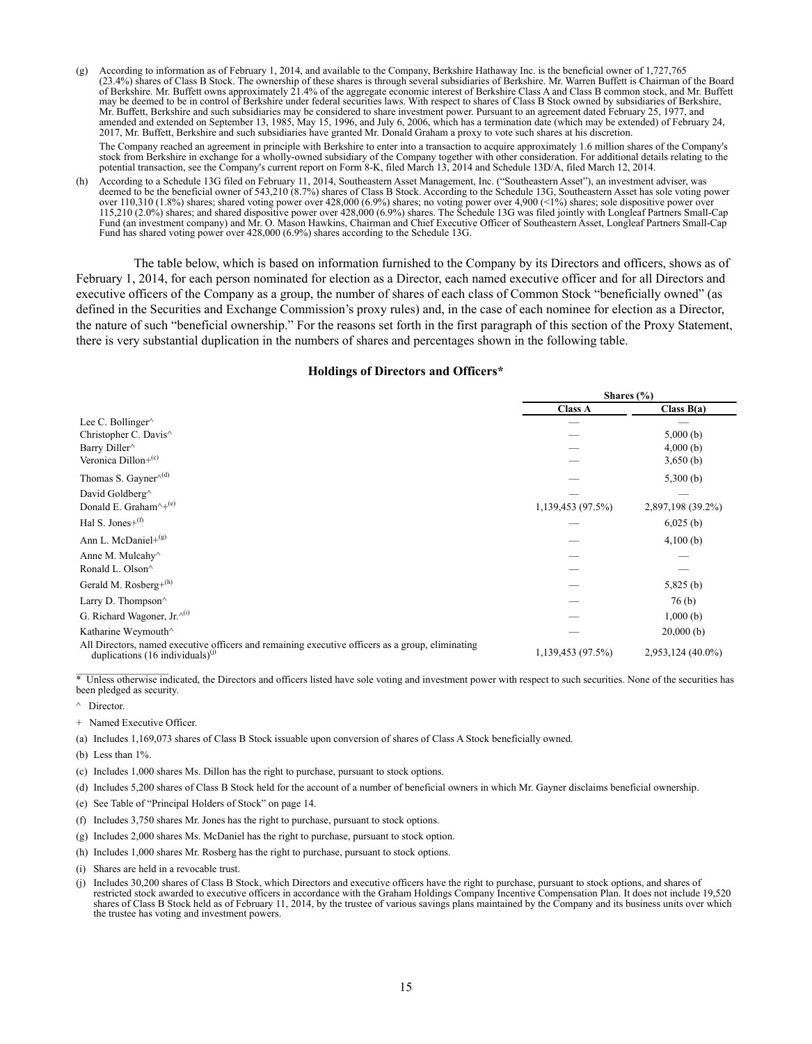(g) According to information as of February 1, 2014, and available to the Company, Berkshire Hathaway Inc. is the beneficial owner of 1,727,765 (23.4%) shares of Class B Stock. The ownership of these shares is through several subsidiaries of Berkshire. Mr. Warren Buffett is Chairman of the Board of Berkshire. Mr. Buffett owns approximately 21.4% of the aggregate economic interest of Berkshire Class A and Class B common stock, and Mr. Buffett may be deemed to be in control of Berkshire under federal securities laws. With respect to shares of Class B Stock owned by subsidiaries of Berkshire, Mr. Buffett, Berkshire and such subsidiaries may be considered to share investment power. Pursuant to an agreement dated February 25, 1977, and amended and extended on September 13, 1985, May 15, 1996, and July 6, 2006, which has a termination date (which may be extended) of February 24, 2017, Mr. Buffett, Berkshire and such subsidiaries have granted Mr. Donald Graham a proxy to vote such shares at his discretion.

The Company reached an agreement in principle with Berkshire to enter into a transaction to acquire approximately 1.6 million shares of the Company's stock from Berkshire in exchange for a wholly-owned subsidiary of the Company together with other consideration. For additional details relating to the potential transaction, see the Company's current report on Form 8-K, filed March 13, 2014 and Schedule 13D/A, filed March 12, 2014.

(h) According to a Schedule 13G filed on February 11, 2014, Southeastern Asset Management, Inc. ("Southeastern Asset"), an investment adviser, was deemed to be the beneficial owner of 543,210 (8.7%) shares of Class B Stock. According to the Schedule 13G, Southeastern Asset has sole voting power over 110,310 (1.8%) shares; shared voting power over 428,000 (6.9%) shares; no voting power over 4,900 (<1%) shares; sole dispositive power over 115,210 (2.0%) shares; and shared dispositive power over 428,000 (6.9%) shares. The Schedule 13G was filed jointly with Longleaf Partners Small-Cap Fund (an investment company) and Mr. O. Mason Hawkins, Chairman and Chief Executive Officer of Southeastern Asset, Longleaf Partners Small-Cap Fund has shared voting power over 428,000 (6.9%) shares according to the Schedule 13G.

The table below, which is based on information furnished to the Company by its Directors and officers, shows as of February 1, 2014, for each person nominated for election as a Director, each named executive officer and for all Directors and executive officers of the Company as a group, the number of shares of each class of Common Stock "beneficially owned" (as defined in the Securities and Exchange Commission's proxy rules) and, in the case of each nominee for election as a Director, the nature of such "beneficial ownership." For the reasons set forth in the first paragraph of this section of the Proxy Statement, there is very substantial duplication in the numbers of shares and percentages shown in the following table.

**Holdings of Directors and Officers***

| | Shares (%) | |
|---|---|---|
| | **Class A** | **Class B(a)** |
| Lee C. Bollinger^ | — | — |
| Christopher C. Davis^ | — | 5,000 (b) |
| Barry Diller^ | — | 4,000 (b) |
| Veronica Dillon+(c) | — | 3,650 (b) |
| Thomas S. Gayner^(d) | — | 5,300 (b) |
| David Goldberg^ | — | — |
| Donald E. Graham^+(e) | 1,139,453 (97.5%) | 2,897,198 (39.2%) |
| Hal S. Jones+(f) | — | 6,025 (b) |
| Ann L. McDaniel+(g) | — | 4,100 (b) |
| Anne M. Mulcahy^ | — | — |
| Ronald L. Olson^ | — | — |
| Gerald M. Rosberg+(h) | — | 5,825 (b) |
| Larry D. Thompson^ | — | 76 (b) |
| G. Richard Wagoner, Jr.^(i) | — | 1,000 (b) |
| Katharine Weymouth^ | — | 20,000 (b) |
| All Directors, named executive officers and remaining executive officers as a group, eliminating duplications (16 individuals)(j) | 1,139,453 (97.5%) | 2,953,124 (40.0%) |

\* Unless otherwise indicated, the Directors and officers listed have sole voting and investment power with respect to such securities. None of the securities has been pledged as security.

^ Director.

\+ Named Executive Officer.

(a) Includes 1,169,073 shares of Class B Stock issuable upon conversion of shares of Class A Stock beneficially owned.

(b) Less than 1%.

(c) Includes 1,000 shares Ms. Dillon has the right to purchase, pursuant to stock options.

(d) Includes 5,200 shares of Class B Stock held for the account of a number of beneficial owners in which Mr. Gayner disclaims beneficial ownership.

(e) See Table of "Principal Holders of Stock" on page 14.

(f) Includes 3,750 shares Mr. Jones has the right to purchase, pursuant to stock options.

(g) Includes 2,000 shares Ms. McDaniel has the right to purchase, pursuant to stock option.

(h) Includes 1,000 shares Mr. Rosberg has the right to purchase, pursuant to stock options.

(i) Shares are held in a revocable trust.

(j) Includes 30,200 shares of Class B Stock, which Directors and executive officers have the right to purchase, pursuant to stock options, and shares of restricted stock awarded to executive officers in accordance with the Graham Holdings Company Incentive Compensation Plan. It does not include 19,520 shares of Class B Stock held as of February 11, 2014, by the trustee of various savings plans maintained by the Company and its business units over which the trustee has voting and investment powers.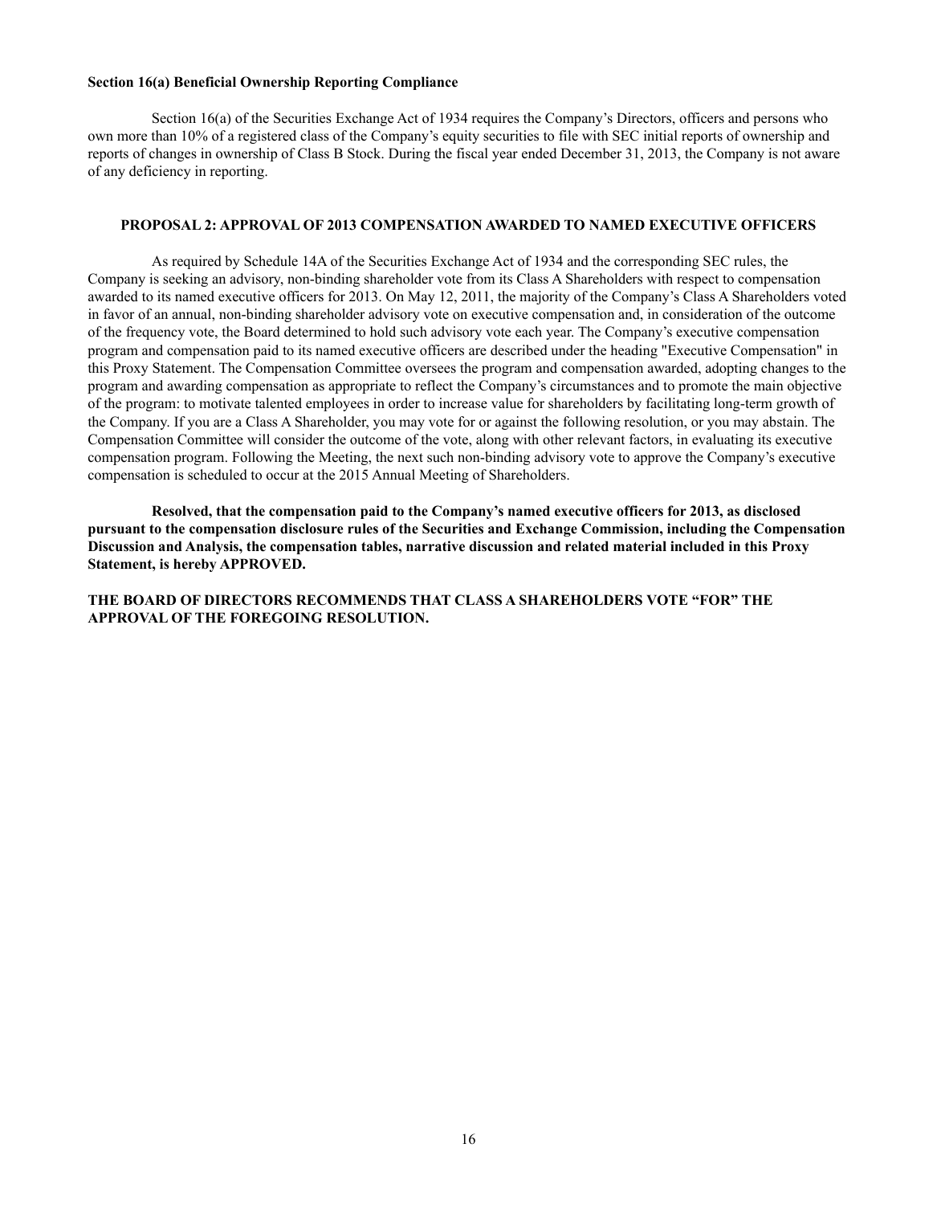**Section 16(a) Beneficial Ownership Reporting Compliance**

Section 16(a) of the Securities Exchange Act of 1934 requires the Company's Directors, officers and persons who own more than 10% of a registered class of the Company's equity securities to file with SEC initial reports of ownership and reports of changes in ownership of Class B Stock. During the fiscal year ended December 31, 2013, the Company is not aware of any deficiency in reporting.

## PROPOSAL 2: APPROVAL OF 2013 COMPENSATION AWARDED TO NAMED EXECUTIVE OFFICERS

As required by Schedule 14A of the Securities Exchange Act of 1934 and the corresponding SEC rules, the Company is seeking an advisory, non-binding shareholder vote from its Class A Shareholders with respect to compensation awarded to its named executive officers for 2013. On May 12, 2011, the majority of the Company's Class A Shareholders voted in favor of an annual, non-binding shareholder advisory vote on executive compensation and, in consideration of the outcome of the frequency vote, the Board determined to hold such advisory vote each year. The Company's executive compensation program and compensation paid to its named executive officers are described under the heading "Executive Compensation" in this Proxy Statement. The Compensation Committee oversees the program and compensation awarded, adopting changes to the program and awarding compensation as appropriate to reflect the Company's circumstances and to promote the main objective of the program: to motivate talented employees in order to increase value for shareholders by facilitating long-term growth of the Company. If you are a Class A Shareholder, you may vote for or against the following resolution, or you may abstain. The Compensation Committee will consider the outcome of the vote, along with other relevant factors, in evaluating its executive compensation program. Following the Meeting, the next such non-binding advisory vote to approve the Company's executive compensation is scheduled to occur at the 2015 Annual Meeting of Shareholders.

**Resolved, that the compensation paid to the Company's named executive officers for 2013, as disclosed pursuant to the compensation disclosure rules of the Securities and Exchange Commission, including the Compensation Discussion and Analysis, the compensation tables, narrative discussion and related material included in this Proxy Statement, is hereby APPROVED.**

**THE BOARD OF DIRECTORS RECOMMENDS THAT CLASS A SHAREHOLDERS VOTE "FOR" THE APPROVAL OF THE FOREGOING RESOLUTION.**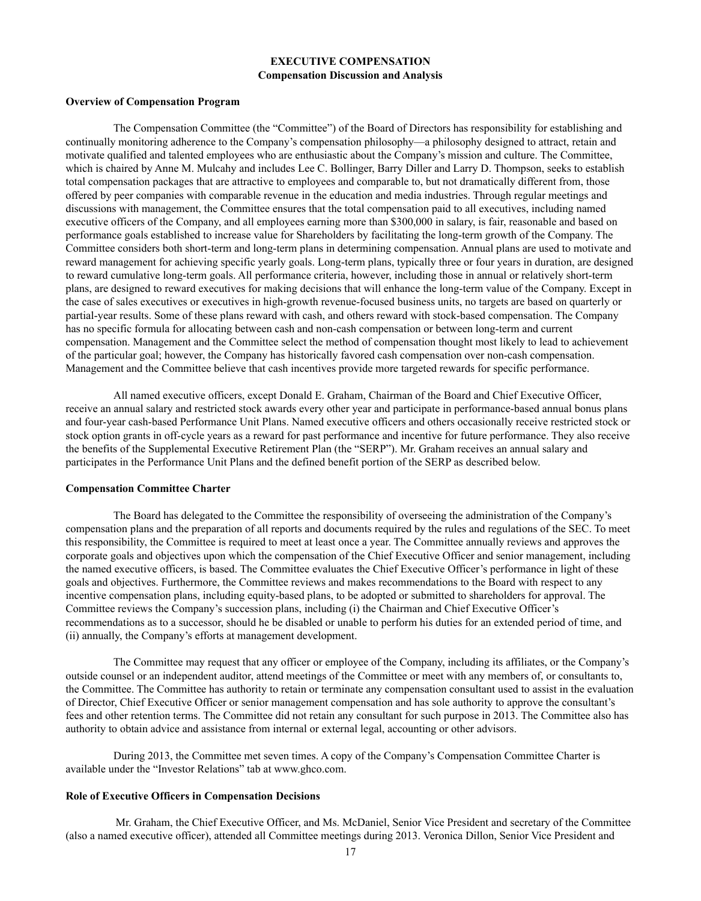# EXECUTIVE COMPENSATION

## Compensation Discussion and Analysis

### Overview of Compensation Program

The Compensation Committee (the "Committee") of the Board of Directors has responsibility for establishing and continually monitoring adherence to the Company's compensation philosophy—a philosophy designed to attract, retain and motivate qualified and talented employees who are enthusiastic about the Company's mission and culture. The Committee, which is chaired by Anne M. Mulcahy and includes Lee C. Bollinger, Barry Diller and Larry D. Thompson, seeks to establish total compensation packages that are attractive to employees and comparable to, but not dramatically different from, those offered by peer companies with comparable revenue in the education and media industries. Through regular meetings and discussions with management, the Committee ensures that the total compensation paid to all executives, including named executive officers of the Company, and all employees earning more than $300,000 in salary, is fair, reasonable and based on performance goals established to increase value for Shareholders by facilitating the long-term growth of the Company. The Committee considers both short-term and long-term plans in determining compensation. Annual plans are used to motivate and reward management for achieving specific yearly goals. Long-term plans, typically three or four years in duration, are designed to reward cumulative long-term goals. All performance criteria, however, including those in annual or relatively short-term plans, are designed to reward executives for making decisions that will enhance the long-term value of the Company. Except in the case of sales executives or executives in high-growth revenue-focused business units, no targets are based on quarterly or partial-year results. Some of these plans reward with cash, and others reward with stock-based compensation. The Company has no specific formula for allocating between cash and non-cash compensation or between long-term and current compensation. Management and the Committee select the method of compensation thought most likely to lead to achievement of the particular goal; however, the Company has historically favored cash compensation over non-cash compensation. Management and the Committee believe that cash incentives provide more targeted rewards for specific performance.

All named executive officers, except Donald E. Graham, Chairman of the Board and Chief Executive Officer, receive an annual salary and restricted stock awards every other year and participate in performance-based annual bonus plans and four-year cash-based Performance Unit Plans. Named executive officers and others occasionally receive restricted stock or stock option grants in off-cycle years as a reward for past performance and incentive for future performance. They also receive the benefits of the Supplemental Executive Retirement Plan (the "SERP"). Mr. Graham receives an annual salary and participates in the Performance Unit Plans and the defined benefit portion of the SERP as described below.

### Compensation Committee Charter

The Board has delegated to the Committee the responsibility of overseeing the administration of the Company's compensation plans and the preparation of all reports and documents required by the rules and regulations of the SEC. To meet this responsibility, the Committee is required to meet at least once a year. The Committee annually reviews and approves the corporate goals and objectives upon which the compensation of the Chief Executive Officer and senior management, including the named executive officers, is based. The Committee evaluates the Chief Executive Officer's performance in light of these goals and objectives. Furthermore, the Committee reviews and makes recommendations to the Board with respect to any incentive compensation plans, including equity-based plans, to be adopted or submitted to shareholders for approval. The Committee reviews the Company's succession plans, including (i) the Chairman and Chief Executive Officer's recommendations as to a successor, should he be disabled or unable to perform his duties for an extended period of time, and (ii) annually, the Company's efforts at management development.

The Committee may request that any officer or employee of the Company, including its affiliates, or the Company's outside counsel or an independent auditor, attend meetings of the Committee or meet with any members of, or consultants to, the Committee. The Committee has authority to retain or terminate any compensation consultant used to assist in the evaluation of Director, Chief Executive Officer or senior management compensation and has sole authority to approve the consultant's fees and other retention terms. The Committee did not retain any consultant for such purpose in 2013. The Committee also has authority to obtain advice and assistance from internal or external legal, accounting or other advisors.

During 2013, the Committee met seven times. A copy of the Company's Compensation Committee Charter is available under the "Investor Relations" tab at www.ghco.com.

### Role of Executive Officers in Compensation Decisions

Mr. Graham, the Chief Executive Officer, and Ms. McDaniel, Senior Vice President and secretary of the Committee (also a named executive officer), attended all Committee meetings during 2013. Veronica Dillon, Senior Vice President and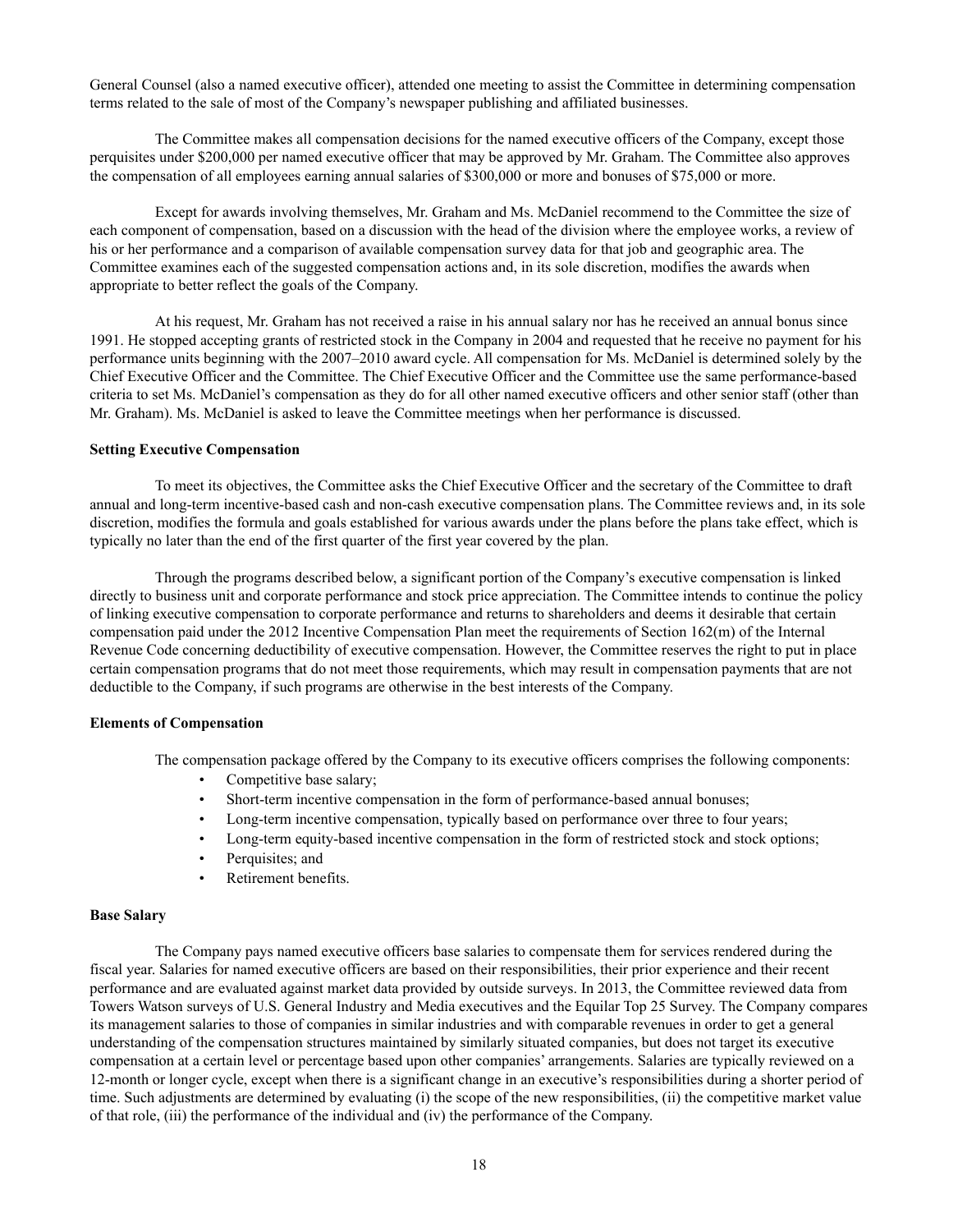General Counsel (also a named executive officer), attended one meeting to assist the Committee in determining compensation terms related to the sale of most of the Company's newspaper publishing and affiliated businesses.

The Committee makes all compensation decisions for the named executive officers of the Company, except those perquisites under $200,000 per named executive officer that may be approved by Mr. Graham. The Committee also approves the compensation of all employees earning annual salaries of $300,000 or more and bonuses of $75,000 or more.

Except for awards involving themselves, Mr. Graham and Ms. McDaniel recommend to the Committee the size of each component of compensation, based on a discussion with the head of the division where the employee works, a review of his or her performance and a comparison of available compensation survey data for that job and geographic area. The Committee examines each of the suggested compensation actions and, in its sole discretion, modifies the awards when appropriate to better reflect the goals of the Company.

At his request, Mr. Graham has not received a raise in his annual salary nor has he received an annual bonus since 1991. He stopped accepting grants of restricted stock in the Company in 2004 and requested that he receive no payment for his performance units beginning with the 2007–2010 award cycle. All compensation for Ms. McDaniel is determined solely by the Chief Executive Officer and the Committee. The Chief Executive Officer and the Committee use the same performance-based criteria to set Ms. McDaniel's compensation as they do for all other named executive officers and other senior staff (other than Mr. Graham). Ms. McDaniel is asked to leave the Committee meetings when her performance is discussed.

**Setting Executive Compensation**

To meet its objectives, the Committee asks the Chief Executive Officer and the secretary of the Committee to draft annual and long-term incentive-based cash and non-cash executive compensation plans. The Committee reviews and, in its sole discretion, modifies the formula and goals established for various awards under the plans before the plans take effect, which is typically no later than the end of the first quarter of the first year covered by the plan.

Through the programs described below, a significant portion of the Company's executive compensation is linked directly to business unit and corporate performance and stock price appreciation. The Committee intends to continue the policy of linking executive compensation to corporate performance and returns to shareholders and deems it desirable that certain compensation paid under the 2012 Incentive Compensation Plan meet the requirements of Section 162(m) of the Internal Revenue Code concerning deductibility of executive compensation. However, the Committee reserves the right to put in place certain compensation programs that do not meet those requirements, which may result in compensation payments that are not deductible to the Company, if such programs are otherwise in the best interests of the Company.

**Elements of Compensation**

The compensation package offered by the Company to its executive officers comprises the following components:

- Competitive base salary;
- Short-term incentive compensation in the form of performance-based annual bonuses;
- Long-term incentive compensation, typically based on performance over three to four years;
- Long-term equity-based incentive compensation in the form of restricted stock and stock options;
- Perquisites; and
- Retirement benefits.

**Base Salary**

The Company pays named executive officers base salaries to compensate them for services rendered during the fiscal year. Salaries for named executive officers are based on their responsibilities, their prior experience and their recent performance and are evaluated against market data provided by outside surveys. In 2013, the Committee reviewed data from Towers Watson surveys of U.S. General Industry and Media executives and the Equilar Top 25 Survey. The Company compares its management salaries to those of companies in similar industries and with comparable revenues in order to get a general understanding of the compensation structures maintained by similarly situated companies, but does not target its executive compensation at a certain level or percentage based upon other companies' arrangements. Salaries are typically reviewed on a 12-month or longer cycle, except when there is a significant change in an executive's responsibilities during a shorter period of time. Such adjustments are determined by evaluating (i) the scope of the new responsibilities, (ii) the competitive market value of that role, (iii) the performance of the individual and (iv) the performance of the Company.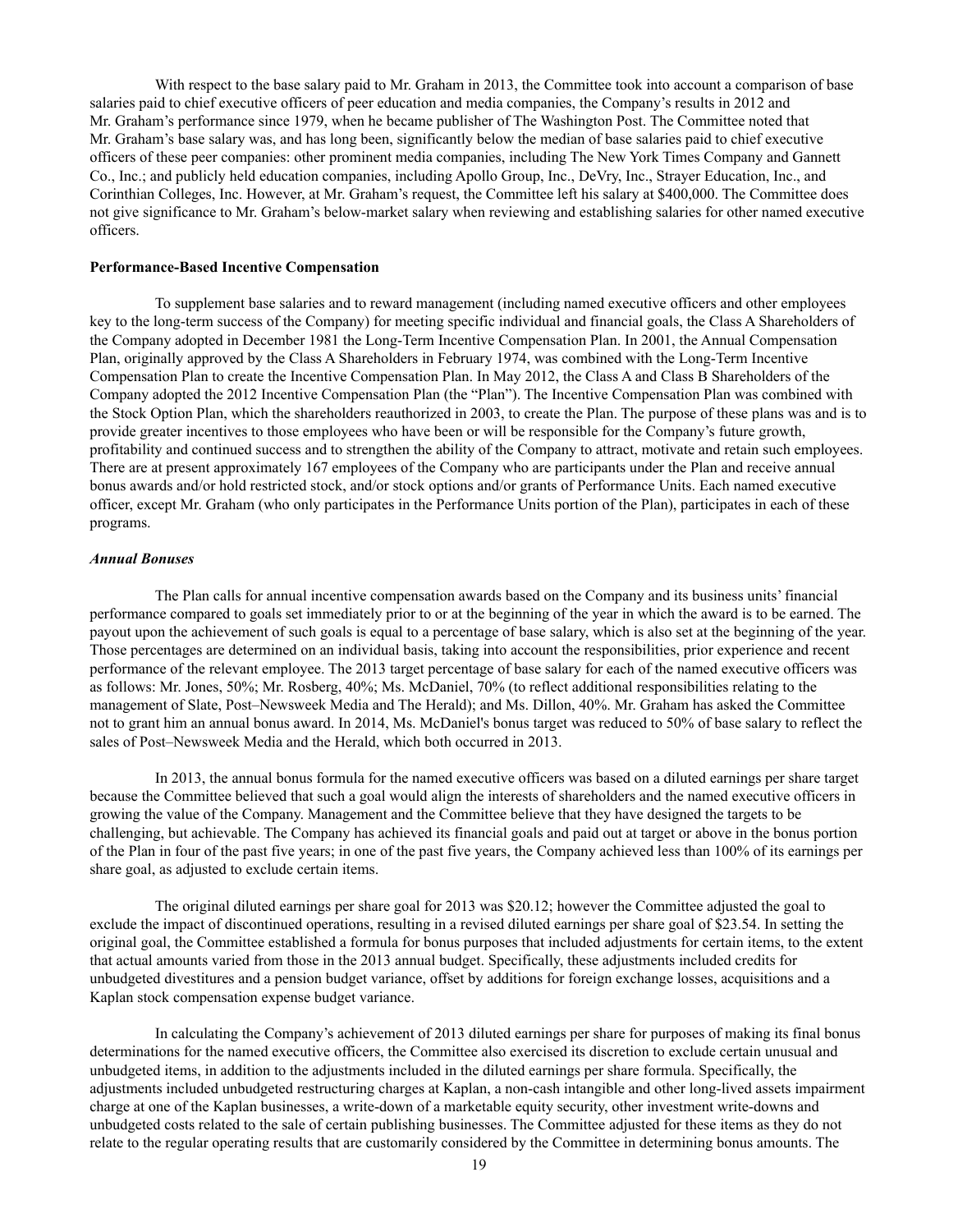With respect to the base salary paid to Mr. Graham in 2013, the Committee took into account a comparison of base salaries paid to chief executive officers of peer education and media companies, the Company's results in 2012 and Mr. Graham's performance since 1979, when he became publisher of The Washington Post. The Committee noted that Mr. Graham's base salary was, and has long been, significantly below the median of base salaries paid to chief executive officers of these peer companies: other prominent media companies, including The New York Times Company and Gannett Co., Inc.; and publicly held education companies, including Apollo Group, Inc., DeVry, Inc., Strayer Education, Inc., and Corinthian Colleges, Inc. However, at Mr. Graham's request, the Committee left his salary at $400,000. The Committee does not give significance to Mr. Graham's below-market salary when reviewing and establishing salaries for other named executive officers.

**Performance-Based Incentive Compensation**

To supplement base salaries and to reward management (including named executive officers and other employees key to the long-term success of the Company) for meeting specific individual and financial goals, the Class A Shareholders of the Company adopted in December 1981 the Long-Term Incentive Compensation Plan. In 2001, the Annual Compensation Plan, originally approved by the Class A Shareholders in February 1974, was combined with the Long-Term Incentive Compensation Plan to create the Incentive Compensation Plan. In May 2012, the Class A and Class B Shareholders of the Company adopted the 2012 Incentive Compensation Plan (the "Plan"). The Incentive Compensation Plan was combined with the Stock Option Plan, which the shareholders reauthorized in 2003, to create the Plan. The purpose of these plans was and is to provide greater incentives to those employees who have been or will be responsible for the Company's future growth, profitability and continued success and to strengthen the ability of the Company to attract, motivate and retain such employees. There are at present approximately 167 employees of the Company who are participants under the Plan and receive annual bonus awards and/or hold restricted stock, and/or stock options and/or grants of Performance Units. Each named executive officer, except Mr. Graham (who only participates in the Performance Units portion of the Plan), participates in each of these programs.

***Annual Bonuses***

The Plan calls for annual incentive compensation awards based on the Company and its business units' financial performance compared to goals set immediately prior to or at the beginning of the year in which the award is to be earned. The payout upon the achievement of such goals is equal to a percentage of base salary, which is also set at the beginning of the year. Those percentages are determined on an individual basis, taking into account the responsibilities, prior experience and recent performance of the relevant employee. The 2013 target percentage of base salary for each of the named executive officers was as follows: Mr. Jones, 50%; Mr. Rosberg, 40%; Ms. McDaniel, 70% (to reflect additional responsibilities relating to the management of Slate, Post–Newsweek Media and The Herald); and Ms. Dillon, 40%. Mr. Graham has asked the Committee not to grant him an annual bonus award. In 2014, Ms. McDaniel's bonus target was reduced to 50% of base salary to reflect the sales of Post–Newsweek Media and the Herald, which both occurred in 2013.

In 2013, the annual bonus formula for the named executive officers was based on a diluted earnings per share target because the Committee believed that such a goal would align the interests of shareholders and the named executive officers in growing the value of the Company. Management and the Committee believe that they have designed the targets to be challenging, but achievable. The Company has achieved its financial goals and paid out at target or above in the bonus portion of the Plan in four of the past five years; in one of the past five years, the Company achieved less than 100% of its earnings per share goal, as adjusted to exclude certain items.

The original diluted earnings per share goal for 2013 was $20.12; however the Committee adjusted the goal to exclude the impact of discontinued operations, resulting in a revised diluted earnings per share goal of $23.54. In setting the original goal, the Committee established a formula for bonus purposes that included adjustments for certain items, to the extent that actual amounts varied from those in the 2013 annual budget. Specifically, these adjustments included credits for unbudgeted divestitures and a pension budget variance, offset by additions for foreign exchange losses, acquisitions and a Kaplan stock compensation expense budget variance.

In calculating the Company's achievement of 2013 diluted earnings per share for purposes of making its final bonus determinations for the named executive officers, the Committee also exercised its discretion to exclude certain unusual and unbudgeted items, in addition to the adjustments included in the diluted earnings per share formula. Specifically, the adjustments included unbudgeted restructuring charges at Kaplan, a non-cash intangible and other long-lived assets impairment charge at one of the Kaplan businesses, a write-down of a marketable equity security, other investment write-downs and unbudgeted costs related to the sale of certain publishing businesses. The Committee adjusted for these items as they do not relate to the regular operating results that are customarily considered by the Committee in determining bonus amounts. The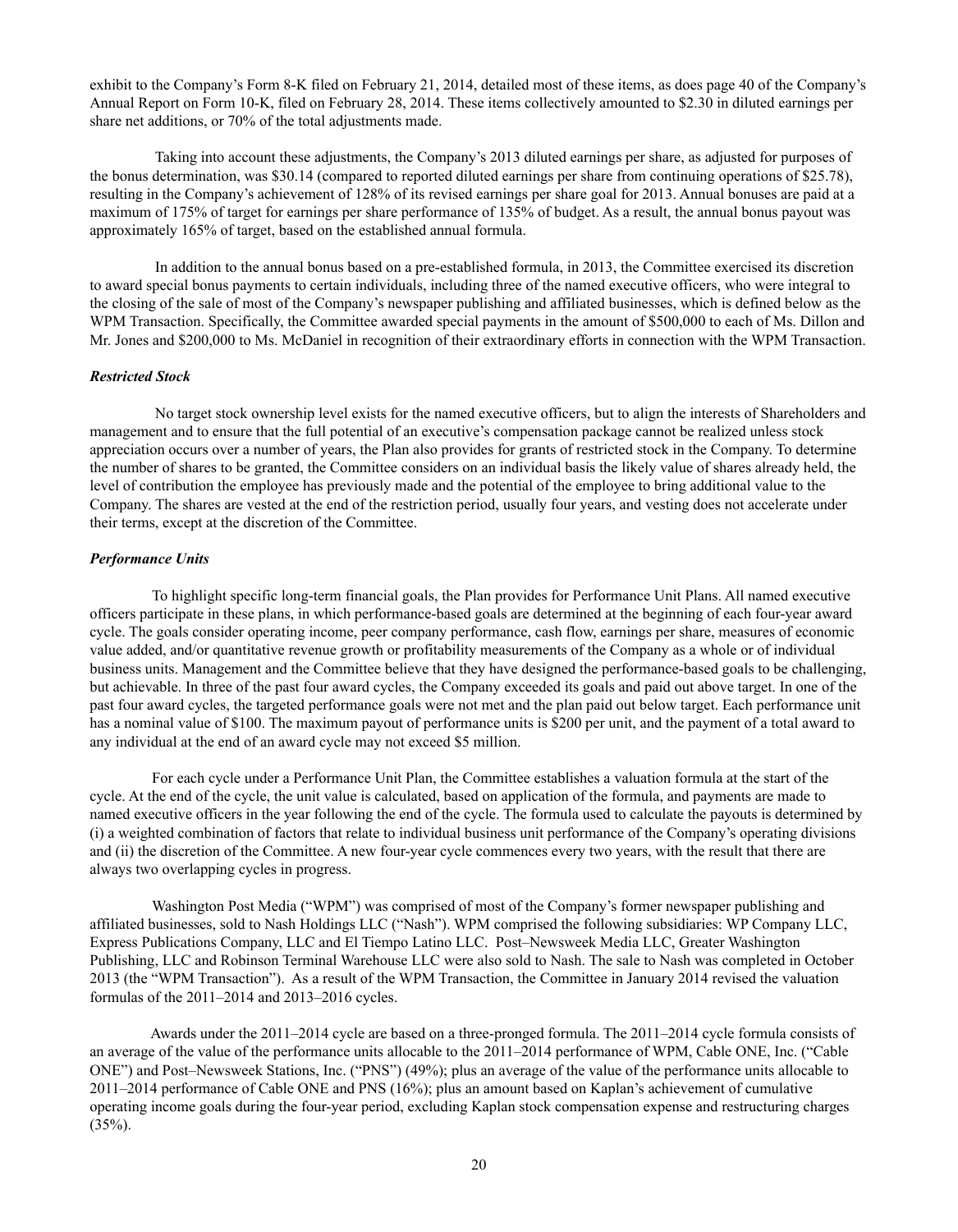exhibit to the Company's Form 8-K filed on February 21, 2014, detailed most of these items, as does page 40 of the Company's Annual Report on Form 10-K, filed on February 28, 2014. These items collectively amounted to $2.30 in diluted earnings per share net additions, or 70% of the total adjustments made.

Taking into account these adjustments, the Company's 2013 diluted earnings per share, as adjusted for purposes of the bonus determination, was $30.14 (compared to reported diluted earnings per share from continuing operations of $25.78), resulting in the Company's achievement of 128% of its revised earnings per share goal for 2013. Annual bonuses are paid at a maximum of 175% of target for earnings per share performance of 135% of budget. As a result, the annual bonus payout was approximately 165% of target, based on the established annual formula.

In addition to the annual bonus based on a pre-established formula, in 2013, the Committee exercised its discretion to award special bonus payments to certain individuals, including three of the named executive officers, who were integral to the closing of the sale of most of the Company's newspaper publishing and affiliated businesses, which is defined below as the WPM Transaction. Specifically, the Committee awarded special payments in the amount of $500,000 to each of Ms. Dillon and Mr. Jones and $200,000 to Ms. McDaniel in recognition of their extraordinary efforts in connection with the WPM Transaction.

***Restricted Stock***

No target stock ownership level exists for the named executive officers, but to align the interests of Shareholders and management and to ensure that the full potential of an executive's compensation package cannot be realized unless stock appreciation occurs over a number of years, the Plan also provides for grants of restricted stock in the Company. To determine the number of shares to be granted, the Committee considers on an individual basis the likely value of shares already held, the level of contribution the employee has previously made and the potential of the employee to bring additional value to the Company. The shares are vested at the end of the restriction period, usually four years, and vesting does not accelerate under their terms, except at the discretion of the Committee.

***Performance Units***

To highlight specific long-term financial goals, the Plan provides for Performance Unit Plans. All named executive officers participate in these plans, in which performance-based goals are determined at the beginning of each four-year award cycle. The goals consider operating income, peer company performance, cash flow, earnings per share, measures of economic value added, and/or quantitative revenue growth or profitability measurements of the Company as a whole or of individual business units. Management and the Committee believe that they have designed the performance-based goals to be challenging, but achievable. In three of the past four award cycles, the Company exceeded its goals and paid out above target. In one of the past four award cycles, the targeted performance goals were not met and the plan paid out below target. Each performance unit has a nominal value of $100. The maximum payout of performance units is $200 per unit, and the payment of a total award to any individual at the end of an award cycle may not exceed $5 million.

For each cycle under a Performance Unit Plan, the Committee establishes a valuation formula at the start of the cycle. At the end of the cycle, the unit value is calculated, based on application of the formula, and payments are made to named executive officers in the year following the end of the cycle. The formula used to calculate the payouts is determined by (i) a weighted combination of factors that relate to individual business unit performance of the Company's operating divisions and (ii) the discretion of the Committee. A new four-year cycle commences every two years, with the result that there are always two overlapping cycles in progress.

Washington Post Media ("WPM") was comprised of most of the Company's former newspaper publishing and affiliated businesses, sold to Nash Holdings LLC ("Nash"). WPM comprised the following subsidiaries: WP Company LLC, Express Publications Company, LLC and El Tiempo Latino LLC. Post–Newsweek Media LLC, Greater Washington Publishing, LLC and Robinson Terminal Warehouse LLC were also sold to Nash. The sale to Nash was completed in October 2013 (the "WPM Transaction"). As a result of the WPM Transaction, the Committee in January 2014 revised the valuation formulas of the 2011–2014 and 2013–2016 cycles.

Awards under the 2011–2014 cycle are based on a three-pronged formula. The 2011–2014 cycle formula consists of an average of the value of the performance units allocable to the 2011–2014 performance of WPM, Cable ONE, Inc. ("Cable ONE") and Post–Newsweek Stations, Inc. ("PNS") (49%); plus an average of the value of the performance units allocable to 2011–2014 performance of Cable ONE and PNS (16%); plus an amount based on Kaplan's achievement of cumulative operating income goals during the four-year period, excluding Kaplan stock compensation expense and restructuring charges (35%).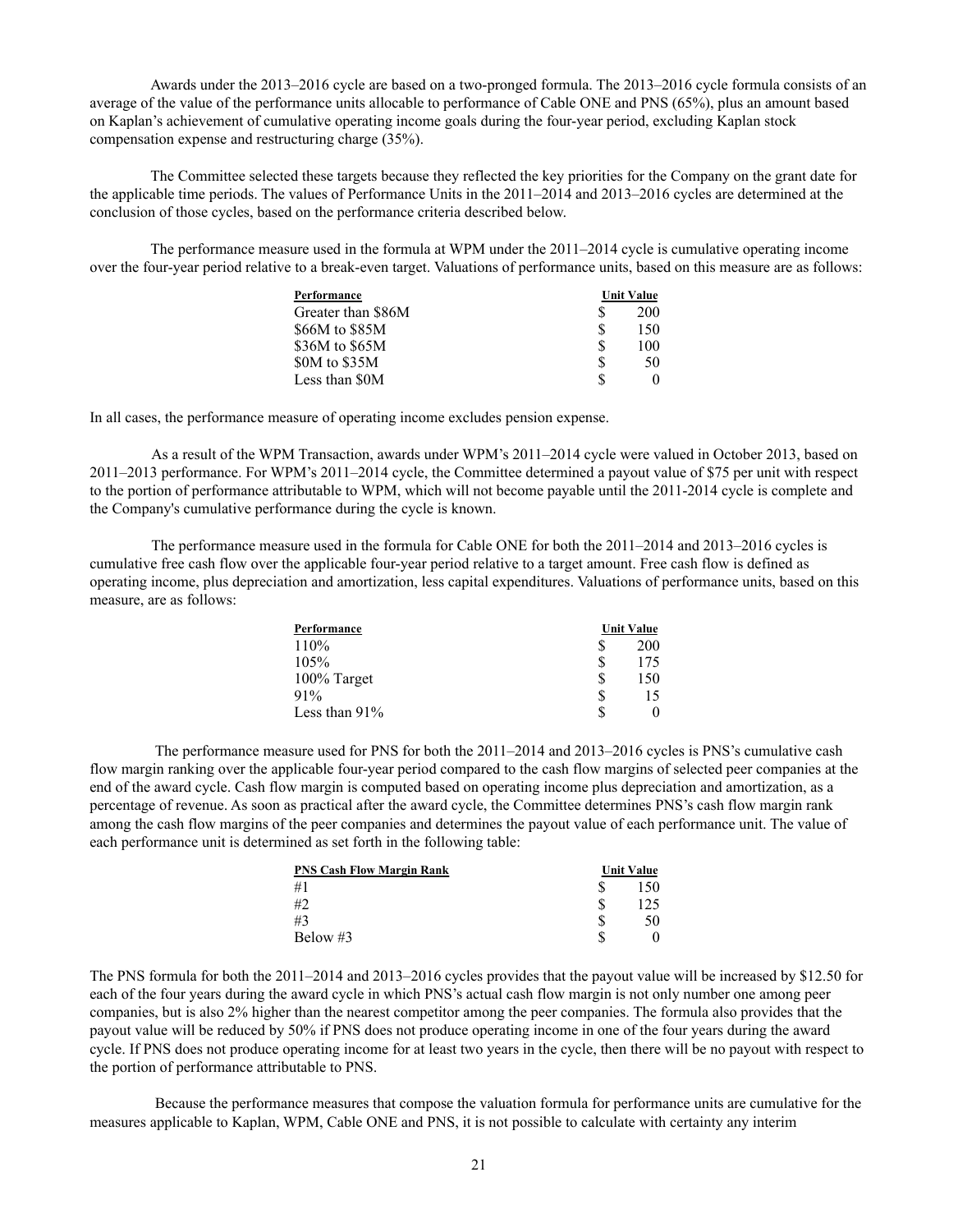Awards under the 2013–2016 cycle are based on a two-pronged formula. The 2013–2016 cycle formula consists of an average of the value of the performance units allocable to performance of Cable ONE and PNS (65%), plus an amount based on Kaplan's achievement of cumulative operating income goals during the four-year period, excluding Kaplan stock compensation expense and restructuring charge (35%).

The Committee selected these targets because they reflected the key priorities for the Company on the grant date for the applicable time periods. The values of Performance Units in the 2011–2014 and 2013–2016 cycles are determined at the conclusion of those cycles, based on the performance criteria described below.

The performance measure used in the formula at WPM under the 2011–2014 cycle is cumulative operating income over the four-year period relative to a break-even target. Valuations of performance units, based on this measure are as follows:

| Performance | Unit Value |
|---|---|
| Greater than $86M | $ 200 |
| $66M to $85M | $ 150 |
| $36M to $65M | $ 100 |
| $0M to $35M | $ 50 |
| Less than $0M | $ 0 |

In all cases, the performance measure of operating income excludes pension expense.

As a result of the WPM Transaction, awards under WPM's 2011–2014 cycle were valued in October 2013, based on 2011–2013 performance. For WPM's 2011–2014 cycle, the Committee determined a payout value of $75 per unit with respect to the portion of performance attributable to WPM, which will not become payable until the 2011-2014 cycle is complete and the Company's cumulative performance during the cycle is known.

The performance measure used in the formula for Cable ONE for both the 2011–2014 and 2013–2016 cycles is cumulative free cash flow over the applicable four-year period relative to a target amount. Free cash flow is defined as operating income, plus depreciation and amortization, less capital expenditures. Valuations of performance units, based on this measure, are as follows:

| Performance | Unit Value |
|---|---|
| 110% | $ 200 |
| 105% | $ 175 |
| 100% Target | $ 150 |
| 91% | $ 15 |
| Less than 91% | $ 0 |

The performance measure used for PNS for both the 2011–2014 and 2013–2016 cycles is PNS's cumulative cash flow margin ranking over the applicable four-year period compared to the cash flow margins of selected peer companies at the end of the award cycle. Cash flow margin is computed based on operating income plus depreciation and amortization, as a percentage of revenue. As soon as practical after the award cycle, the Committee determines PNS's cash flow margin rank among the cash flow margins of the peer companies and determines the payout value of each performance unit. The value of each performance unit is determined as set forth in the following table:

| PNS Cash Flow Margin Rank | Unit Value |
|---|---|
| #1 | $ 150 |
| #2 | $ 125 |
| #3 | $ 50 |
| Below #3 | $ 0 |

The PNS formula for both the 2011–2014 and 2013–2016 cycles provides that the payout value will be increased by $12.50 for each of the four years during the award cycle in which PNS's actual cash flow margin is not only number one among peer companies, but is also 2% higher than the nearest competitor among the peer companies. The formula also provides that the payout value will be reduced by 50% if PNS does not produce operating income in one of the four years during the award cycle. If PNS does not produce operating income for at least two years in the cycle, then there will be no payout with respect to the portion of performance attributable to PNS.

Because the performance measures that compose the valuation formula for performance units are cumulative for the measures applicable to Kaplan, WPM, Cable ONE and PNS, it is not possible to calculate with certainty any interim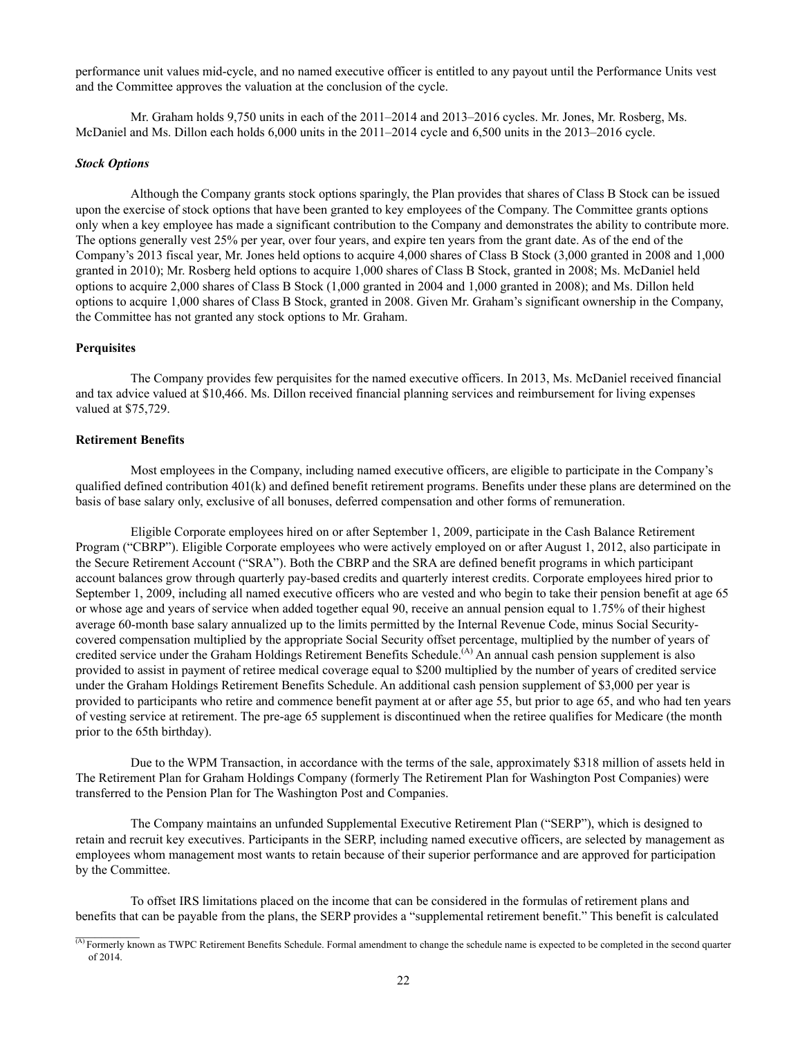performance unit values mid-cycle, and no named executive officer is entitled to any payout until the Performance Units vest and the Committee approves the valuation at the conclusion of the cycle.

Mr. Graham holds 9,750 units in each of the 2011–2014 and 2013–2016 cycles. Mr. Jones, Mr. Rosberg, Ms. McDaniel and Ms. Dillon each holds 6,000 units in the 2011–2014 cycle and 6,500 units in the 2013–2016 cycle.

***Stock Options***

Although the Company grants stock options sparingly, the Plan provides that shares of Class B Stock can be issued upon the exercise of stock options that have been granted to key employees of the Company. The Committee grants options only when a key employee has made a significant contribution to the Company and demonstrates the ability to contribute more. The options generally vest 25% per year, over four years, and expire ten years from the grant date. As of the end of the Company's 2013 fiscal year, Mr. Jones held options to acquire 4,000 shares of Class B Stock (3,000 granted in 2008 and 1,000 granted in 2010); Mr. Rosberg held options to acquire 1,000 shares of Class B Stock, granted in 2008; Ms. McDaniel held options to acquire 2,000 shares of Class B Stock (1,000 granted in 2004 and 1,000 granted in 2008); and Ms. Dillon held options to acquire 1,000 shares of Class B Stock, granted in 2008. Given Mr. Graham's significant ownership in the Company, the Committee has not granted any stock options to Mr. Graham.

**Perquisites**

The Company provides few perquisites for the named executive officers. In 2013, Ms. McDaniel received financial and tax advice valued at $10,466. Ms. Dillon received financial planning services and reimbursement for living expenses valued at $75,729.

**Retirement Benefits**

Most employees in the Company, including named executive officers, are eligible to participate in the Company's qualified defined contribution 401(k) and defined benefit retirement programs. Benefits under these plans are determined on the basis of base salary only, exclusive of all bonuses, deferred compensation and other forms of remuneration.

Eligible Corporate employees hired on or after September 1, 2009, participate in the Cash Balance Retirement Program ("CBRP"). Eligible Corporate employees who were actively employed on or after August 1, 2012, also participate in the Secure Retirement Account ("SRA"). Both the CBRP and the SRA are defined benefit programs in which participant account balances grow through quarterly pay-based credits and quarterly interest credits. Corporate employees hired prior to September 1, 2009, including all named executive officers who are vested and who begin to take their pension benefit at age 65 or whose age and years of service when added together equal 90, receive an annual pension equal to 1.75% of their highest average 60-month base salary annualized up to the limits permitted by the Internal Revenue Code, minus Social Security-covered compensation multiplied by the appropriate Social Security offset percentage, multiplied by the number of years of credited service under the Graham Holdings Retirement Benefits Schedule.[(A)] An annual cash pension supplement is also provided to assist in payment of retiree medical coverage equal to $200 multiplied by the number of years of credited service under the Graham Holdings Retirement Benefits Schedule. An additional cash pension supplement of $3,000 per year is provided to participants who retire and commence benefit payment at or after age 55, but prior to age 65, and who had ten years of vesting service at retirement. The pre-age 65 supplement is discontinued when the retiree qualifies for Medicare (the month prior to the 65th birthday).

Due to the WPM Transaction, in accordance with the terms of the sale, approximately $318 million of assets held in The Retirement Plan for Graham Holdings Company (formerly The Retirement Plan for Washington Post Companies) were transferred to the Pension Plan for The Washington Post and Companies.

The Company maintains an unfunded Supplemental Executive Retirement Plan ("SERP"), which is designed to retain and recruit key executives. Participants in the SERP, including named executive officers, are selected by management as employees whom management most wants to retain because of their superior performance and are approved for participation by the Committee.

To offset IRS limitations placed on the income that can be considered in the formulas of retirement plans and benefits that can be payable from the plans, the SERP provides a "supplemental retirement benefit." This benefit is calculated

(A) Formerly known as TWPC Retirement Benefits Schedule. Formal amendment to change the schedule name is expected to be completed in the second quarter of 2014.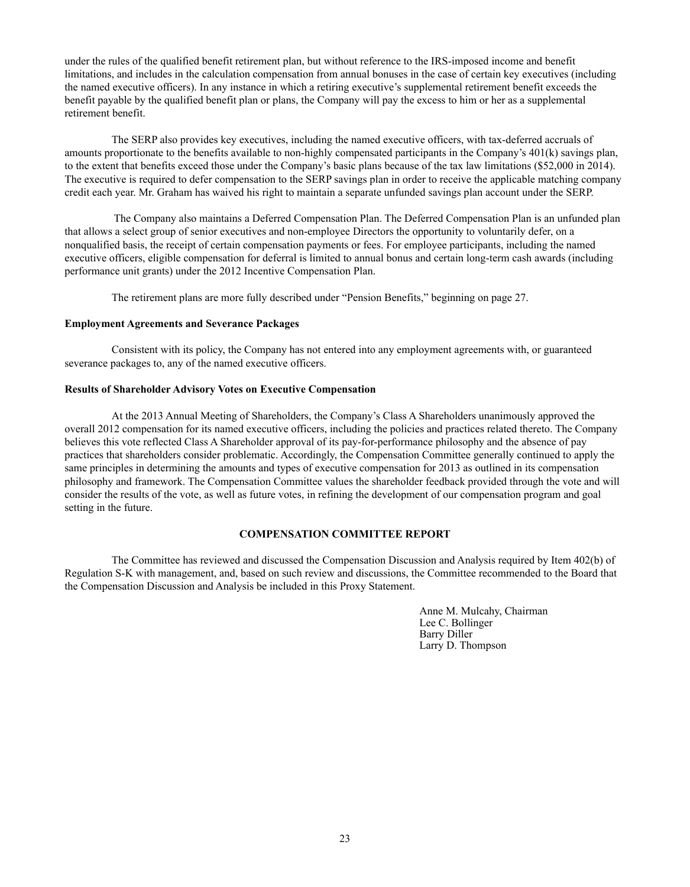under the rules of the qualified benefit retirement plan, but without reference to the IRS-imposed income and benefit limitations, and includes in the calculation compensation from annual bonuses in the case of certain key executives (including the named executive officers). In any instance in which a retiring executive's supplemental retirement benefit exceeds the benefit payable by the qualified benefit plan or plans, the Company will pay the excess to him or her as a supplemental retirement benefit.

The SERP also provides key executives, including the named executive officers, with tax-deferred accruals of amounts proportionate to the benefits available to non-highly compensated participants in the Company's 401(k) savings plan, to the extent that benefits exceed those under the Company's basic plans because of the tax law limitations ($52,000 in 2014). The executive is required to defer compensation to the SERP savings plan in order to receive the applicable matching company credit each year. Mr. Graham has waived his right to maintain a separate unfunded savings plan account under the SERP.

The Company also maintains a Deferred Compensation Plan. The Deferred Compensation Plan is an unfunded plan that allows a select group of senior executives and non-employee Directors the opportunity to voluntarily defer, on a nonqualified basis, the receipt of certain compensation payments or fees. For employee participants, including the named executive officers, eligible compensation for deferral is limited to annual bonus and certain long-term cash awards (including performance unit grants) under the 2012 Incentive Compensation Plan.

The retirement plans are more fully described under "Pension Benefits," beginning on page 27.

**Employment Agreements and Severance Packages**

Consistent with its policy, the Company has not entered into any employment agreements with, or guaranteed severance packages to, any of the named executive officers.

**Results of Shareholder Advisory Votes on Executive Compensation**

At the 2013 Annual Meeting of Shareholders, the Company's Class A Shareholders unanimously approved the overall 2012 compensation for its named executive officers, including the policies and practices related thereto. The Company believes this vote reflected Class A Shareholder approval of its pay-for-performance philosophy and the absence of pay practices that shareholders consider problematic. Accordingly, the Compensation Committee generally continued to apply the same principles in determining the amounts and types of executive compensation for 2013 as outlined in its compensation philosophy and framework. The Compensation Committee values the shareholder feedback provided through the vote and will consider the results of the vote, as well as future votes, in refining the development of our compensation program and goal setting in the future.

## COMPENSATION COMMITTEE REPORT

The Committee has reviewed and discussed the Compensation Discussion and Analysis required by Item 402(b) of Regulation S-K with management, and, based on such review and discussions, the Committee recommended to the Board that the Compensation Discussion and Analysis be included in this Proxy Statement.

Anne M. Mulcahy, Chairman
Lee C. Bollinger
Barry Diller
Larry D. Thompson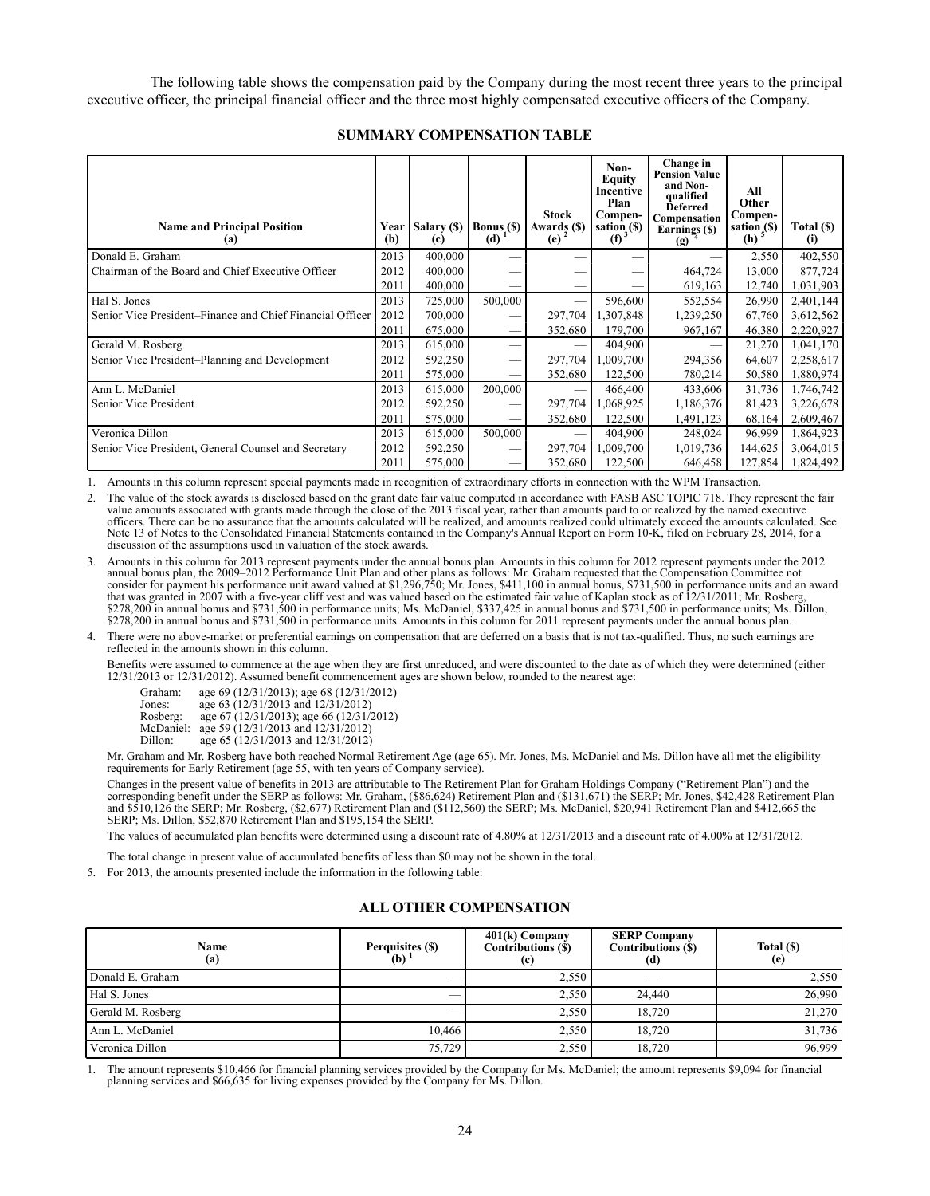The following table shows the compensation paid by the Company during the most recent three years to the principal executive officer, the principal financial officer and the three most highly compensated executive officers of the Company.

## SUMMARY COMPENSATION TABLE

| Name and Principal Position (a) | Year (b) | Salary ($) (c) | Bonus ($) (d) [1] | Stock Awards ($) (e) [2] | Non-Equity Incentive Plan Compensation ($) (f) [3] | Change in Pension Value and Non-qualified Deferred Compensation Earnings ($) (g) [4] | All Other Compensation ($) (h) [5] | Total ($) (i) |
|---|---|---|---|---|---|---|---|---|
| Donald E. Graham | 2013 | 400,000 | — | — | — | — | 2,550 | 402,550 |
| Chairman of the Board and Chief Executive Officer | 2012 | 400,000 | — | — | — | 464,724 | 13,000 | 877,724 |
| | 2011 | 400,000 | — | — | — | 619,163 | 12,740 | 1,031,903 |
| Hal S. Jones | 2013 | 725,000 | 500,000 | — | 596,600 | 552,554 | 26,990 | 2,401,144 |
| Senior Vice President–Finance and Chief Financial Officer | 2012 | 700,000 | — | 297,704 | 1,307,848 | 1,239,250 | 67,760 | 3,612,562 |
| | 2011 | 675,000 | — | 352,680 | 179,700 | 967,167 | 46,380 | 2,220,927 |
| Gerald M. Rosberg | 2013 | 615,000 | — | — | 404,900 | — | 21,270 | 1,041,170 |
| Senior Vice President–Planning and Development | 2012 | 592,250 | — | 297,704 | 1,009,700 | 294,356 | 64,607 | 2,258,617 |
| | 2011 | 575,000 | — | 352,680 | 122,500 | 780,214 | 50,580 | 1,880,974 |
| Ann L. McDaniel | 2013 | 615,000 | 200,000 | — | 466,400 | 433,606 | 31,736 | 1,746,742 |
| Senior Vice President | 2012 | 592,250 | — | 297,704 | 1,068,925 | 1,186,376 | 81,423 | 3,226,678 |
| | 2011 | 575,000 | — | 352,680 | 122,500 | 1,491,123 | 68,164 | 2,609,467 |
| Veronica Dillon | 2013 | 615,000 | 500,000 | — | 404,900 | 248,024 | 96,999 | 1,864,923 |
| Senior Vice President, General Counsel and Secretary | 2012 | 592,250 | — | 297,704 | 1,009,700 | 1,019,736 | 144,625 | 3,064,015 |
| | 2011 | 575,000 | — | 352,680 | 122,500 | 646,458 | 127,854 | 1,824,492 |

1. Amounts in this column represent special payments made in recognition of extraordinary efforts in connection with the WPM Transaction.

2. The value of the stock awards is disclosed based on the grant date fair value computed in accordance with FASB ASC TOPIC 718. They represent the fair value amounts associated with grants made through the close of the 2013 fiscal year, rather than amounts paid to or realized by the named executive officers. There can be no assurance that the amounts calculated will be realized, and amounts realized could ultimately exceed the amounts calculated. See Note 13 of Notes to the Consolidated Financial Statements contained in the Company's Annual Report on Form 10-K, filed on February 28, 2014, for a discussion of the assumptions used in valuation of the stock awards.

3. Amounts in this column for 2013 represent payments under the annual bonus plan. Amounts in this column for 2012 represent payments under the 2012 annual bonus plan, the 2009–2012 Performance Unit Plan and other plans as follows: Mr. Graham requested that the Compensation Committee not consider for payment his performance unit award valued at $1,296,750; Mr. Jones, $411,100 in annual bonus, $731,500 in performance units and an award that was granted in 2007 with a five-year cliff vest and was valued based on the estimated fair value of Kaplan stock as of 12/31/2011; Mr. Rosberg, $278,200 in annual bonus and $731,500 in performance units; Ms. McDaniel, $337,425 in annual bonus and $731,500 in performance units; Ms. Dillon, $278,200 in annual bonus and $731,500 in performance units. Amounts in this column for 2011 represent payments under the annual bonus plan.

4. There were no above-market or preferential earnings on compensation that are deferred on a basis that is not tax-qualified. Thus, no such earnings are reflected in the amounts shown in this column.

   Benefits were assumed to commence at the age when they are first unreduced, and were discounted to the date as of which they were determined (either 12/31/2013 or 12/31/2012). Assumed benefit commencement ages are shown below, rounded to the nearest age:

   Graham: age 69 (12/31/2013); age 68 (12/31/2012)
   Jones: age 63 (12/31/2013 and 12/31/2012)
   Rosberg: age 67 (12/31/2013); age 66 (12/31/2012)
   McDaniel: age 59 (12/31/2013 and 12/31/2012)
   Dillon: age 65 (12/31/2013 and 12/31/2012)

   Mr. Graham and Mr. Rosberg have both reached Normal Retirement Age (age 65). Mr. Jones, Ms. McDaniel and Ms. Dillon have all met the eligibility requirements for Early Retirement (age 55, with ten years of Company service).

   Changes in the present value of benefits in 2013 are attributable to The Retirement Plan for Graham Holdings Company ("Retirement Plan") and the corresponding benefit under the SERP as follows: Mr. Graham, ($86,624) Retirement Plan and ($131,671) the SERP; Mr. Jones, $42,428 Retirement Plan and $510,126 the SERP; Mr. Rosberg, ($2,677) Retirement Plan and ($112,560) the SERP; Ms. McDaniel, $20,941 Retirement Plan and $412,665 the SERP; Ms. Dillon, $52,870 Retirement Plan and $195,154 the SERP.

   The values of accumulated plan benefits were determined using a discount rate of 4.80% at 12/31/2013 and a discount rate of 4.00% at 12/31/2012.

   The total change in present value of accumulated benefits of less than $0 may not be shown in the total.

5. For 2013, the amounts presented include the information in the following table:

## ALL OTHER COMPENSATION

| Name (a) | Perquisites ($) (b) [1] | 401(k) Company Contributions ($) (c) | SERP Company Contributions ($) (d) | Total ($) (e) |
|---|---|---|---|---|
| Donald E. Graham | — | 2,550 | — | 2,550 |
| Hal S. Jones | — | 2,550 | 24,440 | 26,990 |
| Gerald M. Rosberg | — | 2,550 | 18,720 | 21,270 |
| Ann L. McDaniel | 10,466 | 2,550 | 18,720 | 31,736 |
| Veronica Dillon | 75,729 | 2,550 | 18,720 | 96,999 |

1. The amount represents $10,466 for financial planning services provided by the Company for Ms. McDaniel; the amount represents $9,094 for financial planning services and $66,635 for living expenses provided by the Company for Ms. Dillon.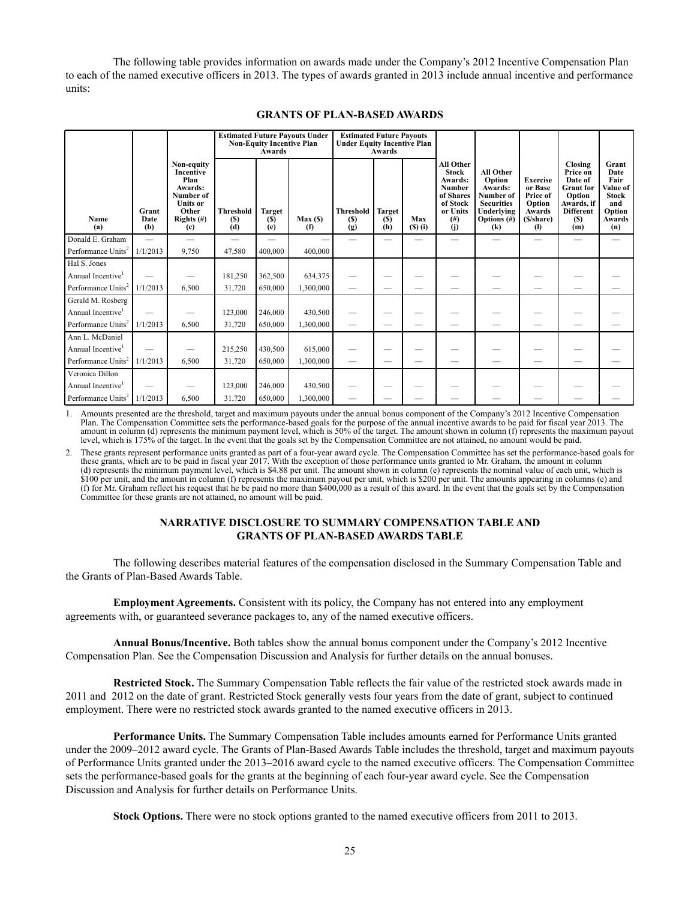The following table provides information on awards made under the Company's 2012 Incentive Compensation Plan to each of the named executive officers in 2013. The types of awards granted in 2013 include annual incentive and performance units:

## GRANTS OF PLAN-BASED AWARDS

| | | | Estimated Future Payouts Under Non-Equity Incentive Plan Awards | | | Estimated Future Payouts Under Equity Incentive Plan Awards | | | | | | | |
|---|---|---|---|---|---|---|---|---|---|---|---|---|---|
| Name (a) | Grant Date (b) | Non-equity Incentive Plan Awards: Number of Units or Other Rights (#) (c) | Threshold ($) (d) | Target ($) (e) | Max ($) (f) | Threshold ($) (g) | Target ($) (h) | Max ($) (i) | All Other Stock Awards: Number of Shares of Stock or Units (#) (j) | All Other Option Awards: Number of Securities Underlying Options (#) (k) | Exercise or Base Price of Option Awards ($/share) (l) | Closing Price on Date of Grant for Option Awards, if Different ($) (m) | Grant Date Fair Value of Stock and Option Awards (n) |
| Donald E. Graham | — | — | — | — | — | — | — | — | — | — | — | — | — |
| Performance Units[2] | 1/1/2013 | 9,750 | 47,580 | 400,000 | 400,000 | | | | | | | | |
| Hal S. Jones | | | | | | | | | | | | | |
| Annual Incentive[1] | — | — | 181,250 | 362,500 | 634,375 | — | — | — | — | — | — | — | — |
| Performance Units[2] | 1/1/2013 | 6,500 | 31,720 | 650,000 | 1,300,000 | — | — | — | — | — | — | — | — |
| Gerald M. Rosberg | | | | | | | | | | | | | |
| Annual Incentive[1] | — | — | 123,000 | 246,000 | 430,500 | — | — | — | — | — | — | — | — |
| Performance Units[2] | 1/1/2013 | 6,500 | 31,720 | 650,000 | 1,300,000 | — | — | — | — | — | — | — | — |
| Ann L. McDaniel | | | | | | | | | | | | | |
| Annual Incentive[1] | — | — | 215,250 | 430,500 | 615,000 | — | — | — | — | — | — | — | — |
| Performance Units[2] | 1/1/2013 | 6,500 | 31,720 | 650,000 | 1,300,000 | — | — | — | — | — | — | — | — |
| Veronica Dillon | | | | | | | | | | | | | |
| Annual Incentive[1] | — | — | 123,000 | 246,000 | 430,500 | — | — | — | — | — | — | — | — |
| Performance Units[2] | 1/1/2013 | 6,500 | 31,720 | 650,000 | 1,300,000 | — | — | — | — | — | — | — | — |

1. Amounts presented are the threshold, target and maximum payouts under the annual bonus component of the Company's 2012 Incentive Compensation Plan. The Compensation Committee sets the performance-based goals for the purpose of the annual incentive awards to be paid for fiscal year 2013. The amount in column (d) represents the minimum payment level, which is 50% of the target. The amount shown in column (f) represents the maximum payout level, which is 175% of the target. In the event that the goals set by the Compensation Committee are not attained, no amount would be paid.

2. These grants represent performance units granted as part of a four-year award cycle. The Compensation Committee has set the performance-based goals for these grants, which are to be paid in fiscal year 2017. With the exception of those performance units granted to Mr. Graham, the amount in column (d) represents the minimum payment level, which is $4.88 per unit. The amount shown in column (e) represents the nominal value of each unit, which is $100 per unit, and the amount in column (f) represents the maximum payout per unit, which is $200 per unit. The amounts appearing in columns (e) and (f) for Mr. Graham reflect his request that he be paid no more than $400,000 as a result of this award. In the event that the goals set by the Compensation Committee for these grants are not attained, no amount will be paid.

## NARRATIVE DISCLOSURE TO SUMMARY COMPENSATION TABLE AND GRANTS OF PLAN-BASED AWARDS TABLE

The following describes material features of the compensation disclosed in the Summary Compensation Table and the Grants of Plan-Based Awards Table.

**Employment Agreements.** Consistent with its policy, the Company has not entered into any employment agreements with, or guaranteed severance packages to, any of the named executive officers.

**Annual Bonus/Incentive.** Both tables show the annual bonus component under the Company's 2012 Incentive Compensation Plan. See the Compensation Discussion and Analysis for further details on the annual bonuses.

**Restricted Stock.** The Summary Compensation Table reflects the fair value of the restricted stock awards made in 2011 and 2012 on the date of grant. Restricted Stock generally vests four years from the date of grant, subject to continued employment. There were no restricted stock awards granted to the named executive officers in 2013.

**Performance Units.** The Summary Compensation Table includes amounts earned for Performance Units granted under the 2009–2012 award cycle. The Grants of Plan-Based Awards Table includes the threshold, target and maximum payouts of Performance Units granted under the 2013–2016 award cycle to the named executive officers. The Compensation Committee sets the performance-based goals for the grants at the beginning of each four-year award cycle. See the Compensation Discussion and Analysis for further details on Performance Units.

**Stock Options.** There were no stock options granted to the named executive officers from 2011 to 2013.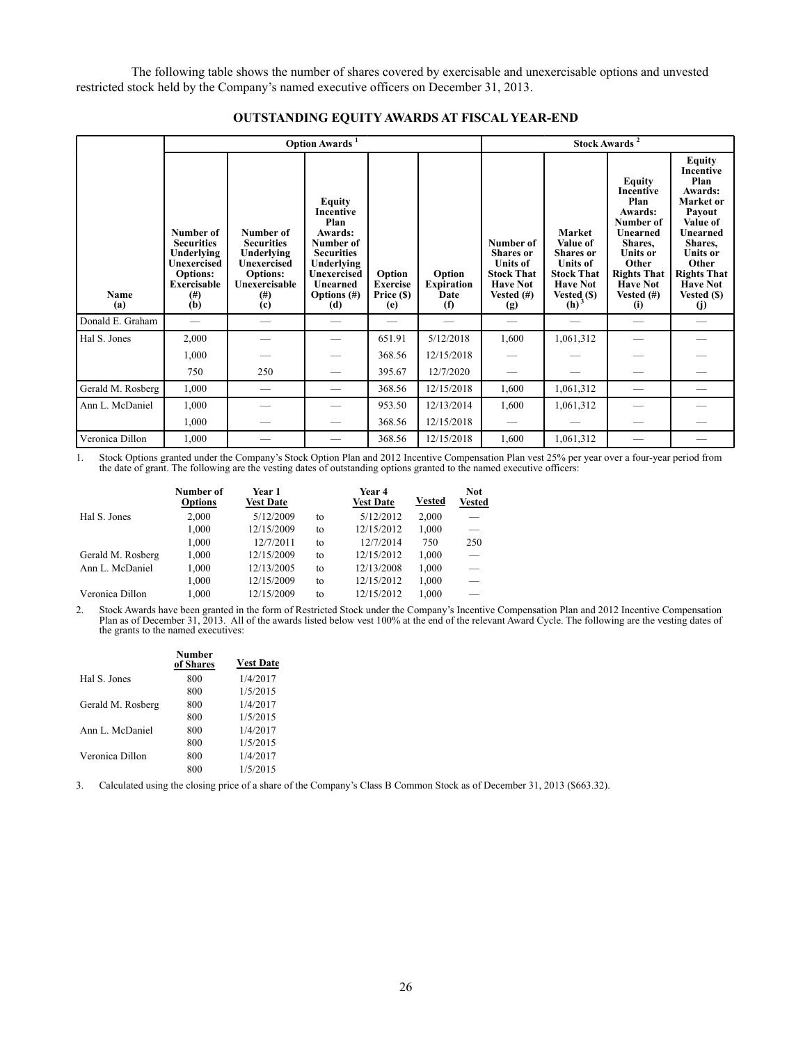The following table shows the number of shares covered by exercisable and unexercisable options and unvested restricted stock held by the Company's named executive officers on December 31, 2013.

## OUTSTANDING EQUITY AWARDS AT FISCAL YEAR-END

| | Option Awards [1] | | | | | Stock Awards [2] | | | |
|---|---|---|---|---|---|---|---|---|---|
| Name (a) | Number of Securities Underlying Unexercised Options: Exercisable (#) (b) | Number of Securities Underlying Unexercised Options: Unexercisable (#) (c) | Equity Incentive Plan Awards: Number of Securities Underlying Unexercised Unearned Options (#) (d) | Option Exercise Price ($) (e) | Option Expiration Date (f) | Number of Shares or Units of Stock That Have Not Vested (#) (g) | Market Value of Shares or Units of Stock That Have Not Vested ($) (h) [3] | Equity Incentive Plan Awards: Number of Unearned Shares, Units or Other Rights That Have Not Vested (#) (i) | Equity Incentive Plan Awards: Market or Payout Value of Unearned Shares, Units or Other Rights That Have Not Vested ($) (j) |
| Donald E. Graham | — | — | — | — | — | — | — | — | — |
| Hal S. Jones | 2,000 | — | — | 651.91 | 5/12/2018 | 1,600 | 1,061,312 | — | — |
| | 1,000 | — | — | 368.56 | 12/15/2018 | — | — | — | — |
| | 750 | 250 | — | 395.67 | 12/7/2020 | — | — | — | — |
| Gerald M. Rosberg | 1,000 | — | — | 368.56 | 12/15/2018 | 1,600 | 1,061,312 | — | — |
| Ann L. McDaniel | 1,000 | — | — | 953.50 | 12/13/2014 | 1,600 | 1,061,312 | — | — |
| | 1,000 | — | — | 368.56 | 12/15/2018 | — | — | — | — |
| Veronica Dillon | 1,000 | — | — | 368.56 | 12/15/2018 | 1,600 | 1,061,312 | — | — |

1. Stock Options granted under the Company's Stock Option Plan and 2012 Incentive Compensation Plan vest 25% per year over a four-year period from the date of grant. The following are the vesting dates of outstanding options granted to the named executive officers:

| | Number of Options | Year 1 Vest Date | | Year 4 Vest Date | Vested | Not Vested |
|---|---|---|---|---|---|---|
| Hal S. Jones | 2,000 | 5/12/2009 | to | 5/12/2012 | 2,000 | — |
| | 1,000 | 12/15/2009 | to | 12/15/2012 | 1,000 | — |
| | 1,000 | 12/7/2011 | to | 12/7/2014 | 750 | 250 |
| Gerald M. Rosberg | 1,000 | 12/15/2009 | to | 12/15/2012 | 1,000 | — |
| Ann L. McDaniel | 1,000 | 12/13/2005 | to | 12/13/2008 | 1,000 | — |
| | 1,000 | 12/15/2009 | to | 12/15/2012 | 1,000 | — |
| Veronica Dillon | 1,000 | 12/15/2009 | to | 12/15/2012 | 1,000 | — |

2. Stock Awards have been granted in the form of Restricted Stock under the Company's Incentive Compensation Plan and 2012 Incentive Compensation Plan as of December 31, 2013. All of the awards listed below vest 100% at the end of the relevant Award Cycle. The following are the vesting dates of the grants to the named executives:

| | Number of Shares | Vest Date |
|---|---|---|
| Hal S. Jones | 800 | 1/4/2017 |
| | 800 | 1/5/2015 |
| Gerald M. Rosberg | 800 | 1/4/2017 |
| | 800 | 1/5/2015 |
| Ann L. McDaniel | 800 | 1/4/2017 |
| | 800 | 1/5/2015 |
| Veronica Dillon | 800 | 1/4/2017 |
| | 800 | 1/5/2015 |

3. Calculated using the closing price of a share of the Company's Class B Common Stock as of December 31, 2013 ($663.32).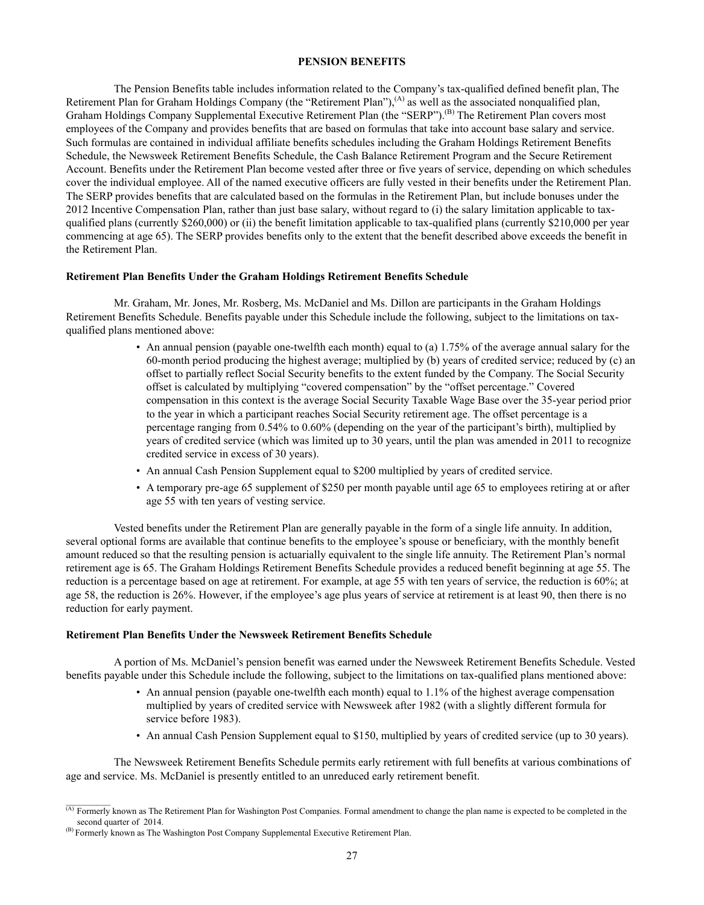# PENSION BENEFITS

The Pension Benefits table includes information related to the Company's tax-qualified defined benefit plan, The Retirement Plan for Graham Holdings Company (the "Retirement Plan"),[(A)] as well as the associated nonqualified plan, Graham Holdings Company Supplemental Executive Retirement Plan (the "SERP").[(B)] The Retirement Plan covers most employees of the Company and provides benefits that are based on formulas that take into account base salary and service. Such formulas are contained in individual affiliate benefits schedules including the Graham Holdings Retirement Benefits Schedule, the Newsweek Retirement Benefits Schedule, the Cash Balance Retirement Program and the Secure Retirement Account. Benefits under the Retirement Plan become vested after three or five years of service, depending on which schedules cover the individual employee. All of the named executive officers are fully vested in their benefits under the Retirement Plan. The SERP provides benefits that are calculated based on the formulas in the Retirement Plan, but include bonuses under the 2012 Incentive Compensation Plan, rather than just base salary, without regard to (i) the salary limitation applicable to tax-qualified plans (currently $260,000) or (ii) the benefit limitation applicable to tax-qualified plans (currently $210,000 per year commencing at age 65). The SERP provides benefits only to the extent that the benefit described above exceeds the benefit in the Retirement Plan.

### Retirement Plan Benefits Under the Graham Holdings Retirement Benefits Schedule

Mr. Graham, Mr. Jones, Mr. Rosberg, Ms. McDaniel and Ms. Dillon are participants in the Graham Holdings Retirement Benefits Schedule. Benefits payable under this Schedule include the following, subject to the limitations on tax-qualified plans mentioned above:

- An annual pension (payable one-twelfth each month) equal to (a) 1.75% of the average annual salary for the 60-month period producing the highest average; multiplied by (b) years of credited service; reduced by (c) an offset to partially reflect Social Security benefits to the extent funded by the Company. The Social Security offset is calculated by multiplying "covered compensation" by the "offset percentage." Covered compensation in this context is the average Social Security Taxable Wage Base over the 35-year period prior to the year in which a participant reaches Social Security retirement age. The offset percentage is a percentage ranging from 0.54% to 0.60% (depending on the year of the participant's birth), multiplied by years of credited service (which was limited up to 30 years, until the plan was amended in 2011 to recognize credited service in excess of 30 years).
- An annual Cash Pension Supplement equal to $200 multiplied by years of credited service.
- A temporary pre-age 65 supplement of $250 per month payable until age 65 to employees retiring at or after age 55 with ten years of vesting service.

Vested benefits under the Retirement Plan are generally payable in the form of a single life annuity. In addition, several optional forms are available that continue benefits to the employee's spouse or beneficiary, with the monthly benefit amount reduced so that the resulting pension is actuarially equivalent to the single life annuity. The Retirement Plan's normal retirement age is 65. The Graham Holdings Retirement Benefits Schedule provides a reduced benefit beginning at age 55. The reduction is a percentage based on age at retirement. For example, at age 55 with ten years of service, the reduction is 60%; at age 58, the reduction is 26%. However, if the employee's age plus years of service at retirement is at least 90, then there is no reduction for early payment.

### Retirement Plan Benefits Under the Newsweek Retirement Benefits Schedule

A portion of Ms. McDaniel's pension benefit was earned under the Newsweek Retirement Benefits Schedule. Vested benefits payable under this Schedule include the following, subject to the limitations on tax-qualified plans mentioned above:

- An annual pension (payable one-twelfth each month) equal to 1.1% of the highest average compensation multiplied by years of credited service with Newsweek after 1982 (with a slightly different formula for service before 1983).
- An annual Cash Pension Supplement equal to $150, multiplied by years of credited service (up to 30 years).

The Newsweek Retirement Benefits Schedule permits early retirement with full benefits at various combinations of age and service. Ms. McDaniel is presently entitled to an unreduced early retirement benefit.

---

[(A)] Formerly known as The Retirement Plan for Washington Post Companies. Formal amendment to change the plan name is expected to be completed in the second quarter of 2014.

[(B)] Formerly known as The Washington Post Company Supplemental Executive Retirement Plan.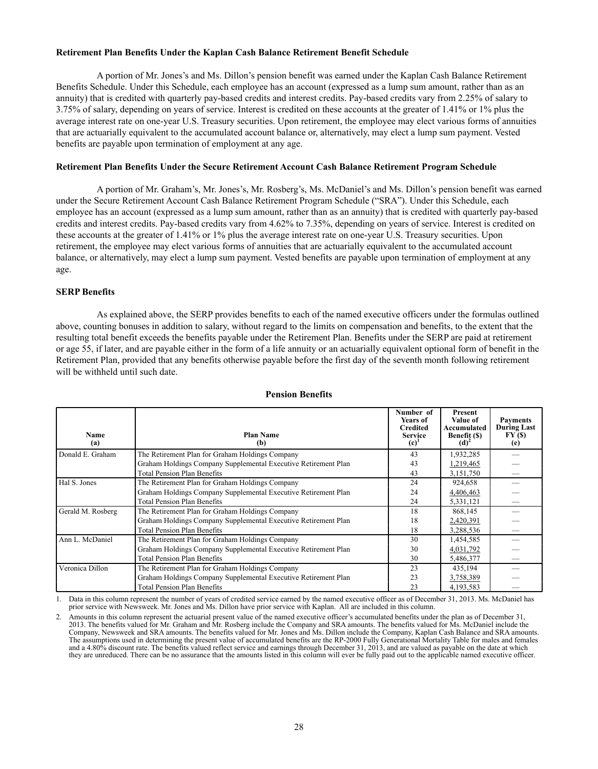**Retirement Plan Benefits Under the Kaplan Cash Balance Retirement Benefit Schedule**

A portion of Mr. Jones's and Ms. Dillon's pension benefit was earned under the Kaplan Cash Balance Retirement Benefits Schedule. Under this Schedule, each employee has an account (expressed as a lump sum amount, rather than as an annuity) that is credited with quarterly pay-based credits and interest credits. Pay-based credits vary from 2.25% of salary to 3.75% of salary, depending on years of service. Interest is credited on these accounts at the greater of 1.41% or 1% plus the average interest rate on one-year U.S. Treasury securities. Upon retirement, the employee may elect various forms of annuities that are actuarially equivalent to the accumulated account balance or, alternatively, may elect a lump sum payment. Vested benefits are payable upon termination of employment at any age.

**Retirement Plan Benefits Under the Secure Retirement Account Cash Balance Retirement Program Schedule**

A portion of Mr. Graham's, Mr. Jones's, Mr. Rosberg's, Ms. McDaniel's and Ms. Dillon's pension benefit was earned under the Secure Retirement Account Cash Balance Retirement Program Schedule ("SRA"). Under this Schedule, each employee has an account (expressed as a lump sum amount, rather than as an annuity) that is credited with quarterly pay-based credits and interest credits. Pay-based credits vary from 4.62% to 7.35%, depending on years of service. Interest is credited on these accounts at the greater of 1.41% or 1% plus the average interest rate on one-year U.S. Treasury securities. Upon retirement, the employee may elect various forms of annuities that are actuarially equivalent to the accumulated account balance, or alternatively, may elect a lump sum payment. Vested benefits are payable upon termination of employment at any age.

**SERP Benefits**

As explained above, the SERP provides benefits to each of the named executive officers under the formulas outlined above, counting bonuses in addition to salary, without regard to the limits on compensation and benefits, to the extent that the resulting total benefit exceeds the benefits payable under the Retirement Plan. Benefits under the SERP are paid at retirement or age 55, if later, and are payable either in the form of a life annuity or an actuarially equivalent optional form of benefit in the Retirement Plan, provided that any benefits otherwise payable before the first day of the seventh month following retirement will be withheld until such date.

**Pension Benefits**

| Name (a) | Plan Name (b) | Number of Years of Credited Service (c)[1] | Present Value of Accumulated Benefit ($) (d)[2] | Payments During Last FY ($) (e) |
|---|---|---|---|---|
| Donald E. Graham | The Retirement Plan for Graham Holdings Company | 43 | 1,932,285 | — |
| | Graham Holdings Company Supplemental Executive Retirement Plan | 43 | 1,219,465 | — |
| | Total Pension Plan Benefits | 43 | 3,151,750 | — |
| Hal S. Jones | The Retirement Plan for Graham Holdings Company | 24 | 924,658 | — |
| | Graham Holdings Company Supplemental Executive Retirement Plan | 24 | 4,406,463 | — |
| | Total Pension Plan Benefits | 24 | 5,331,121 | — |
| Gerald M. Rosberg | The Retirement Plan for Graham Holdings Company | 18 | 868,145 | — |
| | Graham Holdings Company Supplemental Executive Retirement Plan | 18 | 2,420,391 | — |
| | Total Pension Plan Benefits | 18 | 3,288,536 | — |
| Ann L. McDaniel | The Retirement Plan for Graham Holdings Company | 30 | 1,454,585 | — |
| | Graham Holdings Company Supplemental Executive Retirement Plan | 30 | 4,031,792 | — |
| | Total Pension Plan Benefits | 30 | 5,486,377 | — |
| Veronica Dillon | The Retirement Plan for Graham Holdings Company | 23 | 435,194 | — |
| | Graham Holdings Company Supplemental Executive Retirement Plan | 23 | 3,758,389 | — |
| | Total Pension Plan Benefits | 23 | 4,193,583 | — |

1. Data in this column represent the number of years of credited service earned by the named executive officer as of December 31, 2013. Ms. McDaniel has prior service with Newsweek. Mr. Jones and Ms. Dillon have prior service with Kaplan. All are included in this column.

2. Amounts in this column represent the actuarial present value of the named executive officer's accumulated benefits under the plan as of December 31, 2013. The benefits valued for Mr. Graham and Mr. Rosberg include the Company and SRA amounts. The benefits valued for Ms. McDaniel include the Company, Newsweek and SRA amounts. The benefits valued for Mr. Jones and Ms. Dillon include the Company, Kaplan Cash Balance and SRA amounts. The assumptions used in determining the present value of accumulated benefits are the RP-2000 Fully Generational Mortality Table for males and females and a 4.80% discount rate. The benefits valued reflect service and earnings through December 31, 2013, and are valued as payable on the date at which they are unreduced. There can be no assurance that the amounts listed in this column will ever be fully paid out to the applicable named executive officer.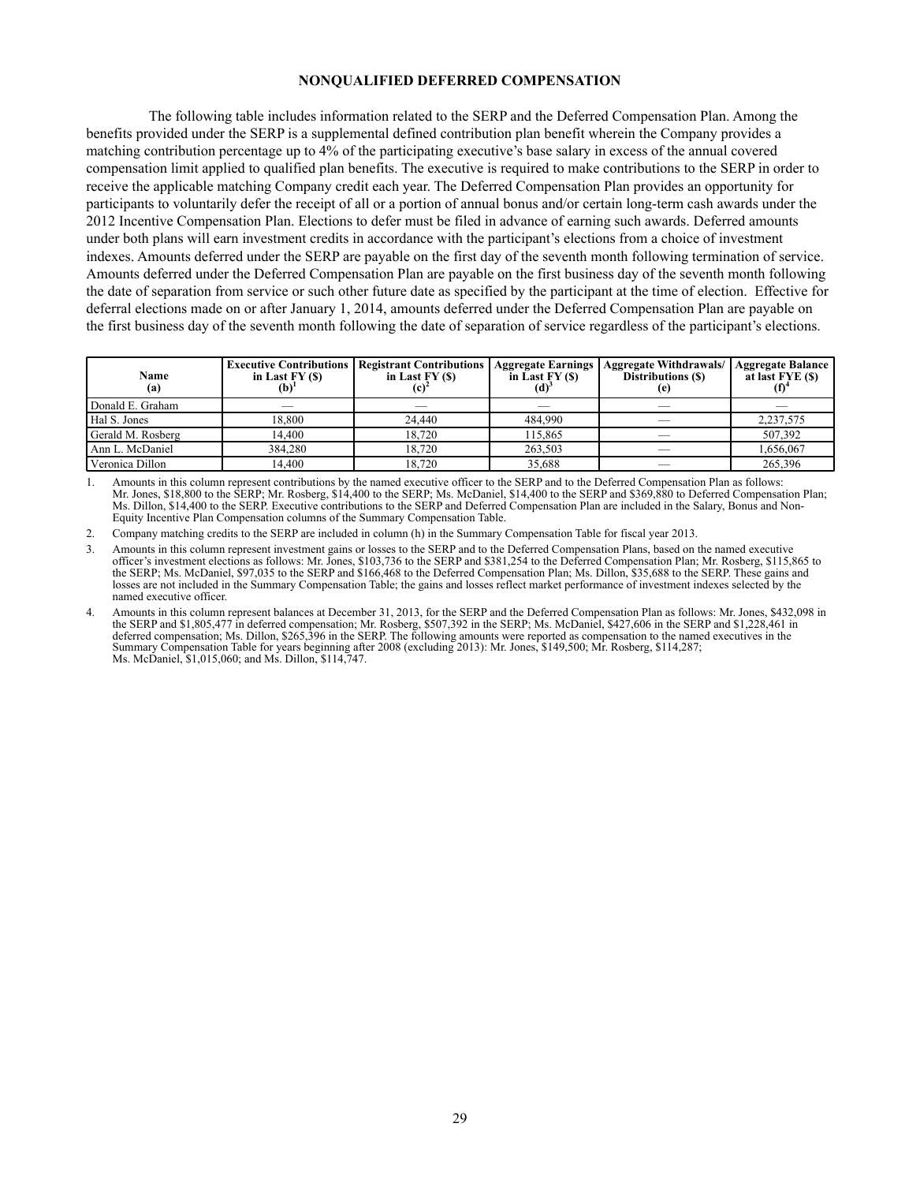## NONQUALIFIED DEFERRED COMPENSATION

The following table includes information related to the SERP and the Deferred Compensation Plan. Among the benefits provided under the SERP is a supplemental defined contribution plan benefit wherein the Company provides a matching contribution percentage up to 4% of the participating executive's base salary in excess of the annual covered compensation limit applied to qualified plan benefits. The executive is required to make contributions to the SERP in order to receive the applicable matching Company credit each year. The Deferred Compensation Plan provides an opportunity for participants to voluntarily defer the receipt of all or a portion of annual bonus and/or certain long-term cash awards under the 2012 Incentive Compensation Plan. Elections to defer must be filed in advance of earning such awards. Deferred amounts under both plans will earn investment credits in accordance with the participant's elections from a choice of investment indexes. Amounts deferred under the SERP are payable on the first day of the seventh month following termination of service. Amounts deferred under the Deferred Compensation Plan are payable on the first business day of the seventh month following the date of separation from service or such other future date as specified by the participant at the time of election. Effective for deferral elections made on or after January 1, 2014, amounts deferred under the Deferred Compensation Plan are payable on the first business day of the seventh month following the date of separation of service regardless of the participant's elections.

| Name (a) | Executive Contributions in Last FY ($) (b)[1] | Registrant Contributions in Last FY ($) (c)[2] | Aggregate Earnings in Last FY ($) (d)[3] | Aggregate Withdrawals/ Distributions ($) (e) | Aggregate Balance at last FYE ($) (f)[4] |
|---|---|---|---|---|---|
| Donald E. Graham | — | — | — | — | — |
| Hal S. Jones | 18,800 | 24,440 | 484,990 | — | 2,237,575 |
| Gerald M. Rosberg | 14,400 | 18,720 | 115,865 | — | 507,392 |
| Ann L. McDaniel | 384,280 | 18,720 | 263,503 | — | 1,656,067 |
| Veronica Dillon | 14,400 | 18,720 | 35,688 | — | 265,396 |

1. Amounts in this column represent contributions by the named executive officer to the SERP and to the Deferred Compensation Plan as follows: Mr. Jones, $18,800 to the SERP; Mr. Rosberg, $14,400 to the SERP; Ms. McDaniel, $14,400 to the SERP and $369,880 to Deferred Compensation Plan; Ms. Dillon, $14,400 to the SERP. Executive contributions to the SERP and Deferred Compensation Plan are included in the Salary, Bonus and Non-Equity Incentive Plan Compensation columns of the Summary Compensation Table.

2. Company matching credits to the SERP are included in column (h) in the Summary Compensation Table for fiscal year 2013.

3. Amounts in this column represent investment gains or losses to the SERP and to the Deferred Compensation Plans, based on the named executive officer's investment elections as follows: Mr. Jones, $103,736 to the SERP and $381,254 to the Deferred Compensation Plan; Mr. Rosberg, $115,865 to the SERP; Ms. McDaniel, $97,035 to the SERP and $166,468 to the Deferred Compensation Plan; Ms. Dillon, $35,688 to the SERP. These gains and losses are not included in the Summary Compensation Table; the gains and losses reflect market performance of investment indexes selected by the named executive officer.

4. Amounts in this column represent balances at December 31, 2013, for the SERP and the Deferred Compensation Plan as follows: Mr. Jones, $432,098 in the SERP and $1,805,477 in deferred compensation; Mr. Rosberg, $507,392 in the SERP; Ms. McDaniel, $427,606 in the SERP and $1,228,461 in deferred compensation; Ms. Dillon, $265,396 in the SERP. The following amounts were reported as compensation to the named executives in the Summary Compensation Table for years beginning after 2008 (excluding 2013): Mr. Jones, $149,500; Mr. Rosberg, $114,287; Ms. McDaniel, $1,015,060; and Ms. Dillon, $114,747.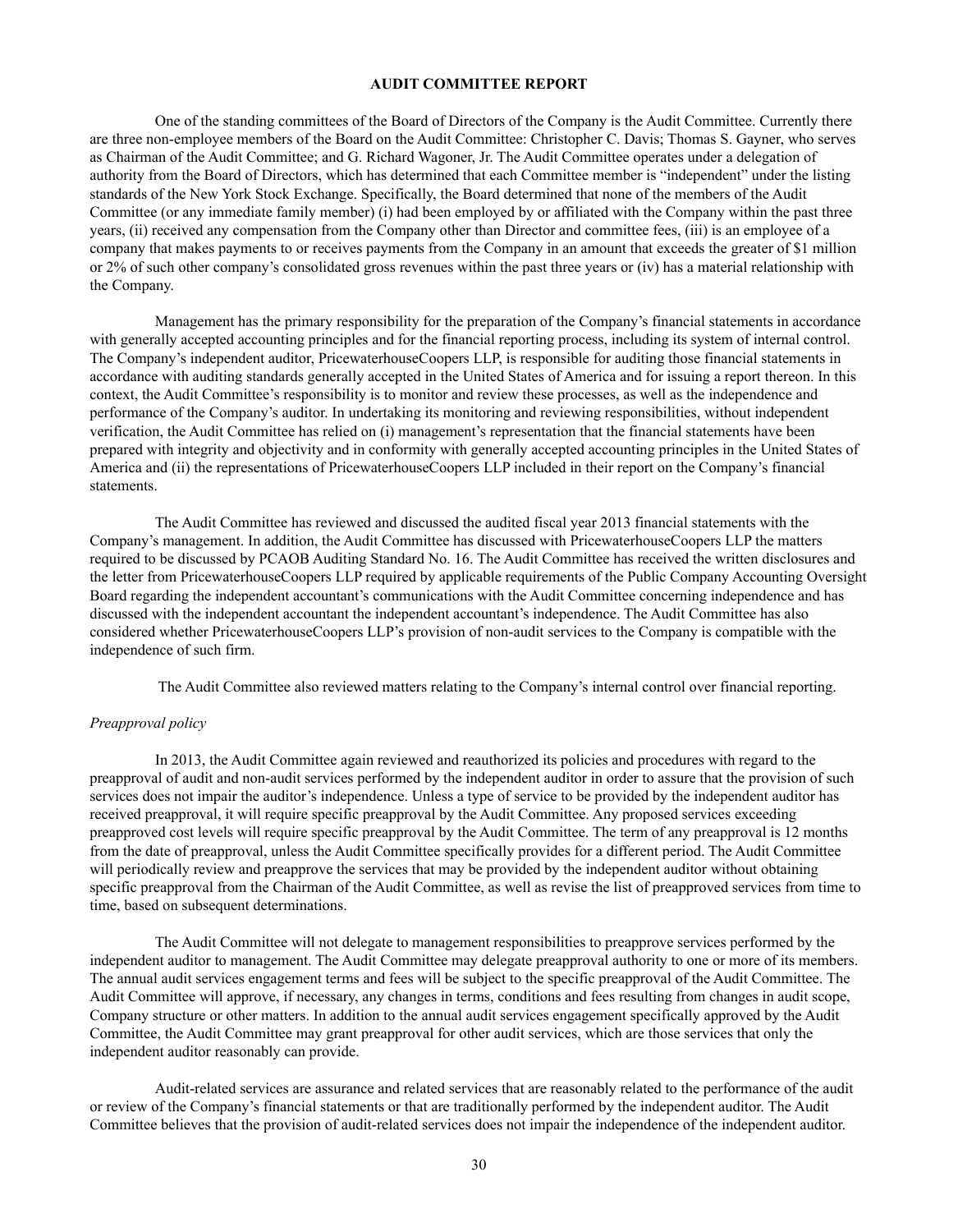## AUDIT COMMITTEE REPORT

One of the standing committees of the Board of Directors of the Company is the Audit Committee. Currently there are three non-employee members of the Board on the Audit Committee: Christopher C. Davis; Thomas S. Gayner, who serves as Chairman of the Audit Committee; and G. Richard Wagoner, Jr. The Audit Committee operates under a delegation of authority from the Board of Directors, which has determined that each Committee member is "independent" under the listing standards of the New York Stock Exchange. Specifically, the Board determined that none of the members of the Audit Committee (or any immediate family member) (i) had been employed by or affiliated with the Company within the past three years, (ii) received any compensation from the Company other than Director and committee fees, (iii) is an employee of a company that makes payments to or receives payments from the Company in an amount that exceeds the greater of $1 million or 2% of such other company's consolidated gross revenues within the past three years or (iv) has a material relationship with the Company.

Management has the primary responsibility for the preparation of the Company's financial statements in accordance with generally accepted accounting principles and for the financial reporting process, including its system of internal control. The Company's independent auditor, PricewaterhouseCoopers LLP, is responsible for auditing those financial statements in accordance with auditing standards generally accepted in the United States of America and for issuing a report thereon. In this context, the Audit Committee's responsibility is to monitor and review these processes, as well as the independence and performance of the Company's auditor. In undertaking its monitoring and reviewing responsibilities, without independent verification, the Audit Committee has relied on (i) management's representation that the financial statements have been prepared with integrity and objectivity and in conformity with generally accepted accounting principles in the United States of America and (ii) the representations of PricewaterhouseCoopers LLP included in their report on the Company's financial statements.

The Audit Committee has reviewed and discussed the audited fiscal year 2013 financial statements with the Company's management. In addition, the Audit Committee has discussed with PricewaterhouseCoopers LLP the matters required to be discussed by PCAOB Auditing Standard No. 16. The Audit Committee has received the written disclosures and the letter from PricewaterhouseCoopers LLP required by applicable requirements of the Public Company Accounting Oversight Board regarding the independent accountant's communications with the Audit Committee concerning independence and has discussed with the independent accountant the independent accountant's independence. The Audit Committee has also considered whether PricewaterhouseCoopers LLP's provision of non-audit services to the Company is compatible with the independence of such firm.

The Audit Committee also reviewed matters relating to the Company's internal control over financial reporting.

*Preapproval policy*

In 2013, the Audit Committee again reviewed and reauthorized its policies and procedures with regard to the preapproval of audit and non-audit services performed by the independent auditor in order to assure that the provision of such services does not impair the auditor's independence. Unless a type of service to be provided by the independent auditor has received preapproval, it will require specific preapproval by the Audit Committee. Any proposed services exceeding preapproved cost levels will require specific preapproval by the Audit Committee. The term of any preapproval is 12 months from the date of preapproval, unless the Audit Committee specifically provides for a different period. The Audit Committee will periodically review and preapprove the services that may be provided by the independent auditor without obtaining specific preapproval from the Chairman of the Audit Committee, as well as revise the list of preapproved services from time to time, based on subsequent determinations.

The Audit Committee will not delegate to management responsibilities to preapprove services performed by the independent auditor to management. The Audit Committee may delegate preapproval authority to one or more of its members. The annual audit services engagement terms and fees will be subject to the specific preapproval of the Audit Committee. The Audit Committee will approve, if necessary, any changes in terms, conditions and fees resulting from changes in audit scope, Company structure or other matters. In addition to the annual audit services engagement specifically approved by the Audit Committee, the Audit Committee may grant preapproval for other audit services, which are those services that only the independent auditor reasonably can provide.

Audit-related services are assurance and related services that are reasonably related to the performance of the audit or review of the Company's financial statements or that are traditionally performed by the independent auditor. The Audit Committee believes that the provision of audit-related services does not impair the independence of the independent auditor.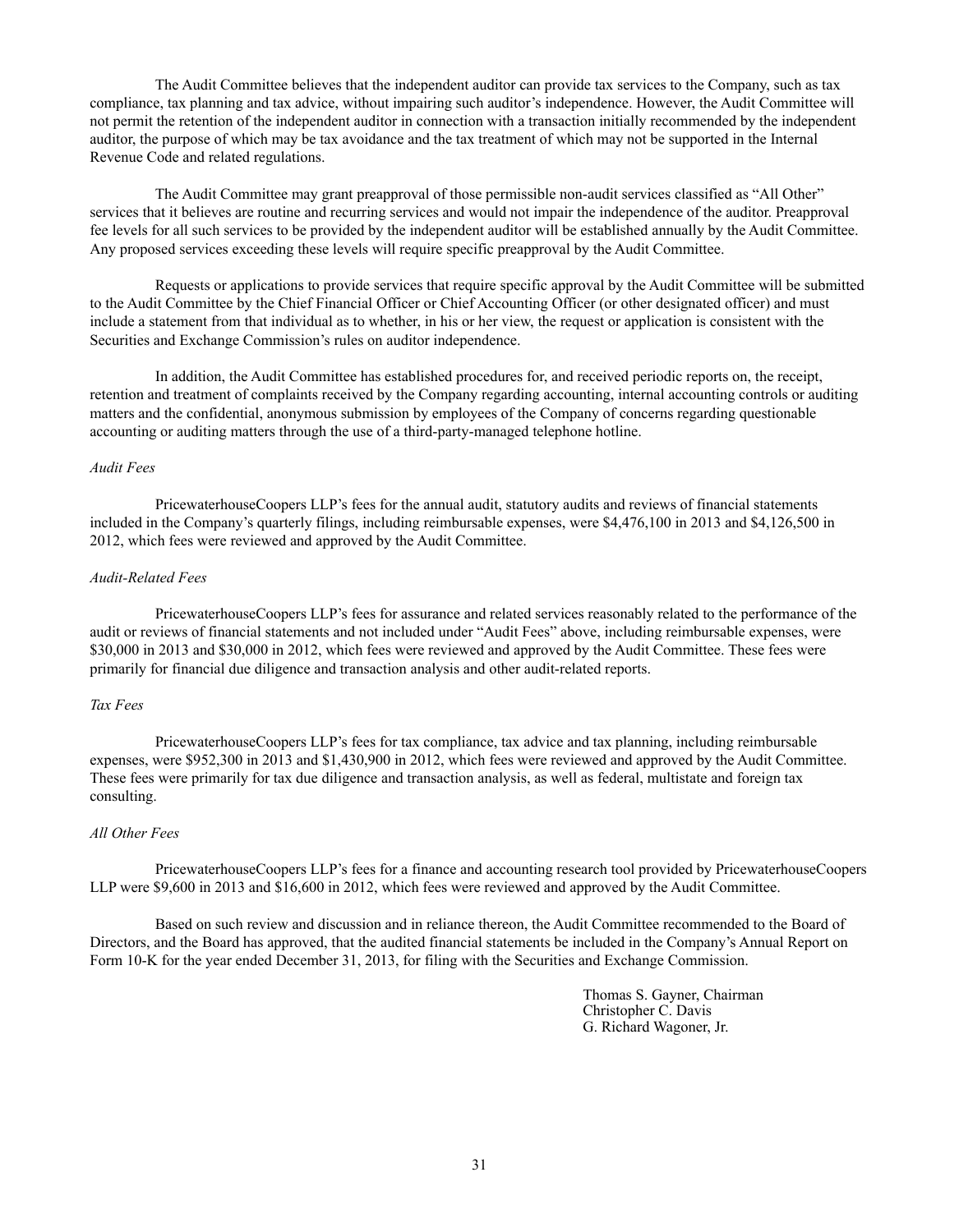The Audit Committee believes that the independent auditor can provide tax services to the Company, such as tax compliance, tax planning and tax advice, without impairing such auditor's independence. However, the Audit Committee will not permit the retention of the independent auditor in connection with a transaction initially recommended by the independent auditor, the purpose of which may be tax avoidance and the tax treatment of which may not be supported in the Internal Revenue Code and related regulations.

The Audit Committee may grant preapproval of those permissible non-audit services classified as "All Other" services that it believes are routine and recurring services and would not impair the independence of the auditor. Preapproval fee levels for all such services to be provided by the independent auditor will be established annually by the Audit Committee. Any proposed services exceeding these levels will require specific preapproval by the Audit Committee.

Requests or applications to provide services that require specific approval by the Audit Committee will be submitted to the Audit Committee by the Chief Financial Officer or Chief Accounting Officer (or other designated officer) and must include a statement from that individual as to whether, in his or her view, the request or application is consistent with the Securities and Exchange Commission's rules on auditor independence.

In addition, the Audit Committee has established procedures for, and received periodic reports on, the receipt, retention and treatment of complaints received by the Company regarding accounting, internal accounting controls or auditing matters and the confidential, anonymous submission by employees of the Company of concerns regarding questionable accounting or auditing matters through the use of a third-party-managed telephone hotline.

*Audit Fees*

PricewaterhouseCoopers LLP's fees for the annual audit, statutory audits and reviews of financial statements included in the Company's quarterly filings, including reimbursable expenses, were $4,476,100 in 2013 and $4,126,500 in 2012, which fees were reviewed and approved by the Audit Committee.

*Audit-Related Fees*

PricewaterhouseCoopers LLP's fees for assurance and related services reasonably related to the performance of the audit or reviews of financial statements and not included under "Audit Fees" above, including reimbursable expenses, were $30,000 in 2013 and $30,000 in 2012, which fees were reviewed and approved by the Audit Committee. These fees were primarily for financial due diligence and transaction analysis and other audit-related reports.

*Tax Fees*

PricewaterhouseCoopers LLP's fees for tax compliance, tax advice and tax planning, including reimbursable expenses, were $952,300 in 2013 and $1,430,900 in 2012, which fees were reviewed and approved by the Audit Committee. These fees were primarily for tax due diligence and transaction analysis, as well as federal, multistate and foreign tax consulting.

*All Other Fees*

PricewaterhouseCoopers LLP's fees for a finance and accounting research tool provided by PricewaterhouseCoopers LLP were $9,600 in 2013 and $16,600 in 2012, which fees were reviewed and approved by the Audit Committee.

Based on such review and discussion and in reliance thereon, the Audit Committee recommended to the Board of Directors, and the Board has approved, that the audited financial statements be included in the Company's Annual Report on Form 10-K for the year ended December 31, 2013, for filing with the Securities and Exchange Commission.

Thomas S. Gayner, Chairman
Christopher C. Davis
G. Richard Wagoner, Jr.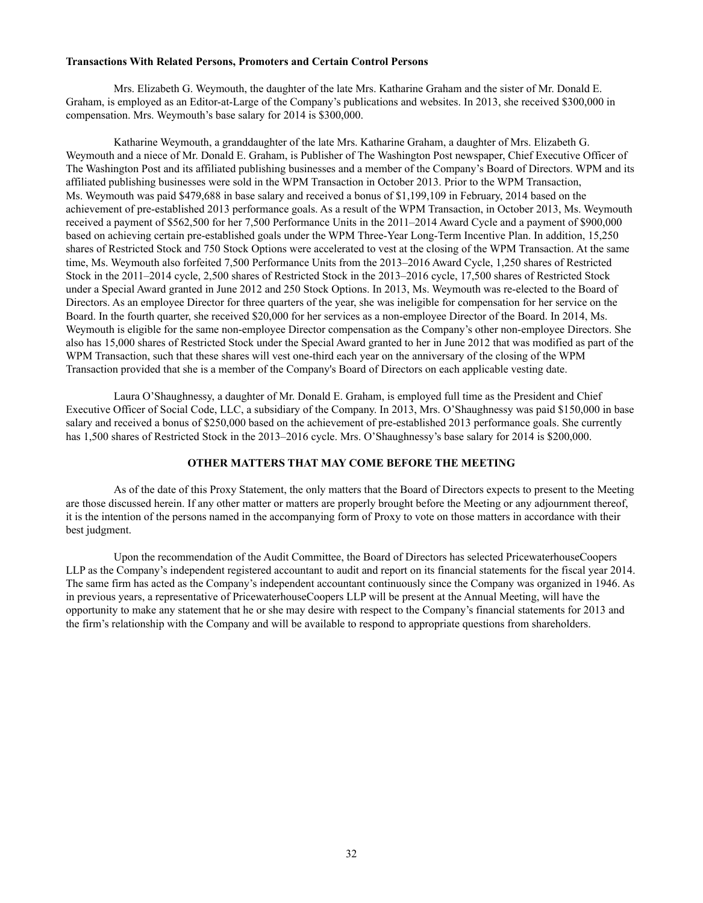**Transactions With Related Persons, Promoters and Certain Control Persons**

Mrs. Elizabeth G. Weymouth, the daughter of the late Mrs. Katharine Graham and the sister of Mr. Donald E. Graham, is employed as an Editor-at-Large of the Company's publications and websites. In 2013, she received $300,000 in compensation. Mrs. Weymouth's base salary for 2014 is $300,000.

Katharine Weymouth, a granddaughter of the late Mrs. Katharine Graham, a daughter of Mrs. Elizabeth G. Weymouth and a niece of Mr. Donald E. Graham, is Publisher of The Washington Post newspaper, Chief Executive Officer of The Washington Post and its affiliated publishing businesses and a member of the Company's Board of Directors. WPM and its affiliated publishing businesses were sold in the WPM Transaction in October 2013. Prior to the WPM Transaction, Ms. Weymouth was paid $479,688 in base salary and received a bonus of $1,199,109 in February, 2014 based on the achievement of pre-established 2013 performance goals. As a result of the WPM Transaction, in October 2013, Ms. Weymouth received a payment of $562,500 for her 7,500 Performance Units in the 2011–2014 Award Cycle and a payment of $900,000 based on achieving certain pre-established goals under the WPM Three-Year Long-Term Incentive Plan. In addition, 15,250 shares of Restricted Stock and 750 Stock Options were accelerated to vest at the closing of the WPM Transaction. At the same time, Ms. Weymouth also forfeited 7,500 Performance Units from the 2013–2016 Award Cycle, 1,250 shares of Restricted Stock in the 2011–2014 cycle, 2,500 shares of Restricted Stock in the 2013–2016 cycle, 17,500 shares of Restricted Stock under a Special Award granted in June 2012 and 250 Stock Options. In 2013, Ms. Weymouth was re-elected to the Board of Directors. As an employee Director for three quarters of the year, she was ineligible for compensation for her service on the Board. In the fourth quarter, she received $20,000 for her services as a non-employee Director of the Board. In 2014, Ms. Weymouth is eligible for the same non-employee Director compensation as the Company's other non-employee Directors. She also has 15,000 shares of Restricted Stock under the Special Award granted to her in June 2012 that was modified as part of the WPM Transaction, such that these shares will vest one-third each year on the anniversary of the closing of the WPM Transaction provided that she is a member of the Company's Board of Directors on each applicable vesting date.

Laura O'Shaughnessy, a daughter of Mr. Donald E. Graham, is employed full time as the President and Chief Executive Officer of Social Code, LLC, a subsidiary of the Company. In 2013, Mrs. O'Shaughnessy was paid $150,000 in base salary and received a bonus of $250,000 based on the achievement of pre-established 2013 performance goals. She currently has 1,500 shares of Restricted Stock in the 2013–2016 cycle. Mrs. O'Shaughnessy's base salary for 2014 is $200,000.

## OTHER MATTERS THAT MAY COME BEFORE THE MEETING

As of the date of this Proxy Statement, the only matters that the Board of Directors expects to present to the Meeting are those discussed herein. If any other matter or matters are properly brought before the Meeting or any adjournment thereof, it is the intention of the persons named in the accompanying form of Proxy to vote on those matters in accordance with their best judgment.

Upon the recommendation of the Audit Committee, the Board of Directors has selected PricewaterhouseCoopers LLP as the Company's independent registered accountant to audit and report on its financial statements for the fiscal year 2014. The same firm has acted as the Company's independent accountant continuously since the Company was organized in 1946. As in previous years, a representative of PricewaterhouseCoopers LLP will be present at the Annual Meeting, will have the opportunity to make any statement that he or she may desire with respect to the Company's financial statements for 2013 and the firm's relationship with the Company and will be available to respond to appropriate questions from shareholders.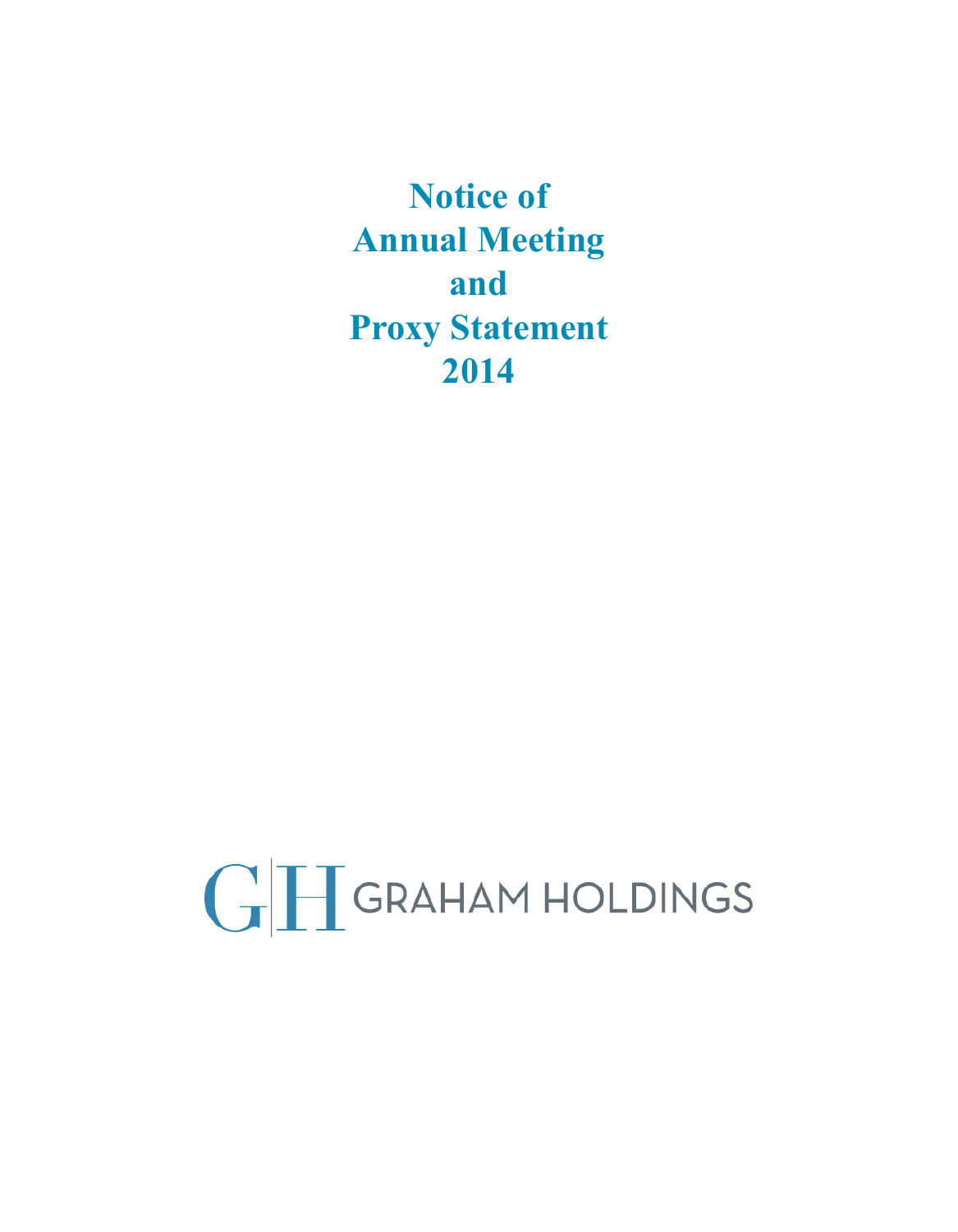# Notice of Annual Meeting and Proxy Statement 2014

GH GRAHAM HOLDINGS